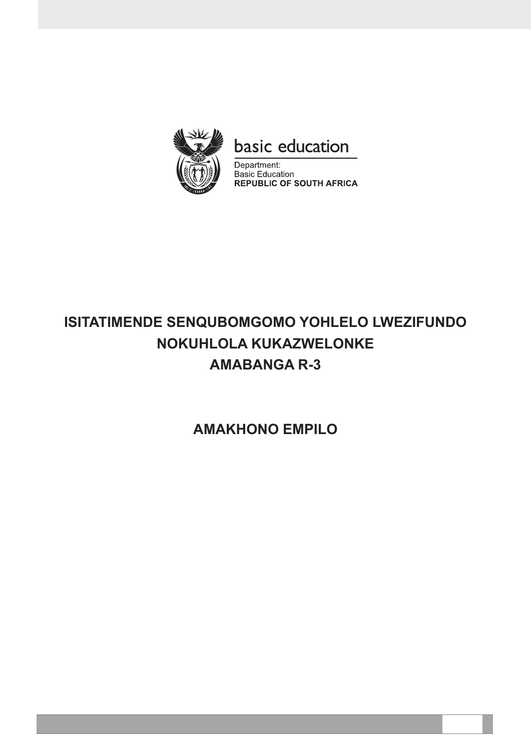basic education

Department:
Basic Education
**REPUBLIC OF SOUTH AFRICA**

# ISITATIMENDE SENQUBOMGOMO YOHLELO LWEZIFUNDO NOKUHLOLA KUKAZWELONKE AMABANGA R-3

# AMAKHONO EMPILO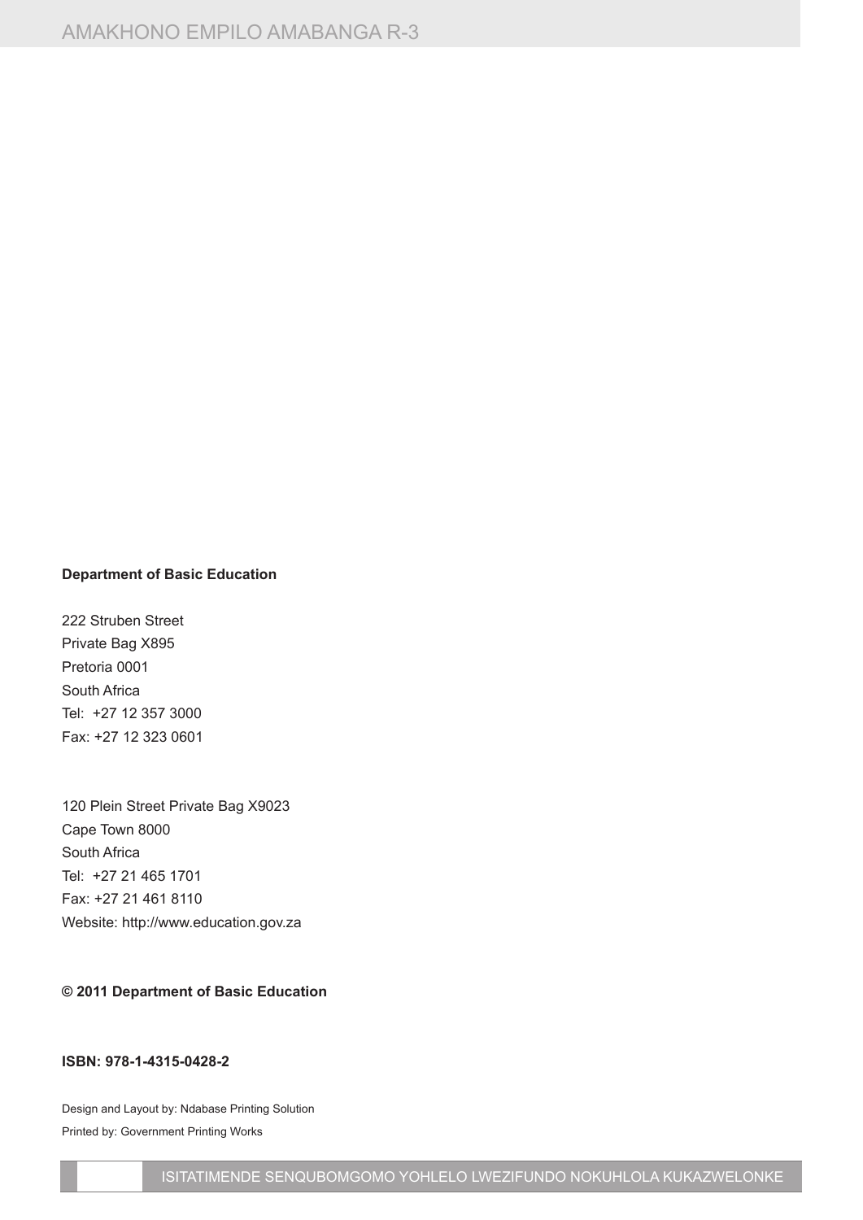**Department of Basic Education**

222 Struben Street
Private Bag X895
Pretoria 0001
South Africa
Tel: +27 12 357 3000
Fax: +27 12 323 0601

120 Plein Street Private Bag X9023
Cape Town 8000
South Africa
Tel: +27 21 465 1701
Fax: +27 21 461 8110
Website: http://www.education.gov.za

**© 2011 Department of Basic Education**

**ISBN: 978-1-4315-0428-2**

Design and Layout by: Ndabase Printing Solution
Printed by: Government Printing Works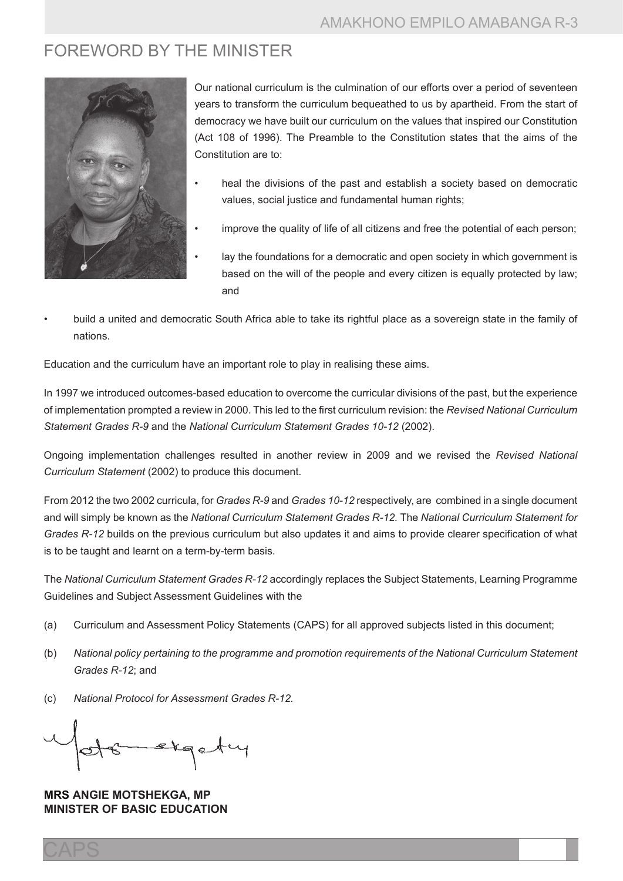# FOREWORD BY THE MINISTER

Our national curriculum is the culmination of our efforts over a period of seventeen years to transform the curriculum bequeathed to us by apartheid. From the start of democracy we have built our curriculum on the values that inspired our Constitution (Act 108 of 1996). The Preamble to the Constitution states that the aims of the Constitution are to:

- heal the divisions of the past and establish a society based on democratic values, social justice and fundamental human rights;
- improve the quality of life of all citizens and free the potential of each person;
- lay the foundations for a democratic and open society in which government is based on the will of the people and every citizen is equally protected by law; and
- build a united and democratic South Africa able to take its rightful place as a sovereign state in the family of nations.

Education and the curriculum have an important role to play in realising these aims.

In 1997 we introduced outcomes-based education to overcome the curricular divisions of the past, but the experience of implementation prompted a review in 2000. This led to the first curriculum revision: the *Revised National Curriculum Statement Grades R-9* and the *National Curriculum Statement Grades 10-12* (2002).

Ongoing implementation challenges resulted in another review in 2009 and we revised the *Revised National Curriculum Statement* (2002) to produce this document.

From 2012 the two 2002 curricula, for *Grades R-9* and *Grades 10-12* respectively, are combined in a single document and will simply be known as the *National Curriculum Statement Grades R-12*. The *National Curriculum Statement for Grades R-12* builds on the previous curriculum but also updates it and aims to provide clearer specification of what is to be taught and learnt on a term-by-term basis.

The *National Curriculum Statement Grades R-12* accordingly replaces the Subject Statements, Learning Programme Guidelines and Subject Assessment Guidelines with the

(a) Curriculum and Assessment Policy Statements (CAPS) for all approved subjects listed in this document;

(b) *National policy pertaining to the programme and promotion requirements of the National Curriculum Statement Grades R-12*; and

(c) *National Protocol for Assessment Grades R-12.*

**MRS ANGIE MOTSHEKGA, MP**
**MINISTER OF BASIC EDUCATION**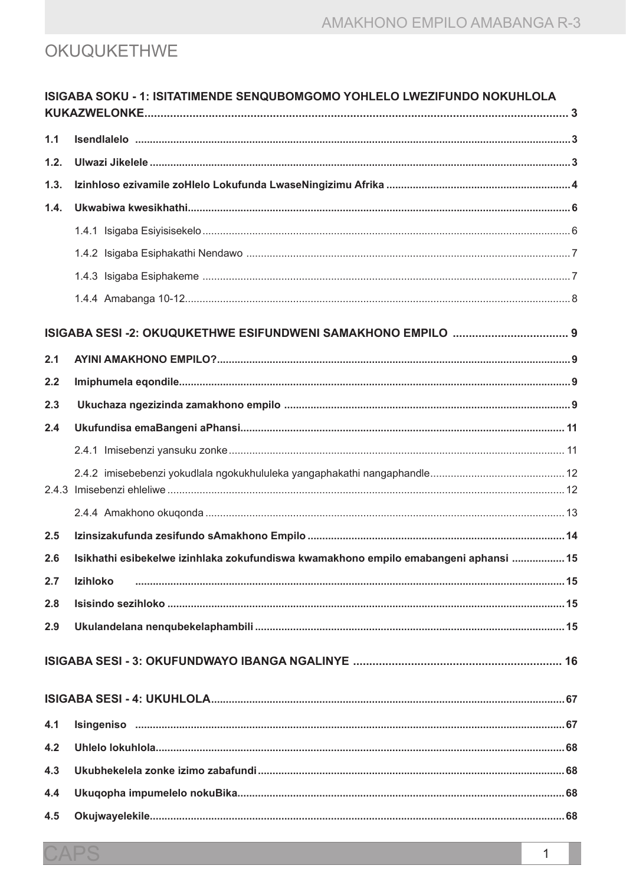# OKUQUKETHWE

**ISIGABA SOKU - 1: ISITATIMENDE SENQUBOMGOMO YOHLELO LWEZIFUNDO NOKUHLOLA KUKAZWELONKE.................................................................................................................. 3**

**1.1 Isendlalelo ........................................................................................................................................ 3**

**1.2. Ulwazi Jikelele .................................................................................................................................... 3**

**1.3. Izinhloso ezivamile zoHlelo Lokufunda LwaseNingizimu Afrika ............................................................ 4**

**1.4. Ukwabiwa kwesikhathi...................................................................................................................... 6**

1.4.1 Isigaba Esiyisisekelo ........................................................................................................................ 6

1.4.2 Isigaba Esiphakathi Nendawo ........................................................................................................... 7

1.4.3 Isigaba Esiphakeme ........................................................................................................................ 7

1.4.4 Amabanga 10-12............................................................................................................................... 8

**ISIGABA SESI -2: OKUQUKETHWE ESIFUNDWENI SAMAKHONO EMPILO .................................... 9**

**2.1 AYINI AMAKHONO EMPILO?.............................................................................................................. 9**

**2.2 Imiphumela eqondile......................................................................................................................... 9**

**2.3 Ukuchaza ngezizinda zamakhono empilo ......................................................................................... 9**

**2.4 Ukufundisa emaBangeni aPhansi.................................................................................................... 11**

2.4.1 Imisebenzi yansuku zonke ............................................................................................................... 11

2.4.2 imisebebenzi yokudlala ngokukhululeka yangaphakathi nangaphandle............................................. 12

2.4.3 Imisebenzi ehleliwe .......................................................................................................................... 12

2.4.4 Amakhono okuqonda ....................................................................................................................... 13

**2.5 Izinsizakufunda zesifundo sAmakhono Empilo ................................................................................ 14**

**2.6 Isikhathi esibekelwe izinhlaka zokufundiswa kwamakhono empilo emabangeni aphansi .................. 15**

**2.7 Izihloko ............................................................................................................................................ 15**

**2.8 Isisindo sezihloko ............................................................................................................................ 15**

**2.9 Ukulandelana nenqubekelaphambili ................................................................................................ 15**

**ISIGABA SESI - 3: OKUFUNDWAYO IBANGA NGALINYE ................................................................ 16**

**ISIGABA SESI - 4: UKUHLOLA........................................................................................................... 67**

**4.1 Isingeniso ........................................................................................................................................ 67**

**4.2 Uhlelo lokuhlola................................................................................................................................ 68**

**4.3 Ukubhekelela zonke izimo zabafundi ............................................................................................... 68**

**4.4 Ukuqopha impumelelo nokuBika....................................................................................................... 68**

**4.5 Okujwayelekile.................................................................................................................................. 68**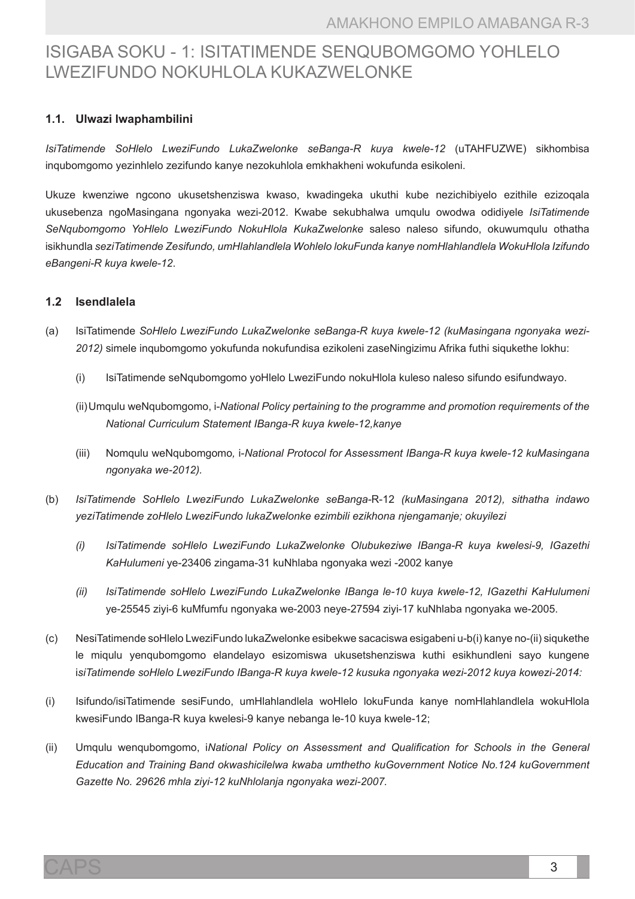# ISIGABA SOKU - 1: ISITATIMENDE SENQUBOMGOMO YOHLELO LWEZIFUNDO NOKUHLOLA KUKAZWELONKE

### 1.1. Ulwazi lwaphambilini

*IsiTatimende SoHlelo LweziFundo LukaZwelonke seBanga-R kuya kwele-12* (uTAHFUZWE) sikhombisa inqubomgomo yezinhlelo zezifundo kanye nezokuhlola emkhakheni wokufunda esikoleni.

Ukuze kwenziwe ngcono ukusetshenziswa kwaso, kwadingeka ukuthi kube nezichibiyelo ezithile ezizoqala ukusebenza ngoMasingana ngonyaka wezi-2012. Kwabe sekubhalwa umqulu owodwa odidiyele *IsiTatimende SeNqubomgomo YoHlelo LweziFundo NokuHlola KukaZwelonke* saleso naleso sifundo, okuwumqulu othatha isikhundla *seziTatimende Zesifundo, umHlahlandlela Wohlelo lokuFunda kanye nomHlahlandlela WokuHlola Izifundo eBangeni-R kuya kwele-12*.

### 1.2 Isendlalela

(a) IsiTatimende *SoHlelo LweziFundo LukaZwelonke seBanga-R kuya kwele-12 (kuMasingana ngonyaka wezi-2012)* simele inqubomgomo yokufunda nokufundisa ezikoleni zaseNingizimu Afrika futhi siqukethe lokhu:

  (i) IsiTatimende seNqubomgomo yoHlelo LweziFundo nokuHlola kuleso naleso sifundo esifundwayo.

  (ii) Umqulu weNqubomgomo, i-*National Policy pertaining to the programme and promotion requirements of the National Curriculum Statement IBanga-R kuya kwele-12,kanye*

  (iii) Nomqulu weNqubomgomo, i-*National Protocol for Assessment IBanga-R kuya kwele-12 kuMasingana ngonyaka we-2012).*

(b) *IsiTatimende SoHlelo LweziFundo LukaZwelonke seBanga*-R-12 *(kuMasingana 2012), sithatha indawo yeziTatimende zoHlelo LweziFundo lukaZwelonke ezimbili ezikhona njengamanje; okuyilezi*

  *(i) IsiTatimende soHlelo LweziFundo LukaZwelonke Olubukeziwe IBanga-R kuya kwelesi-9, IGazethi KaHulumeni* ye-23406 zingama-31 kuNhlaba ngonyaka wezi -2002 kanye

  *(ii) IsiTatimende soHlelo LweziFundo LukaZwelonke IBanga le-10 kuya kwele-12, IGazethi KaHulumeni* ye-25545 ziyi-6 kuMfumfu ngonyaka we-2003 neye-27594 ziyi-17 kuNhlaba ngonyaka we-2005.

(c) NesiTatimende soHlelo LweziFundo lukaZwelonke esibekwe sacaciswa esigabeni u-b(i) kanye no-(ii) siqukethe le miqulu yenqubomgomo elandelayo esizomiswa ukusetshenziswa kuthi esikhundleni sayo kungene i*siTatimende soHlelo LweziFundo IBanga-R kuya kwele-12 kusuka ngonyaka wezi-2012 kuya kowezi-2014:*

(i) Isifundo/isiTatimende sesiFundo, umHlahlandlela woHlelo lokuFunda kanye nomHlahlandlela wokuHlola kwesiFundo IBanga-R kuya kwelesi-9 kanye nebanga le-10 kuya kwele-12;

(ii) Umqulu wenqubomgomo, i*National Policy on Assessment and Qualification for Schools in the General Education and Training Band okwashicilelwa kwaba umthetho kuGovernment Notice No.124 kuGovernment Gazette No. 29626 mhla ziyi-12 kuNhlolanja ngonyaka wezi-2007.*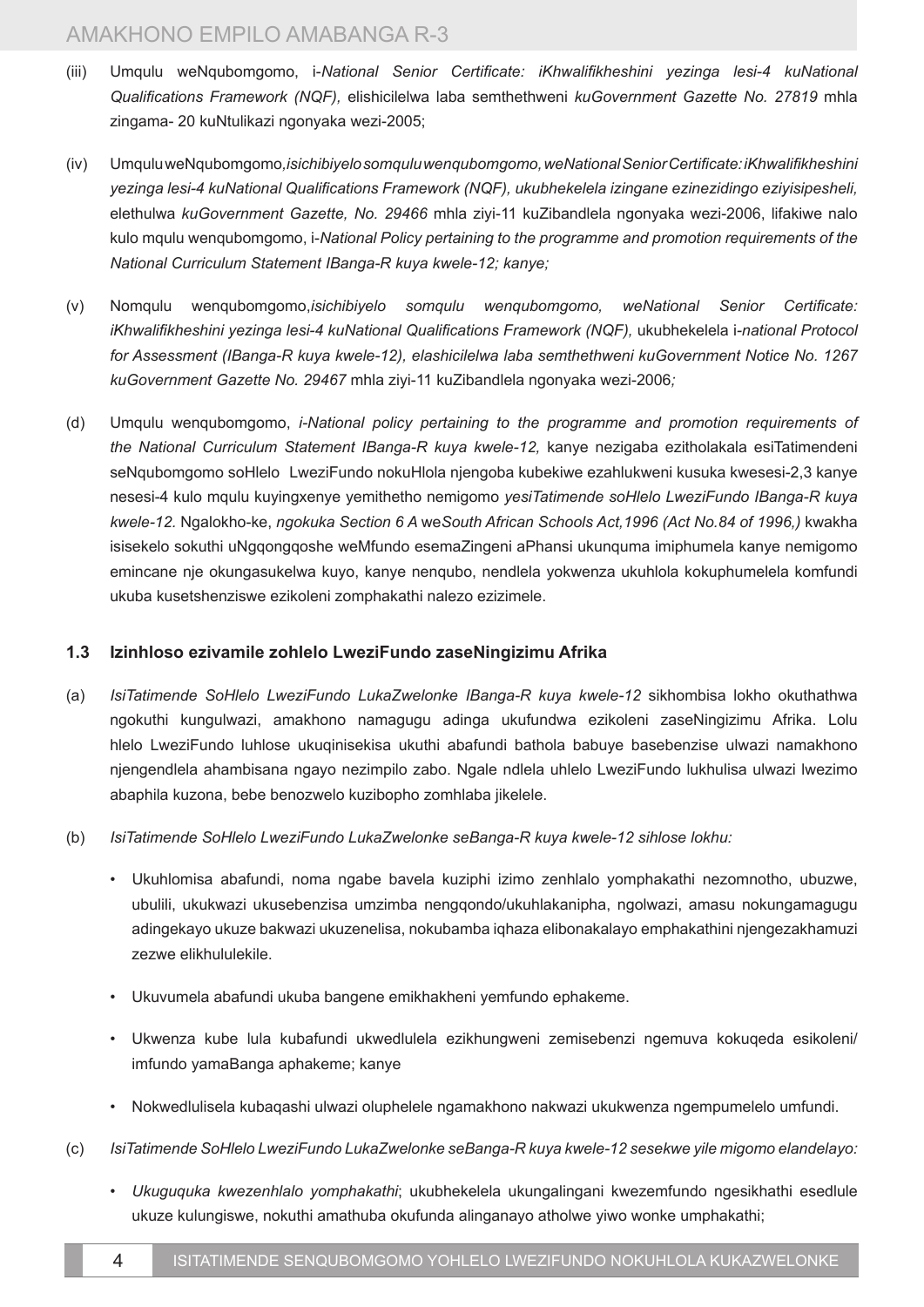(iii) Umqulu weNqubomgomo, i-*National Senior Certificate: iKhwalifikheshini yezinga lesi-4 kuNational Qualifications Framework (NQF),* elishicilelwa laba semthethweni *kuGovernment Gazette No. 27819* mhla zingama- 20 kuNtulikazi ngonyaka wezi-2005;

(iv) Umqulu weNqubomgomo,*isichibiyelo somqulu wenqubomgomo, weNational Senior Certificate: iKhwalifikheshini yezinga lesi-4 kuNational Qualifications Framework (NQF), ukubhekelela izingane ezinezidingo eziyisipesheli,* elethulwa *kuGovernment Gazette, No. 29466* mhla ziyi-11 kuZibandlela ngonyaka wezi-2006, lifakiwe nalo kulo mqulu wenqubomgomo, i-*National Policy pertaining to the programme and promotion requirements of the National Curriculum Statement IBanga-R kuya kwele-12; kanye;*

(v) Nomqulu wenqubomgomo,*isichibiyelo somqulu wenqubomgomo, weNational Senior Certificate: iKhwalifikheshini yezinga lesi-4 kuNational Qualifications Framework (NQF),* ukubhekelela i-*national Protocol for Assessment (IBanga-R kuya kwele-12), elashicilelwa laba semthethweni kuGovernment Notice No. 1267 kuGovernment Gazette No. 29467* mhla ziyi-11 kuZibandlela ngonyaka wezi-2006*;*

(d) Umqulu wenqubomgomo, *i-National policy pertaining to the programme and promotion requirements of the National Curriculum Statement IBanga-R kuya kwele-12,* kanye nezigaba ezitholakala esiTatimendeni seNqubomgomo soHlelo LweziFundo nokuHlola njengoba kubekiwe ezahlukweni kusuka kwesesi-2,3 kanye nesesi-4 kulo mqulu kuyingxenye yemithetho nemigomo *yesiTatimende soHlelo LweziFundo IBanga-R kuya kwele-12.* Ngalokho-ke, *ngokuka Section 6 A* we*South African Schools Act,1996 (Act No.84 of 1996,)* kwakha isisekelo sokuthi uNgqongqoshe weMfundo esemaZingeni aPhansi ukunquma imiphumela kanye nemigomo emincane nje okungasukelwa kuyo, kanye nenqubo, nendlela yokwenza ukuhlola kokuphumelela komfundi ukuba kusetshenziswe ezikoleni zomphakathi nalezo ezizimele.

### 1.3 Izinhloso ezivamile zohlelo LweziFundo zaseNingizimu Afrika

(a) *IsiTatimende SoHlelo LweziFundo LukaZwelonke IBanga-R kuya kwele-12* sikhombisa lokho okuthathwa ngokuthi kungulwazi, amakhono namagugu adinga ukufundwa ezikoleni zaseNingizimu Afrika. Lolu hlelo LweziFundo luhlose ukuqinisekisa ukuthi abafundi bathola babuye basebenzise ulwazi namakhono njengendlela ahambisana ngayo nezimpilo zabo. Ngale ndlela uhlelo LweziFundo lukhulisa ulwazi lwezimo abaphila kuzona, bebe benozwelo kuzibopho zomhlaba jikelele.

(b) *IsiTatimende SoHlelo LweziFundo LukaZwelonke seBanga-R kuya kwele-12 sihlose lokhu:*

- Ukuhlomisa abafundi, noma ngabe bavela kuziphi izimo zenhlalo yomphakathi nezomnotho, ubuzwe, ubulili, ukukwazi ukusebenzisa umzimba nengqondo/ukuhlakanipha, ngolwazi, amasu nokungamagugu adingekayo ukuze bakwazi ukuzenelisa, nokubamba iqhaza elibonakalayo emphakathini njengezakhamuzi zezwe elikhululekile.
- Ukuvumela abafundi ukuba bangene emikhakheni yemfundo ephakeme.
- Ukwenza kube lula kubafundi ukwedlulela ezikhungweni zemisebenzi ngemuva kokuqeda esikoleni/ imfundo yamaBanga aphakeme; kanye
- Nokwedlulisela kubaqashi ulwazi oluphelele ngamakhono nakwazi ukukwenza ngempumelelo umfundi.

(c) *IsiTatimende SoHlelo LweziFundo LukaZwelonke seBanga-R kuya kwele-12 sesekwe yile migomo elandelayo:*

- *Ukuguquka kwezenhlalo yomphakathi*; ukubhekelela ukungalingani kwezemfundo ngesikhathi esedlule ukuze kulungiswe, nokuthi amathuba okufunda alinganayo atholwe yiwo wonke umphakathi;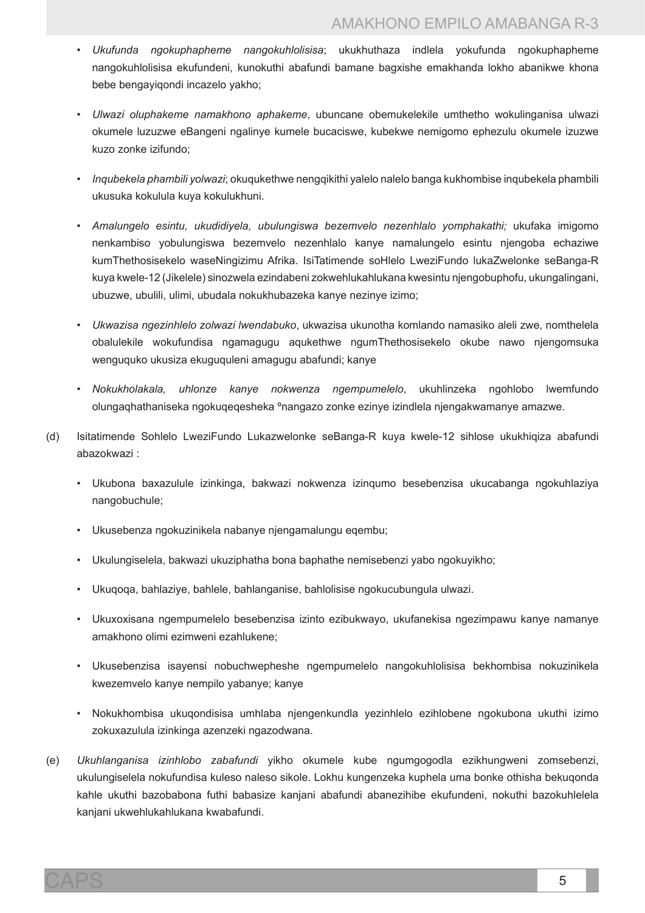- *Ukufunda ngokuphapheme nangokuhlolisisa*; ukukhuthaza indlela yokufunda ngokuphapheme nangokuhlolisisa ekufundeni, kunokuthi abafundi bamane bagxishe emakhanda lokho abanikwe khona bebe bengayiqondi incazelo yakho;

- *Ulwazi oluphakeme namakhono aphakeme*, ubuncane obemukelekile umthetho wokulinganisa ulwazi okumele luzuzwe eBangeni ngalinye kumele bucaciswe, kubekwe nemigomo ephezulu okumele izuzwe kuzo zonke izifundo;

- *Inqubekela phambili yolwazi*; okuqukethwe nengqikithi yalelo nalelo banga kukhombise inqubekela phambili ukusuka kokulula kuya kokulukhuni.

- *Amalungelo esintu, ukudidiyela, ubulungiswa bezemvelo nezenhlalo yomphakathi;* ukufaka imigomo nenkambiso yobulungiswa bezemvelo nezenhlalo kanye namalungelo esintu njengoba echaziwe kumThethosisekelo waseNingizimu Afrika. IsiTatimende soHlelo LweziFundo lukaZwelonke seBanga-R kuya kwele-12 (Jikelele) sinozwela ezindabeni zokwehlukahlukana kwesintu njengobuphofu, ukungalingani, ubuzwe, ubulili, ulimi, ubudala nokukhubazeka kanye nezinye izimo;

- *Ukwazisa ngezinhlelo zolwazi lwendabuko*, ukwazisa ukunotha komlando namasiko aleli zwe, nomthelela obalulekile wokufundisa ngamagugu aqukethwe ngumThethosisekelo okube nawo njengomsuka wenguquko ukusiza ekuguquleni amagugu abafundi; kanye

- *Nokukholakala, uhlonze kanye nokwenza ngempumelelo*, ukuhlinzeka ngohlobo lwemfundo olungaqhathaniseka ngokuqeqesheka ºnangazo zonke ezinye izindlela njengakwamanye amazwe.

(d) Isitatimende Sohlelo LweziFundo Lukazwelonke seBanga-R kuya kwele-12 sihlose ukukhiqiza abafundi abazokwazi :

- Ukubona baxazulule izinkinga, bakwazi nokwenza izinqumo besebenzisa ukucabanga ngokuhlaziya nangobuchule;

- Ukusebenza ngokuzinikela nabanye njengamalungu eqembu;

- Ukulungiselela, bakwazi ukuziphatha bona baphathe nemisebenzi yabo ngokuyikho;

- Ukuqoqa, bahlaziye, bahlele, bahlanganise, bahlolisise ngokucubungula ulwazi.

- Ukuxoxisana ngempumelelo besebenzisa izinto ezibukwayo, ukufanekisa ngezimpawu kanye namanye amakhono olimi ezimweni ezahlukene;

- Ukusebenzisa isayensi nobuchwepheshe ngempumelelo nangokuhlolisisa bekhombisa nokuzinikela kwezemvelo kanye nempilo yabanye; kanye

- Nokukhombisa ukuqondisisa umhlaba njengenkundla yezinhlelo ezihlobene ngokubona ukuthi izimo zokuxazulula izinkinga azenzeki ngazodwana.

(e) *Ukuhlanganisa izinhlobo zabafundi* yikho okumele kube ngumgogodla ezikhungweni zomsebenzi, ukulungiselela nokufundisa kuleso naleso sikole. Lokhu kungenzeka kuphela uma bonke othisha bekuqonda kahle ukuthi bazobabona futhi babasize kanjani abafundi abanezihibe ekufundeni, nokuthi bazokuhlelela kanjani ukwehlukahlukana kwabafundi.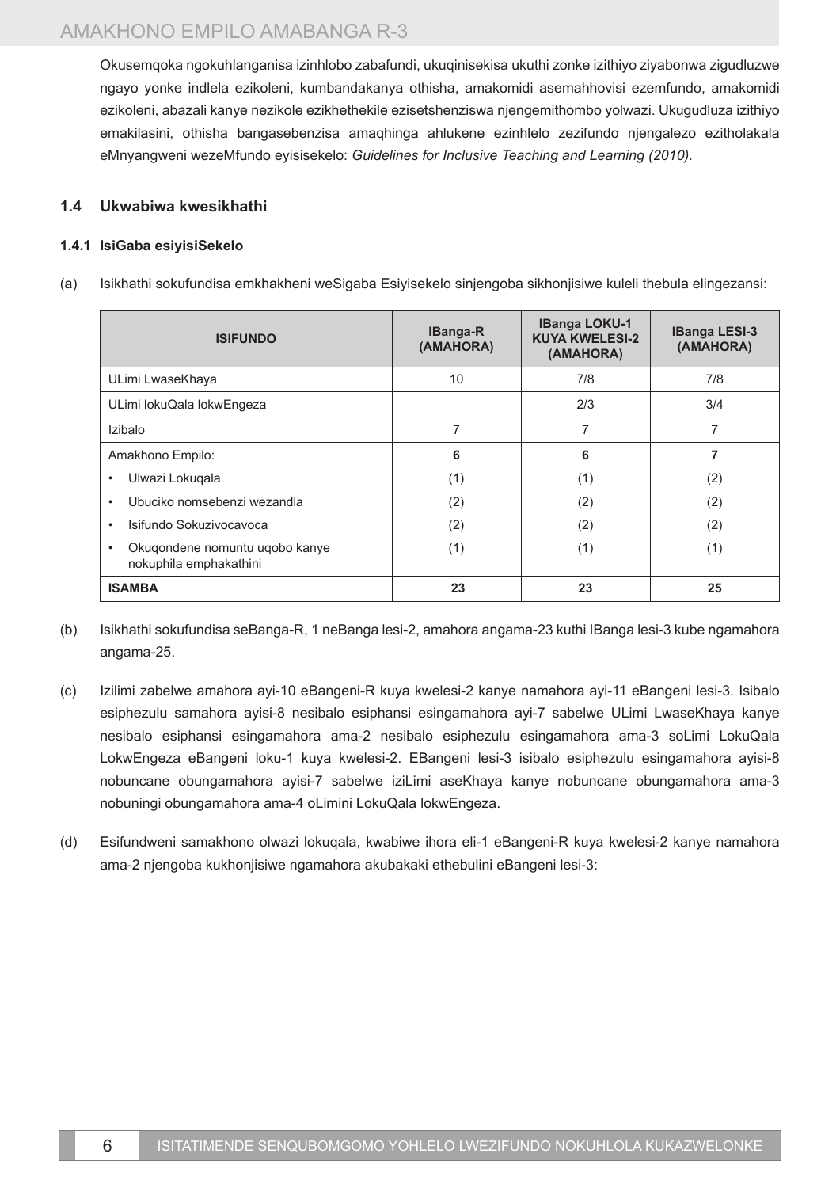Okusemqoka ngokuhlanganisa izinhlobo zabafundi, ukuqinisekisa ukuthi zonke izithiyo ziyabonwa zigudluzwe ngayo yonke indlela ezikoleni, kumbandakanya othisha, amakomidi asemahhovisi ezemfundo, amakomidi ezikoleni, abazali kanye nezikole ezikhethekile ezisetshenziswa njengemithombo yolwazi. Ukugudluza izithiyo emakilasini, othisha bangasebenzisa amaqhinga ahlukene ezinhlelo zezifundo njengalezo ezitholakala eMnyangweni wezeMfundo eyisisekelo: *Guidelines for Inclusive Teaching and Learning (2010).*

### 1.4 Ukwabiwa kwesikhathi

#### 1.4.1 IsiGaba esiyisiSekelo

(a) Isikhathi sokufundisa emkhakheni weSigaba Esiyisekelo sinjengoba sikhonjisiwe kuleli thebula elingezansi:

| ISIFUNDO | IBanga-R (AMAHORA) | IBanga LOKU-1 KUYA KWELESI-2 (AMAHORA) | IBanga LESI-3 (AMAHORA) |
|---|---|---|---|
| ULimi LwaseKhaya | 10 | 7/8 | 7/8 |
| ULimi lokuQala lokwEngeza | | 2/3 | 3/4 |
| Izibalo | 7 | 7 | 7 |
| Amakhono Empilo: | **6** | **6** | **7** |
| • Ulwazi Lokuqala | (1) | (1) | (2) |
| • Ubuciko nomsebenzi wezandla | (2) | (2) | (2) |
| • Isifundo Sokuzivocavoca | (2) | (2) | (2) |
| • Okuqondene nomuntu uqobo kanye nokuphila emphakathini | (1) | (1) | (1) |
| **ISAMBA** | **23** | **23** | **25** |

(b) Isikhathi sokufundisa seBanga-R, 1 neBanga lesi-2, amahora angama-23 kuthi IBanga lesi-3 kube ngamahora angama-25.

(c) Izilimi zabelwe amahora ayi-10 eBangeni-R kuya kwelesi-2 kanye namahora ayi-11 eBangeni lesi-3. Isibalo esiphezulu samahora ayisi-8 nesibalo esiphansi esingamahora ayi-7 sabelwe ULimi LwaseKhaya kanye nesibalo esiphansi esingamahora ama-2 nesibalo esiphezulu esingamahora ama-3 soLimi LokuQala LokwEngeza eBangeni loku-1 kuya kwelesi-2. EBangeni lesi-3 isibalo esiphezulu esingamahora ayisi-8 nobuncane obungamahora ayisi-7 sabelwe iziLimi aseKhaya kanye nobuncane obungamahora ama-3 nobuningi obungamahora ama-4 oLimini LokuQala lokwEngeza.

(d) Esifundweni samakhono olwazi lokuqala, kwabiwe ihora eli-1 eBangeni-R kuya kwelesi-2 kanye namahora ama-2 njengoba kukhonjisiwe ngamahora akubakaki ethebulini eBangeni lesi-3: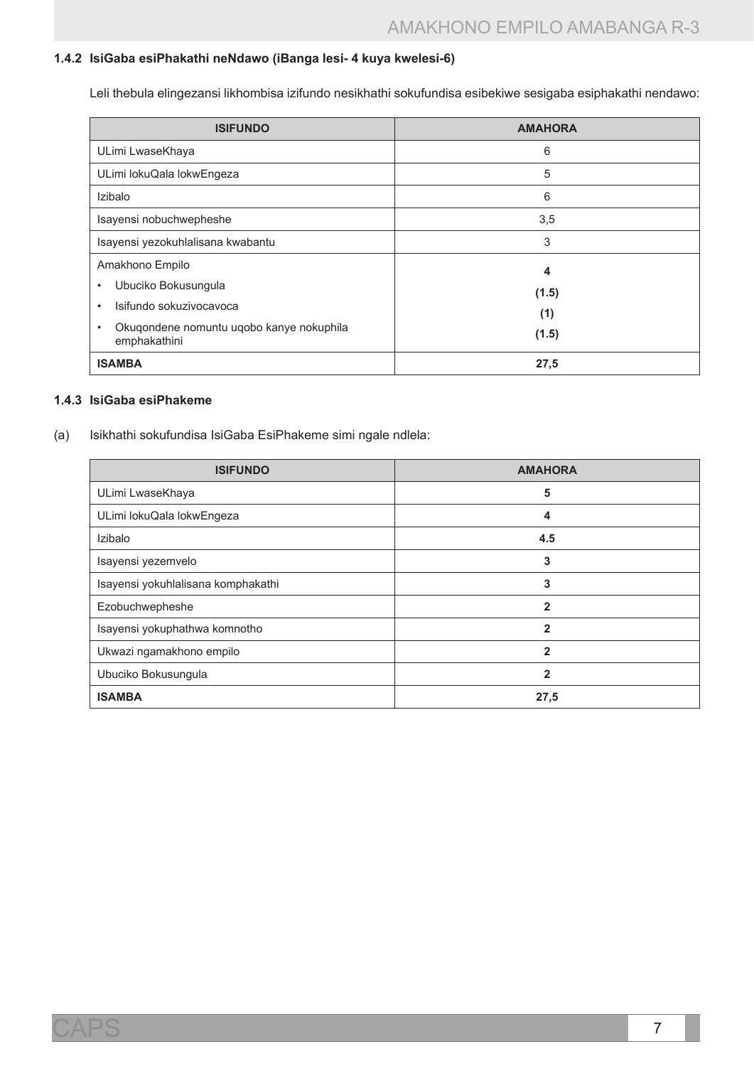### 1.4.2 IsiGaba esiPhakathi neNdawo (iBanga lesi- 4 kuya kwelesi-6)

Leli thebula elingezansi likhombisa izifundo nesikhathi sokufundisa esibekiwe sesigaba esiphakathi nendawo:

| ISIFUNDO | AMAHORA |
|---|---|
| ULimi LwaseKhaya | 6 |
| ULimi lokuQala lokwEngeza | 5 |
| Izibalo | 6 |
| Isayensi nobuchwepheshe | 3,5 |
| Isayensi yezokuhlalisana kwabantu | 3 |
| Amakhono Empilo | **4** |
| • Ubuciko Bokusungula | **(1.5)** |
| • Isifundo sokuzivocavoca | **(1)** |
| • Okuqondene nomuntu uqobo kanye nokuphila emphakathini | **(1.5)** |
| **ISAMBA** | **27,5** |

### 1.4.3 IsiGaba esiPhakeme

(a) Isikhathi sokufundisa IsiGaba EsiPhakeme simi ngale ndlela:

| ISIFUNDO | AMAHORA |
|---|---|
| ULimi LwaseKhaya | **5** |
| ULimi lokuQala lokwEngeza | **4** |
| Izibalo | **4.5** |
| Isayensi yezemvelo | **3** |
| Isayensi yokuhlalisana komphakathi | **3** |
| Ezobuchwepheshe | **2** |
| Isayensi yokuphathwa komnotho | **2** |
| Ukwazi ngamakhono empilo | **2** |
| Ubuciko Bokusungula | **2** |
| **ISAMBA** | **27,5** |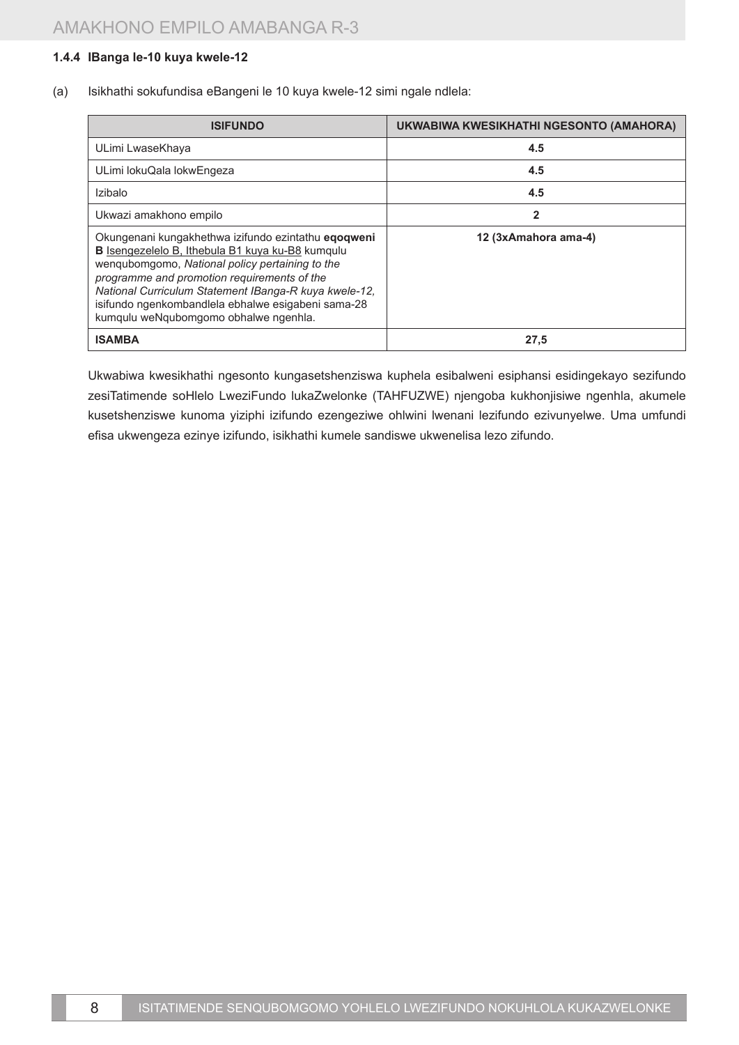#### 1.4.4 IBanga le-10 kuya kwele-12

(a) Isikhathi sokufundisa eBangeni le 10 kuya kwele-12 simi ngale ndlela:

| ISIFUNDO | UKWABIWA KWESIKHATHI NGESONTO (AMAHORA) |
|---|---|
| ULimi LwaseKhaya | **4.5** |
| ULimi lokuQala lokwEngeza | **4.5** |
| Izibalo | **4.5** |
| Ukwazi amakhono empilo | **2** |
| Okungenani kungakhethwa izifundo ezintathu **eqoqweni B** Isengezelelo B, Ithebula B1 kuya ku-B8 kumqulu wenqubomgomo, *National policy pertaining to the programme and promotion requirements of the National Curriculum Statement IBanga-R kuya kwele-12,* isifundo ngenkombandlela ebhalwe esigabeni sama-28 kumqulu weNqubomgomo obhalwe ngenhla. | **12 (3xAmahora ama-4)** |
| **ISAMBA** | **27,5** |

Ukwabiwa kwesikhathi ngesonto kungasetshenziswa kuphela esibalweni esiphansi esidingekayo sezifundo zesiTatimende soHlelo LweziFundo lukaZwelonke (TAHFUZWE) njengoba kukhonjisiwe ngenhla, akumele kusetshenziswe kunoma yiziphi izifundo ezengeziwe ohlwini lwenani lezifundo ezivunyelwe. Uma umfundi efisa ukwengeza ezinye izifundo, isikhathi kumele sandiswe ukwenelisa lezo zifundo.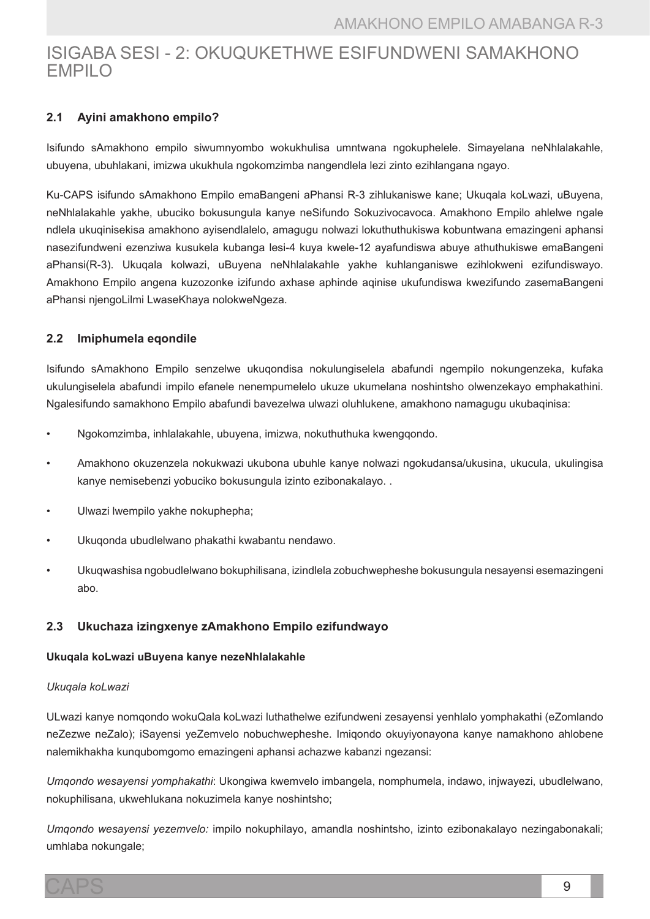# ISIGABA SESI - 2: OKUQUKETHWE ESIFUNDWENI SAMAKHONO EMPILO

## 2.1 Ayini amakhono empilo?

Isifundo sAmakhono empilo siwumnyombo wokukhulisa umntwana ngokuphelele. Simayelana neNhlalakahle, ubuyena, ubuhlakani, imizwa ukukhula ngokomzimba nangendlela lezi zinto ezihlangana ngayo.

Ku-CAPS isifundo sAmakhono Empilo emaBangeni aPhansi R-3 zihlukaniswe kane; Ukuqala koLwazi, uBuyena, neNhlalakahle yakhe, ubuciko bokusungula kanye neSifundo Sokuzivocavoca. Amakhono Empilo ahlelwe ngale ndlela ukuqinisekisa amakhono ayisendlalelo, amagugu nolwazi lokuthuthukiswa kobuntwana emazingeni aphansi nasezifundweni ezenziwa kusukela kubanga lesi-4 kuya kwele-12 ayafundiswa abuye athuthukiswe emaBangeni aPhansi(R-3). Ukuqala kolwazi, uBuyena neNhlalakahle yakhe kuhlanganiswe ezihlokweni ezifundiswayo. Amakhono Empilo angena kuzozonke izifundo axhase aphinde aqinise ukufundiswa kwezifundo zasemaBangeni aPhansi njengoLilmi LwaseKhaya nolokweNgeza.

## 2.2 Imiphumela eqondile

Isifundo sAmakhono Empilo senzelwe ukuqondisa nokulungiselela abafundi ngempilo nokungenzeka, kufaka ukulungiselela abafundi impilo efanele nenempumelelo ukuze ukumelana noshintsho olwenzekayo emphakathini. Ngalesifundo samakhono Empilo abafundi bavezelwa ulwazi oluhlukene, amakhono namagugu ukubaqinisa:

- Ngokomzimba, inhlalakahle, ubuyena, imizwa, nokuthuthuka kwengqondo.
- Amakhono okuzenzela nokukwazi ukubona ubuhle kanye nolwazi ngokudansa/ukusina, ukucula, ukulingisa kanye nemisebenzi yobuciko bokusungula izinto ezibonakalayo. .
- Ulwazi lwempilo yakhe nokuphepha;
- Ukuqonda ubudlelwano phakathi kwabantu nendawo.
- Ukuqwashisa ngobudlelwano bokuphilisana, izindlela zobuchwepheshe bokusungula nesayensi esemazingeni abo.

## 2.3 Ukuchaza izingxenye zAmakhono Empilo ezifundwayo

#### Ukuqala koLwazi uBuyena kanye nezeNhlalakahle

*Ukuqala koLwazi*

ULwazi kanye nomqondo wokuQala koLwazi luthathelwe ezifundweni zesayensi yenhlalo yomphakathi (eZomlando neZezwe neZalo); iSayensi yeZemvelo nobuchwepheshe. Imiqondo okuyiyonayona kanye namakhono ahlobene nalemikhakha kunqubomgomo emazingeni aphansi achazwe kabanzi ngezansi:

*Umqondo wesayensi yomphakathi*: Ukongiwa kwemvelo imbangela, nomphumela, indawo, injwayezi, ubudlelwano, nokuphilisana, ukwehlukana nokuzimela kanye noshintsho;

*Umqondo wesayensi yezemvelo:* impilo nokuphilayo, amandla noshintsho, izinto ezibonakalayo nezingabonakali; umhlaba nokungale;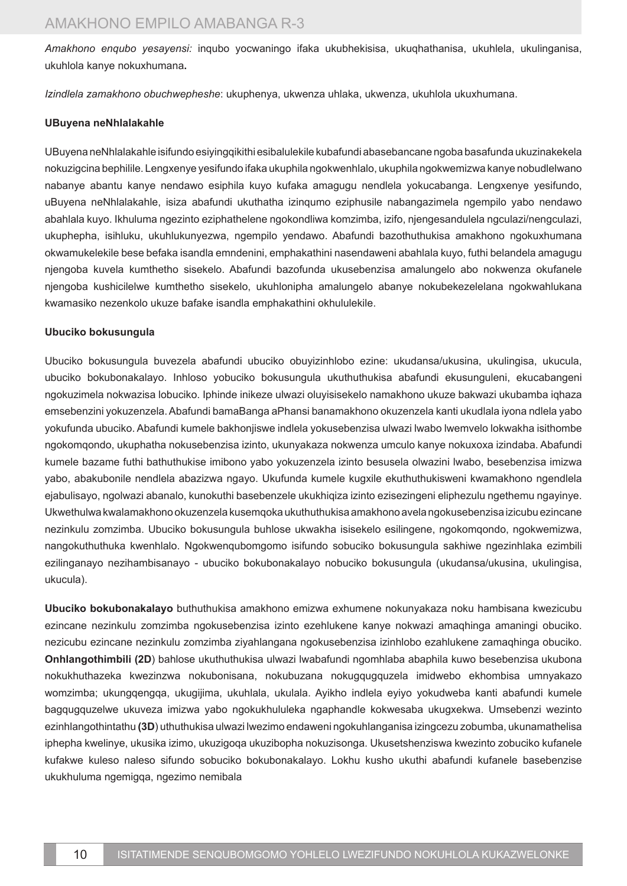*Amakhono enqubo yesayensi:* inqubo yocwaningo ifaka ukubhekisisa, ukuqhathanisa, ukuhlela, ukulinganisa, ukuhlola kanye nokuxhumana**.**

*Izindlela zamakhono obuchwepheshe*: ukuphenya, ukwenza uhlaka, ukwenza, ukuhlola ukuxhumana.

**UBuyena neNhlalakahle**

UBuyena neNhlalakahle isifundo esiyingqikithi esibalulekile kubafundi abasebancane ngoba basafunda ukuzinakekela nokuzigcina bephilile. Lengxenye yesifundo ifaka ukuphila ngokwenhlalo, ukuphila ngokwemizwa kanye nobudlelwano nabanye abantu kanye nendawo esiphila kuyo kufaka amagugu nendlela yokucabanga. Lengxenye yesifundo, uBuyena neNhlalakahle, isiza abafundi ukuthatha izinqumo eziphusile nabangazimela ngempilo yabo nendawo abahlala kuyo. Ikhuluma ngezinto eziphathelene ngokondliwa komzimba, izifo, njengesandulela ngculazi/nengculazi, ukuphepha, isihluku, ukuhlukunyezwa, ngempilo yendawo. Abafundi bazothuthukisa amakhono ngokuxhumana okwamukelekile bese befaka isandla emndenini, emphakathini nasendaweni abahlala kuyo, futhi belandela amagugu njengoba kuvela kumthetho sisekelo. Abafundi bazofunda ukusebenzisa amalungelo abo nokwenza okufanele njengoba kushicilelwe kumthetho sisekelo, ukuhlonipha amalungelo abanye nokubekezelelana ngokwahlukana kwamasiko nezenkolo ukuze bafake isandla emphakathini okhululekile.

**Ubuciko bokusungula**

Ubuciko bokusungula buvezela abafundi ubuciko obuyizinhlobo ezine: ukudansa/ukusina, ukulingisa, ukucula, ubuciko bokubonakalayo. Inhloso yobuciko bokusungula ukuthuthukisa abafundi ekusunguleni, ekucabangeni ngokuzimela nokwazisa lobuciko. Iphinde inikeze ulwazi oluyisisekelo namakhono ukuze bakwazi ukubamba iqhaza emsebenzini yokuzenzela. Abafundi bamaBanga aPhansi banamakhono okuzenzela kanti ukudlala iyona ndlela yabo yokufunda ubuciko. Abafundi kumele bakhonjiswe indlela yokusebenzisa ulwazi lwabo lwemvelo lokwakha isithombe ngokomqondo, ukuphatha nokusebenzisa izinto, ukunyakaza nokwenza umculo kanye nokuxoxa izindaba. Abafundi kumele bazame futhi bathuthukise imibono yabo yokuzenzela izinto besusela olwazini lwabo, besebenzisa imizwa yabo, abakubonile nendlela abazizwa ngayo. Ukufunda kumele kugxile ekuthuthukisweni kwamakhono ngendlela ejabulisayo, ngolwazi abanalo, kunokuthi basebenzele ukukhiqiza izinto ezisezingeni eliphezulu ngethemu ngayinye. Ukwethulwa kwalamakhono okuzenzela kusemqoka ukuthuthukisa amakhono avela ngokusebenzisa izicubu ezincane nezinkulu zomzimba. Ubuciko bokusungula buhlose ukwakha isisekelo esilingene, ngokomqondo, ngokwemizwa, nangokuthuthuka kwenhlalo. Ngokwenqubomgomo isifundo sobuciko bokusungula sakhiwe ngezinhlaka ezimbili ezilinganayo nezihambisanayo - ubuciko bokubonakalayo nobuciko bokusungula (ukudansa/ukusina, ukulingisa, ukucula).

**Ubuciko bokubonakalayo** buthuthukisa amakhono emizwa exhumene nokunyakaza noku hambisana kwezicubu ezincane nezinkulu zomzimba ngokusebenzisa izinto ezehlukene kanye nokwazi amaqhinga amaningi obuciko. nezicubu ezincane nezinkulu zomzimba ziyahlangana ngokusebenzisa izinhlobo ezahlukene zamaqhinga obuciko. **Onhlangothimbili (2D**) bahlose ukuthuthukisa ulwazi lwabafundi ngomhlaba abaphila kuwo besebenzisa ukubona nokukhuthazeka kwezinzwa nokubonisana, nokubuzana nokugqugquzela imidwebo ekhombisa umnyakazo womzimba; ukungqengqa, ukugijima, ukuhlala, ukulala. Ayikho indlela eyiyo yokudweba kanti abafundi kumele bagqugquzelwe ukuveza imizwa yabo ngokukhululeka ngaphandle kokwesaba ukugxekwa. Umsebenzi wezinto ezinhlangothintathu **(3D**) uthuthukisa ulwazi lwezimo endaweni ngokuhlanganisa izingcezu zobumba, ukunamathelisa iphepha kwelinye, ukusika izimo, ukuzigoqa ukuzibopha nokuzisonga. Ukusetshenziswa kwezinto zobuciko kufanele kufakwe kuleso naleso sifundo sobuciko bokubonakalayo. Lokhu kusho ukuthi abafundi kufanele basebenzise ukukhuluma ngemigqa, ngezimo nemibala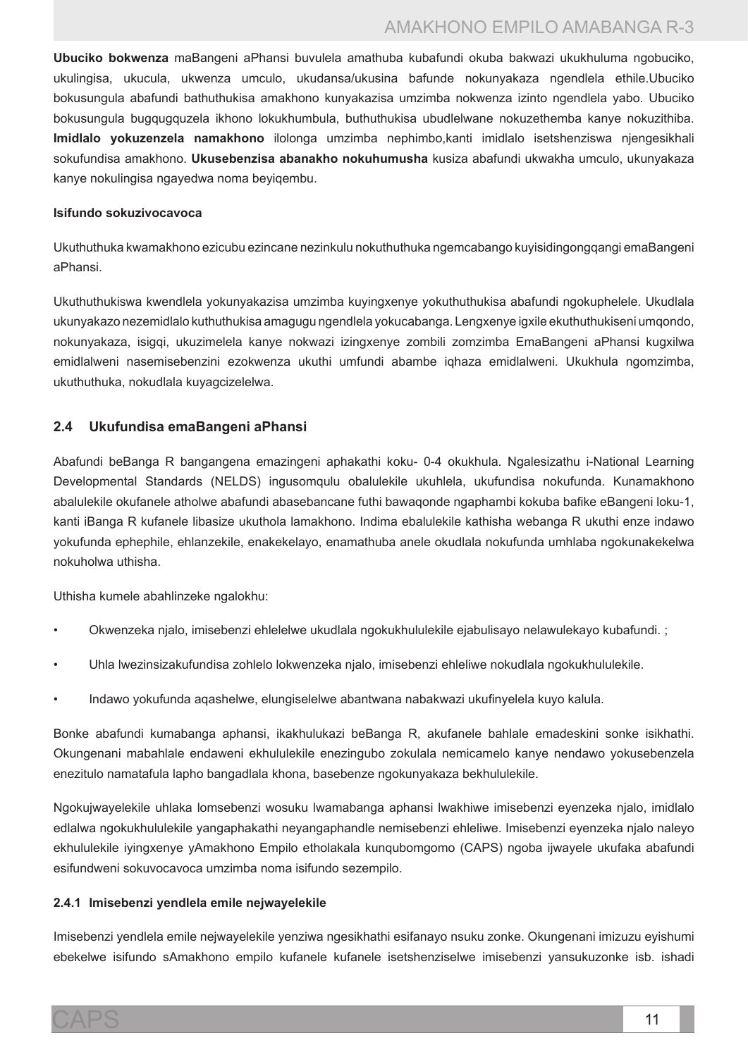**Ubuciko bokwenza** maBangeni aPhansi buvulela amathuba kubafundi okuba bakwazi ukukhuluma ngobuciko, ukulingisa, ukucula, ukwenza umculo, ukudansa/ukusina bafunde nokunyakaza ngendlela ethile.Ubuciko bokusungula abafundi bathuthukisa amakhono kunyakazisa umzimba nokwenza izinto ngendlela yabo. Ubuciko bokusungula bugqugquzela ikhono lokukhumbula, buthuthukisa ubudlelwane nokuzethemba kanye nokuzithiba. **Imidlalo yokuzenzela namakhono** ilolonga umzimba nephimbo,kanti imidlalo isetshenziswa njengesikhali sokufundisa amakhono. **Ukusebenzisa abanakho nokuhumusha** kusiza abafundi ukwakha umculo, ukunyakaza kanye nokulingisa ngayedwa noma beyiqembu.

#### Isifundo sokuzivocavoca

Ukuthuthuka kwamakhono ezicubu ezincane nezinkulu nokuthuthuka ngemcabango kuyisidingongqangi emaBangeni aPhansi.

Ukuthuthukiswa kwendlela yokunyakazisa umzimba kuyingxenye yokuthuthukisa abafundi ngokuphelele. Ukudlala ukunyakazo nezemidlalo kuthuthukisa amagugu ngendlela yokucabanga. Lengxenye igxile ekuthuthukiseni umqondo, nokunyakaza, isigqi, ukuzimelela kanye nokwazi izingxenye zombili zomzimba EmaBangeni aPhansi kugxilwa emidlalweni nasemisebenzini ezokwenza ukuthi umfundi abambe iqhaza emidlalweni. Ukukhula ngomzimba, ukuthuthuka, nokudlala kuyagcizelelwa.

### 2.4 Ukufundisa emaBangeni aPhansi

Abafundi beBanga R bangangena emazingeni aphakathi koku- 0-4 okukhula. Ngalesizathu i-National Learning Developmental Standards (NELDS) ingusomqulu obalulekile ukuhlela, ukufundisa nokufunda. Kunamakhono abalulekile okufanele atholwe abafundi abasebancane futhi bawaqonde ngaphambi kokuba bafike eBangeni loku-1, kanti iBanga R kufanele libasize ukuthola lamakhono. Indima ebalulekile kathisha webanga R ukuthi enze indawo yokufunda ephephile, ehlanzekile, enakekelayo, enamathuba anele okudlala nokufunda umhlaba ngokunakekelwa nokuholwa uthisha.

Uthisha kumele abahlinzeke ngalokhu:

- Okwenzeka njalo, imisebenzi ehlelelwe ukudlala ngokukhululekile ejabulisayo nelawulekayo kubafundi. ;
- Uhla lwezinsizakufundisa zohlelo lokwenzeka njalo, imisebenzi ehleliwe nokudlala ngokukhululekile.
- Indawo yokufunda aqashelwe, elungiselelwe abantwana nabakwazi ukufinyelela kuyo kalula.

Bonke abafundi kumabanga aphansi, ikakhulukazi beBanga R, akufanele bahlale emadeskini sonke isikhathi. Okungenani mabahlale endaweni ekhululekile enezingubo zokulala nemicamelo kanye nendawo yokusebenzela enezitulo namatafula lapho bangadlala khona, basebenze ngokunyakaza bekhululekile.

Ngokujwayelekile uhlaka lomsebenzi wosuku lwamabanga aphansi lwakhiwe imisebenzi eyenzeka njalo, imidlalo edlalwa ngokukhululekile yangaphakathi neyangaphandle nemisebenzi ehleliwe. Imisebenzi eyenzeka njalo naleyo ekhululekile iyingxenye yAmakhono Empilo etholakala kunqubomgomo (CAPS) ngoba ijwayele ukufaka abafundi esifundweni sokuvocavoca umzimba noma isifundo sezempilo.

#### 2.4.1 Imisebenzi yendlela emile nejwayelekile

Imisebenzi yendlela emile nejwayelekile yenziwa ngesikhathi esifanayo nsuku zonke. Okungenani imizuzu eyishumi ebekelwe isifundo sAmakhono empilo kufanele kufanele isetshenziselwe imisebenzi yansukuzonke isb. ishadi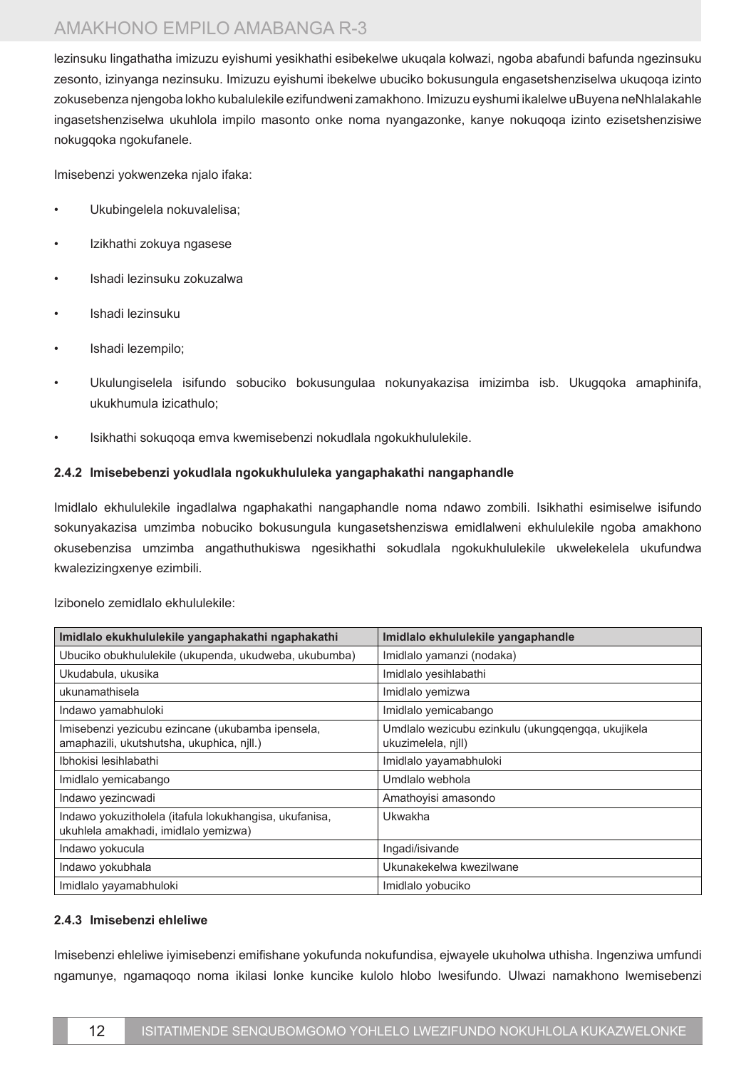lezinsuku lingathatha imizuzu eyishumi yesikhathi esibekelwe ukuqala kolwazi, ngoba abafundi bafunda ngezinsuku zesonto, izinyanga nezinsuku. Imizuzu eyishumi ibekelwe ubuciko bokusungula engasetshenziselwa ukuqoqa izinto zokusebenza njengoba lokho kubalulekile ezifundweni zamakhono. Imizuzu eyshumi ikalelwe uBuyena neNhlalakahle ingasetshenziselwa ukuhlola impilo masonto onke noma nyangazonke, kanye nokuqoqa izinto ezisetshenzisiwe nokugqoka ngokufanele.

Imisebenzi yokwenzeka njalo ifaka:

- Ukubingelela nokuvalelisa;
- Izikhathi zokuya ngasese
- Ishadi lezinsuku zokuzalwa
- Ishadi lezinsuku
- Ishadi lezempilo;
- Ukulungiselela isifundo sobuciko bokusungulaa nokunyakazisa imizimba isb. Ukugqoka amaphinifa, ukukhumula izicathulo;
- Isikhathi sokuqoqa emva kwemisebenzi nokudlala ngokukhululekile.

#### 2.4.2 Imisebebenzi yokudlala ngokukhululeka yangaphakathi nangaphandle

Imidlalo ekhululekile ingadlalwa ngaphakathi nangaphandle noma ndawo zombili. Isikhathi esimiselwe isifundo sokunyakazisa umzimba nobuciko bokusungula kungasetshenziswa emidlalweni ekhululekile ngoba amakhono okusebenzisa umzimba angathuthukiswa ngesikhathi sokudlala ngokukhululekile ukwelekelela ukufundwa kwalezizingxenye ezimbili.

Izibonelo zemidlalo ekhululekile:

| Imidlalo ekukhululekile yangaphakathi ngaphakathi | Imidlalo ekhululekile yangaphandle |
|---|---|
| Ubuciko obukhululekile (ukupenda, ukudweba, ukubumba) | Imidlalo yamanzi (nodaka) |
| Ukudabula, ukusika | Imidlalo yesihlabathi |
| ukunamathisela | Imidlalo yemizwa |
| Indawo yamabhuloki | Imidlalo yemicabango |
| Imisebenzi yezicubu ezincane (ukubamba ipensela, amaphazili, ukutshutsha, ukuphica, njll.) | Umdlalo wezicubu ezinkulu (ukungqengqa, ukujikela ukuzimelela, njll) |
| Ibhokisi lesihlabathi | Imidlalo yayamabhuloki |
| Imidlalo yemicabango | Umdlalo webhola |
| Indawo yezincwadi | Amathoyisi amasondo |
| Indawo yokuzitholela (itafula lokukhangisa, ukufanisa, ukuhlela amakhadi, imidlalo yemizwa) | Ukwakha |
| Indawo yokucula | Ingadi/isivande |
| Indawo yokubhala | Ukunakekelwa kwezilwane |
| Imidlalo yayamabhuloki | Imidlalo yobuciko |

#### 2.4.3 Imisebenzi ehleliwe

Imisebenzi ehleliwe iyimisebenzi emifishane yokufunda nokufundisa, ejwayele ukuholwa uthisha. Ingenziwa umfundi ngamunye, ngamaqoqo noma ikilasi lonke kuncike kulolo hlobo lwesifundo. Ulwazi namakhono lwemisebenzi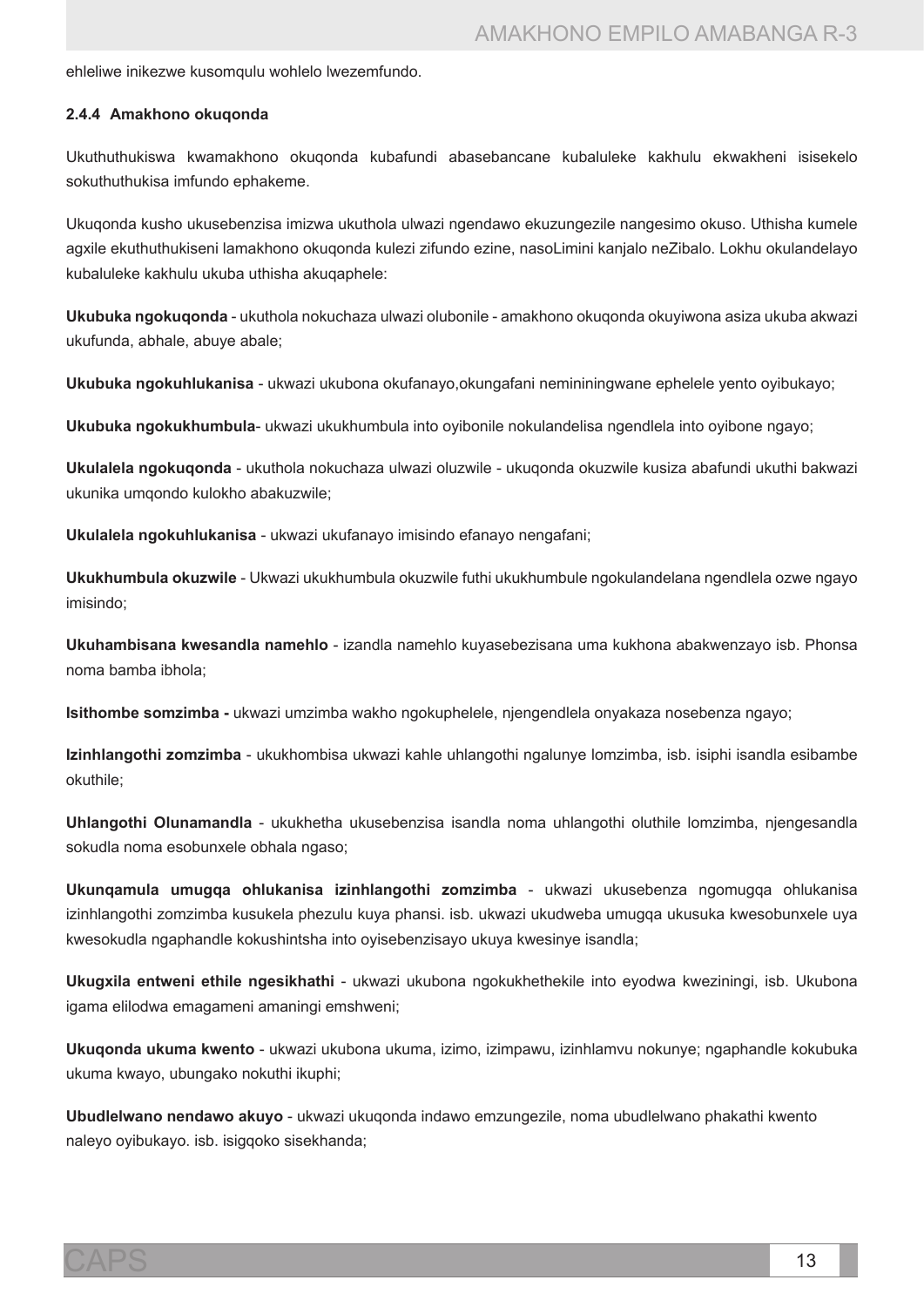ehleliwe inikezwe kusomqulu wohlelo lwezemfundo.

### 2.4.4 Amakhono okuqonda

Ukuthuthukiswa kwamakhono okuqonda kubafundi abasebancane kubaluleke kakhulu ekwakheni isisekelo sokuthuthukisa imfundo ephakeme.

Ukuqonda kusho ukusebenzisa imizwa ukuthola ulwazi ngendawo ekuzungezile nangesimo okuso. Uthisha kumele agxile ekuthuthukiseni lamakhono okuqonda kulezi zifundo ezine, nasoLimini kanjalo neZibalo. Lokhu okulandelayo kubaluleke kakhulu ukuba uthisha akuqaphele:

**Ukubuka ngokuqonda** - ukuthola nokuchaza ulwazi olubonile - amakhono okuqonda okuyiwona asiza ukuba akwazi ukufunda, abhale, abuye abale;

**Ukubuka ngokuhlukanisa** - ukwazi ukubona okufanayo,okungafani nemininingwane ephelele yento oyibukayo;

**Ukubuka ngokukhumbula**- ukwazi ukukhumbula into oyibonile nokulandelisa ngendlela into oyibone ngayo;

**Ukulalela ngokuqonda** - ukuthola nokuchaza ulwazi oluzwile - ukuqonda okuzwile kusiza abafundi ukuthi bakwazi ukunika umqondo kulokho abakuzwile;

**Ukulalela ngokuhlukanisa** - ukwazi ukufanayo imisindo efanayo nengafani;

**Ukukhumbula okuzwile** - Ukwazi ukukhumbula okuzwile futhi ukukhumbule ngokulandelana ngendlela ozwe ngayo imisindo;

**Ukuhambisana kwesandla namehlo** - izandla namehlo kuyasebezisana uma kukhona abakwenzayo isb. Phonsa noma bamba ibhola;

**Isithombe somzimba -** ukwazi umzimba wakho ngokuphelele, njengendlela onyakaza nosebenza ngayo;

**Izinhlangothi zomzimba** - ukukhombisa ukwazi kahle uhlangothi ngalunye lomzimba, isb. isiphi isandla esibambe okuthile;

**Uhlangothi Olunamandla** - ukukhetha ukusebenzisa isandla noma uhlangothi oluthile lomzimba, njengesandla sokudla noma esobunxele obhala ngaso;

**Ukunqamula umugqa ohlukanisa izinhlangothi zomzimba** - ukwazi ukusebenza ngomugqa ohlukanisa izinhlangothi zomzimba kusukela phezulu kuya phansi. isb. ukwazi ukudweba umugqa ukusuka kwesobunxele uya kwesokudla ngaphandle kokushintsha into oyisebenzisayo ukuya kwesinye isandla;

**Ukugxila entweni ethile ngesikhathi** - ukwazi ukubona ngokukhethekile into eyodwa kweziningi, isb. Ukubona igama elilodwa emagameni amaningi emshweni;

**Ukuqonda ukuma kwento** - ukwazi ukubona ukuma, izimo, izimpawu, izinhlamvu nokunye; ngaphandle kokubuka ukuma kwayo, ubungako nokuthi ikuphi;

**Ubudlelwano nendawo akuyo** - ukwazi ukuqonda indawo emzungezile, noma ubudlelwano phakathi kwento naleyo oyibukayo. isb. isigqoko sisekhanda;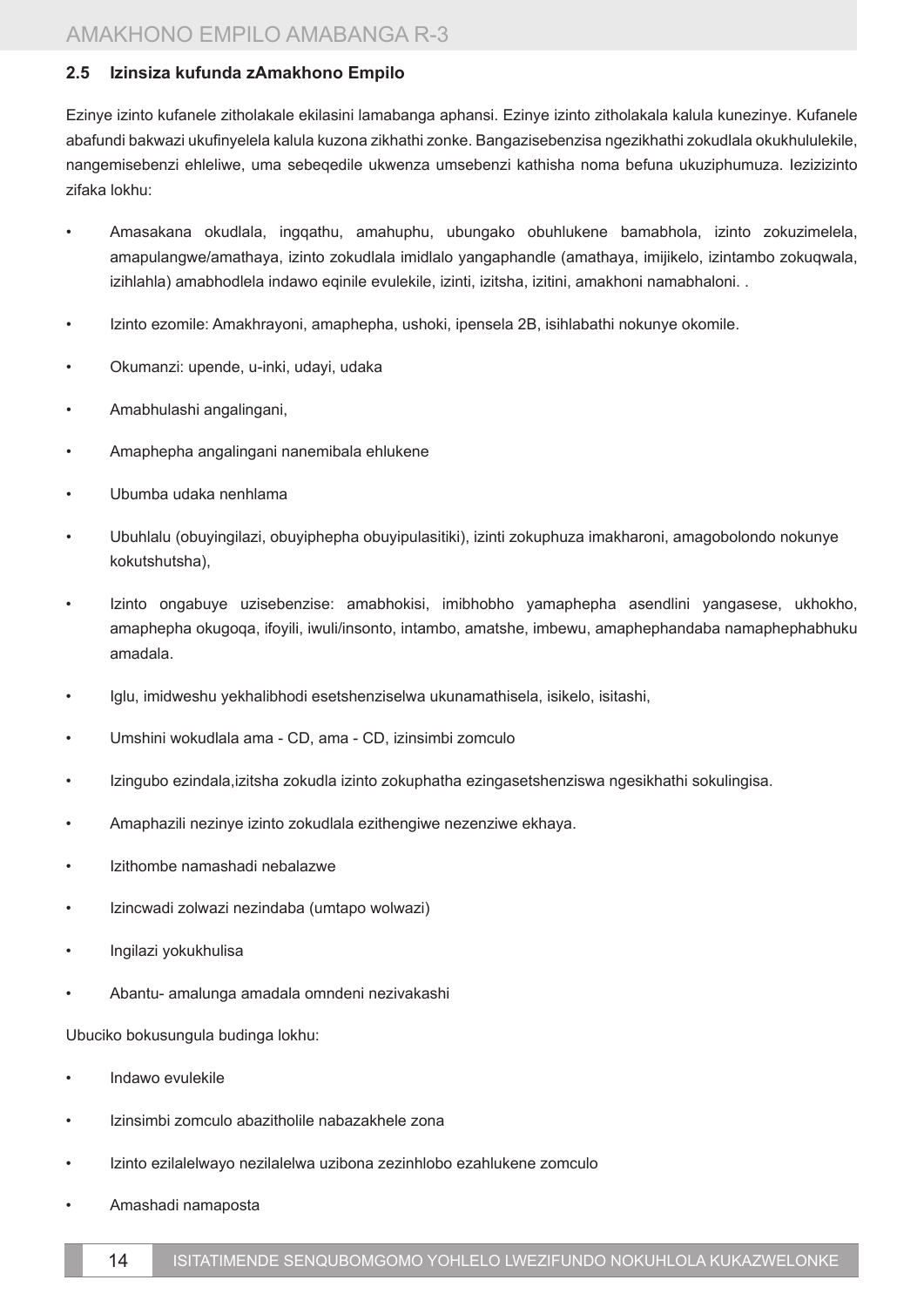## 2.5 Izinsiza kufunda zAmakhono Empilo

Ezinye izinto kufanele zitholakale ekilasini lamabanga aphansi. Ezinye izinto zitholakala kalula kunezinye. Kufanele abafundi bakwazi ukufinyelela kalula kuzona zikhathi zonke. Bangazisebenzisa ngezikhathi zokudlala okukhululekile, nangemisebenzi ehleliwe, uma sebeqedile ukwenza umsebenzi kathisha noma befuna ukuziphumuza. Iezizinto zifaka lokhu:

- Amasakana okudlala, ingqathu, amahuphu, ubungako obuhlukene bamabhola, izinto zokuzimelela, amapulangwe/amathaya, izinto zokudlala imidlalo yangaphandle (amathaya, imijikelo, izintambo zokuqwala, izihlahla) amabhodlela indawo eqinile evulekile, izinti, izitsha, izitini, amakhoni namabhaloni. .
- Izinto ezomile: Amakhrayoni, amaphepha, ushoki, ipensela 2B, isihlabathi nokunye okomile.
- Okumanzi: upende, u-inki, udayi, udaka
- Amabhulashi angalingani,
- Amaphepha angalingani nanemibala ehlukene
- Ubumba udaka nenhlama
- Ubuhlalu (obuyingilazi, obuyiphepha obuyipulasitiki), izinti zokuphuza imakharoni, amagobolondo nokunye kokutshutsha),
- Izinto ongabuye uzisebenzise: amabhokisi, imibhobho yamaphepha asendlini yangasese, ukhokho, amaphepha okugoqa, ifoyili, iwuli/insonto, intambo, amatshe, imbewu, amaphephandaba namaphephabhuku amadala.
- Iglu, imidweshu yekhalibhodi esetshenziselwa ukunamathisela, isikelo, isitashi,
- Umshini wokudlala ama - CD, ama - CD, izinsimbi zomculo
- Izingubo ezindala,izitsha zokudla izinto zokuphatha ezingasetshenziswa ngesikhathi sokulingisa.
- Amaphazili nezinye izinto zokudlala ezithengiwe nezenziwe ekhaya.
- Izithombe namashadi nebalazwe
- Izincwadi zolwazi nezindaba (umtapo wolwazi)
- Ingilazi yokukhulisa
- Abantu- amalunga amadala omndeni nezivakashi

Ubuciko bokusungula budinga lokhu:

- Indawo evulekile
- Izinsimbi zomculo abazitholile nabazakhele zona
- Izinto ezilalelwayo nezilalelwa uzibona zezinhlobo ezahlukene zomculo
- Amashadi namaposta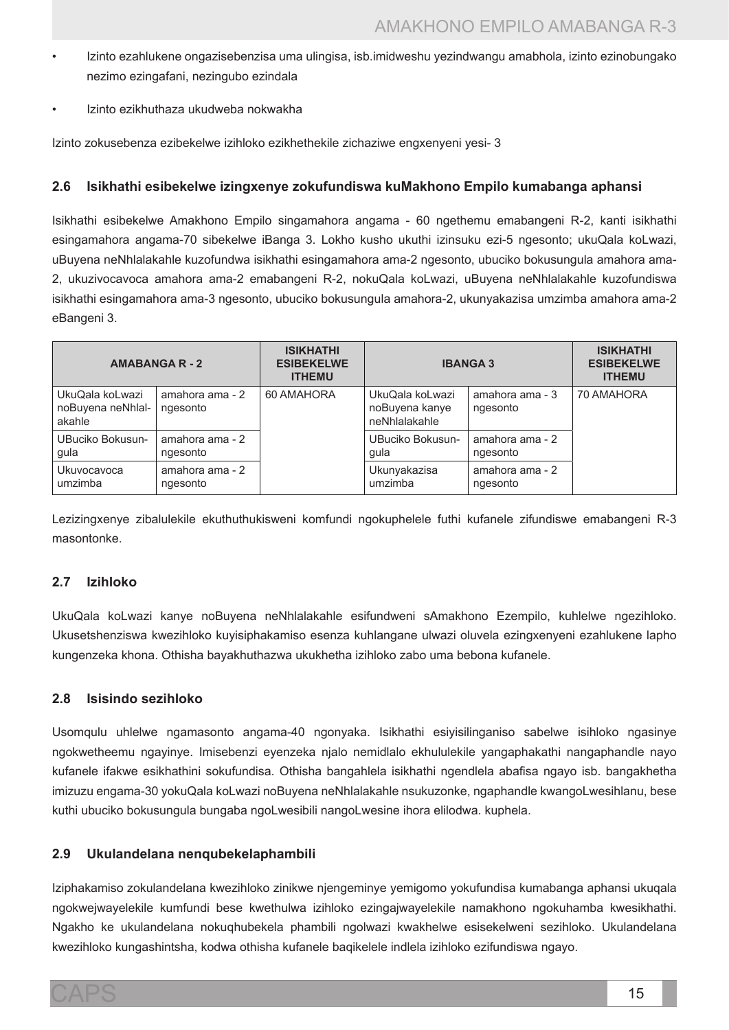- Izinto ezahlukene ongazisebenzisa uma ulingisa, isb.imidweshu yezindwangu amabhola, izinto ezinobungako nezimo ezingafani, nezingubo ezindala
- Izinto ezikhuthaza ukudweba nokwakha

Izinto zokusebenza ezibekelwe izihloko ezikhethekile zichaziwe engxenyeni yesi- 3

## 2.6 Isikhathi esibekelwe izingxenye zokufundiswa kuMakhono Empilo kumabanga aphansi

Isikhathi esibekelwe Amakhono Empilo singamahora angama - 60 ngethemu emabangeni R-2, kanti isikhathi esingamahora angama-70 sibekelwe iBanga 3. Lokho kusho ukuthi izinsuku ezi-5 ngesonto; ukuQala koLwazi, uBuyena neNhlalakahle kuzofundwa isikhathi esingamahora ama-2 ngesonto, ubuciko bokusungula amahora ama-2, ukuzivocavoca amahora ama-2 emabangeni R-2, nokuQala koLwazi, uBuyena neNhlalakahle kuzofundiswa isikhathi esingamahora ama-3 ngesonto, ubuciko bokusungula amahora-2, ukunyakazisa umzimba amahora ama-2 eBangeni 3.

| AMABANGA R - 2 | | ISIKHATHI ESIBEKELWE ITHEMU | IBANGA 3 | | ISIKHATHI ESIBEKELWE ITHEMU |
|---|---|---|---|---|---|
| UkuQala koLwazi noBuyena neNhlalakahle | amahora ama - 2 ngesonto | 60 AMAHORA | UkuQala koLwazi noBuyena kanye neNhlalakahle | amahora ama - 3 ngesonto | 70 AMAHORA |
| UBuciko Bokusungula | amahora ama - 2 ngesonto | | UBuciko Bokusungula | amahora ama - 2 ngesonto | |
| Ukuvocavoca umzimba | amahora ama - 2 ngesonto | | Ukunyakazisa umzimba | amahora ama - 2 ngesonto | |

Lezizingxenye zibalulekile ekuthuthukisweni komfundi ngokuphelele futhi kufanele zifundiswe emabangeni R-3 masontonke.

## 2.7 Izihloko

UkuQala koLwazi kanye noBuyena neNhlalakahle esifundweni sAmakhono Ezempilo, kuhlelwe ngezihloko. Ukusetshenziswa kwezihloko kuyisiphakamiso esenza kuhlangane ulwazi oluvela ezingxenyeni ezahlukene lapho kungenzeka khona. Othisha bayakhuthazwa ukukhetha izihloko zabo uma bebona kufanele.

## 2.8 Isisindo sezihloko

Usomqulu uhlelwe ngamasonto angama-40 ngonyaka. Isikhathi esiyisilinganiso sabelwe isihloko ngasinye ngokwetheemu ngayinye. Imisebenzi eyenzeka njalo nemidlalo ekhululekile yangaphakathi nangaphandle nayo kufanele ifakwe esikhathini sokufundisa. Othisha bangahlela isikhathi ngendlela abafisa ngayo isb. bangakhetha imizuzu engama-30 yokuQala koLwazi noBuyena neNhlalakahle nsukuzonke, ngaphandle kwangoLwesihlanu, bese kuthi ubuciko bokusungula bungaba ngoLwesibili nangoLwesine ihora elilodwa. kuphela.

## 2.9 Ukulandelana nenqubekelaphambili

Iziphakamiso zokulandelana kwezihloko zinikwe njengeminye yemigomo yokufundisa kumabanga aphansi ukuqala ngokwejwayelekile kumfundi bese kwethulwa izihloko ezingajwayelekile namakhono ngokuhamba kwesikhathi. Ngakho ke ukulandelana nokuqhubekela phambili ngolwazi kwakhelwe esisekelweni sezihloko. Ukulandelana kwezihloko kungashintsha, kodwa othisha kufanele baqikelele indlela izihloko ezifundiswa ngayo.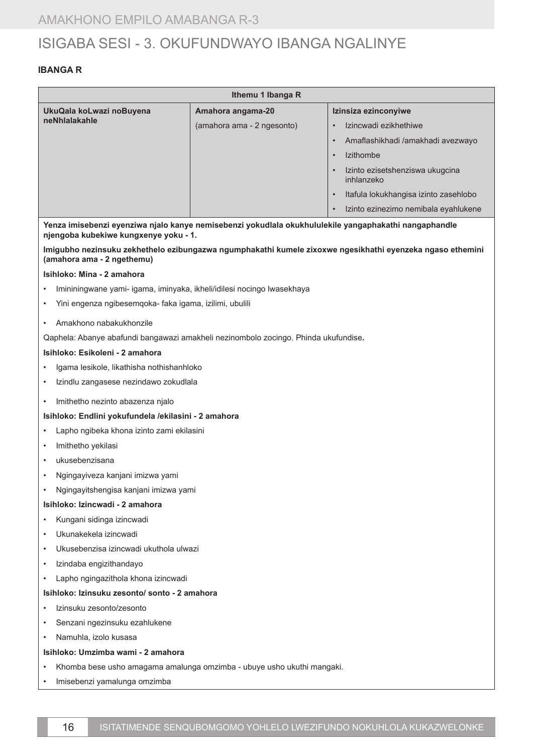# ISIGABA SESI - 3. OKUFUNDWAYO IBANGA NGALINYE

**IBANGA R**

| Ithemu 1 Ibanga R | | |
|---|---|---|
| **UkuQala koLwazi noBuyena neNhlalakahle** | **Amahora angama-20**<br>(amahora ama - 2 ngesonto) | **Izinsiza ezinconyiwe**<br>• Izincwadi ezikhethiwe<br>• Amaflashikhadi /amakhadi avezwayo<br>• Izithombe<br>• Izinto ezisetshenziswa ukugcina inhlanzeko<br>• Itafula lokukhangisa izinto zasehlobo<br>• Izinto ezinezimo nemibala eyahlukene |

**Yenza imisebenzi eyenziwa njalo kanye nemisebenzi yokudlala okukhululekile yangaphakathi nangaphandle njengoba kubekiwe kungxenye yoku - 1.**

**Imigubho nezinsuku zekhethelo ezibungazwa ngumphakathi kumele zixoxwe ngesikhathi eyenzeka ngaso ethemini (amahora ama - 2 ngethemu)**

**Isihloko: Mina - 2 amahora**

- Imininingwane yami- igama, iminyaka, ikheli/idilesi nocingo lwasekhaya
- Yini engenza ngibesemqoka- faka igama, izilimi, ubulili
- Amakhono nabakukhonzile

Qaphela: Abanye abafundi bangawazi amakheli nezinombolo zocingo. Phinda ukufundise**.**

**Isihloko: Esikoleni - 2 amahora**

- Igama lesikole, likathisha nothishanhloko
- Izindlu zangasese nezindawo zokudlala
- Imithetho nezinto abazenza njalo

**Isihloko: Endlini yokufundela /ekilasini - 2 amahora**

- Lapho ngibeka khona izinto zami ekilasini
- Imithetho yekilasi
- ukusebenzisana
- Ngingayiveza kanjani imizwa yami
- Ngingayitshengisa kanjani imizwa yami

**Isihloko: Izincwadi - 2 amahora**

- Kungani sidinga izincwadi
- Ukunakekela izincwadi
- Ukusebenzisa izincwadi ukuthola ulwazi
- Izindaba engizithandayo
- Lapho ngingazithola khona izincwadi

**Isihloko: Izinsuku zesonto/ sonto - 2 amahora**

- Izinsuku zesonto/zesonto
- Senzani ngezinsuku ezahlukene
- Namuhla, izolo kusasa

**Isihloko: Umzimba wami - 2 amahora**

- Khomba bese usho amagama amalunga omzimba - ubuye usho ukuthi mangaki.
- Imisebenzi yamalunga omzimba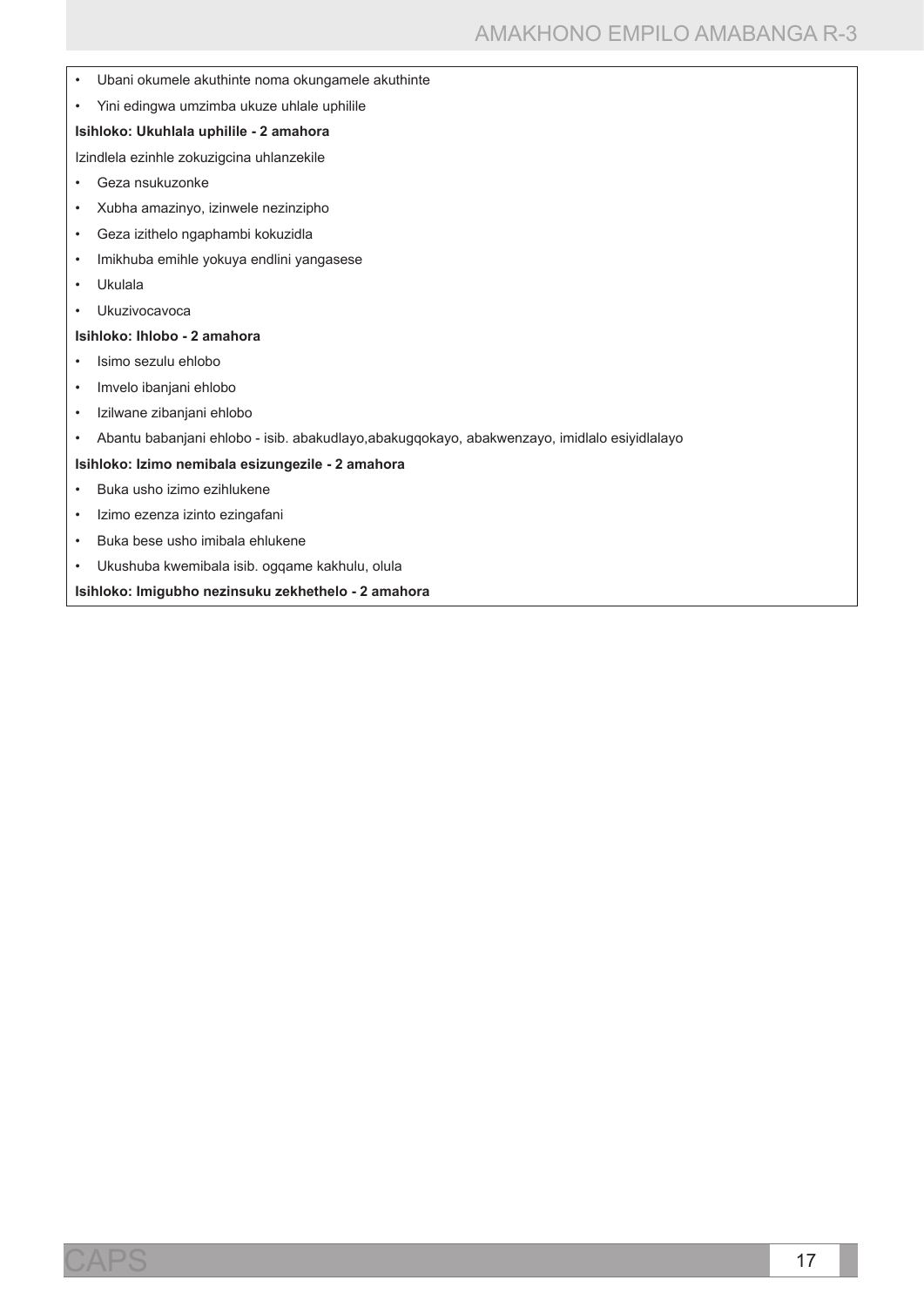- Ubani okumele akuthinte noma okungamele akuthinte
- Yini edingwa umzimba ukuze uhlale uphilile

**Isihloko: Ukuhlala uphilile - 2 amahora**

Izindlela ezinhle zokuzigcina uhlanzekile

- Geza nsukuzonke
- Xubha amazinyo, izinwele nezinzipho
- Geza izithelo ngaphambi kokuzidla
- Imikhuba emihle yokuya endlini yangasese
- Ukulala
- Ukuzivocavoca

**Isihloko: Ihlobo - 2 amahora**

- Isimo sezulu ehlobo
- Imvelo ibanjani ehlobo
- Izilwane zibanjani ehlobo
- Abantu babanjani ehlobo - isib. abakudlayo,abakugqokayo, abakwenzayo, imidlalo esiyidlalayo

**Isihloko: Izimo nemibala esizungezile - 2 amahora**

- Buka usho izimo ezihlukene
- Izimo ezenza izinto ezingafani
- Buka bese usho imibala ehlukene
- Ukushuba kwemibala isib. ogqame kakhulu, olula

**Isihloko: Imigubho nezinsuku zekhethelo - 2 amahora**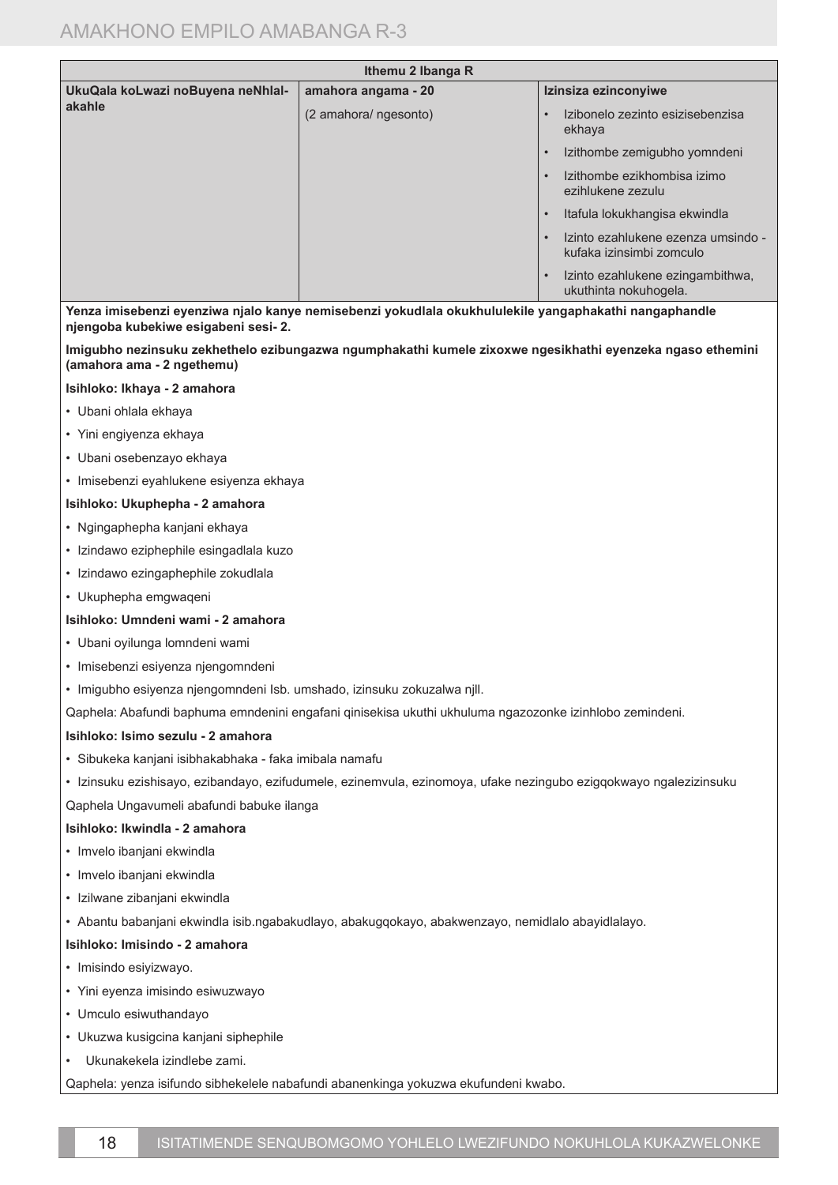| Ithemu 2 Ibanga R | | |
|---|---|---|
| **UkuQala koLwazi noBuyena neNhlalakahle** | **amahora angama - 20**<br>(2 amahora/ ngesonto) | **Izinsiza ezinconyiwe**<br>• Izibonelo zezinto esizisebenzisa ekhaya<br>• Izithombe zemigubho yomndeni<br>• Izithombe ezikhombisa izimo ezihlukene zezulu<br>• Itafula lokukhangisa ekwindla<br>• Izinto ezahlukene ezenza umsindo - kufaka izinsimbi zomculo<br>• Izinto ezahlukene ezingambithwa, ukuthinta nokuhogela. |

**Yenza imisebenzi eyenziwa njalo kanye nemisebenzi yokudlala okukhululekile yangaphakathi nangaphandle njengoba kubekiwe esigabeni sesi- 2.**

**Imigubho nezinsuku zekhethelo ezibungazwa ngumphakathi kumele zixoxwe ngesikhathi eyenzeka ngaso ethemini (amahora ama - 2 ngethemu)**

**Isihloko: Ikhaya - 2 amahora**

- Ubani ohlala ekhaya
- Yini engiyenza ekhaya
- Ubani osebenzayo ekhaya
- Imisebenzi eyahlukene esiyenza ekhaya

**Isihloko: Ukuphepha - 2 amahora**

- Ngingaphepha kanjani ekhaya
- Izindawo eziphephile esingadlala kuzo
- Izindawo ezingaphephile zokudlala
- Ukuphepha emgwaqeni

**Isihloko: Umndeni wami - 2 amahora**

- Ubani oyilunga lomndeni wami
- Imisebenzi esiyenza njengomndeni
- Imigubho esiyenza njengomndeni Isb. umshado, izinsuku zokuzalwa njll.

Qaphela: Abafundi baphuma emndenini engafani qinisekisa ukuthi ukhuluma ngazozonke izinhlobo zemindeni.

**Isihloko: Isimo sezulu - 2 amahora**

- Sibukeka kanjani isibhakabhaka - faka imibala namafu
- Izinsuku ezishisayo, ezibandayo, ezifudumele, ezinemvula, ezinomoya, ufake nezingubo ezigqokwayo ngalezizinsuku

Qaphela Ungavumeli abafundi babuke ilanga

**Isihloko: Ikwindla - 2 amahora**

- Imvelo ibanjani ekwindla
- Imvelo ibanjani ekwindla
- Izilwane zibanjani ekwindla
- Abantu babanjani ekwindla isib.ngabakudlayo, abakugqokayo, abakwenzayo, nemidlalo abayidlalayo.

**Isihloko: Imisindo - 2 amahora**

- Imisindo esiyizwayo.
- Yini eyenza imisindo esiwuzwayo
- Umculo esiwuthandayo
- Ukuzwa kusigcina kanjani siphephile
- Ukunakekela izindlebe zami.

Qaphela: yenza isifundo sibhekelele nabafundi abanenkinga yokuzwa ekufundeni kwabo.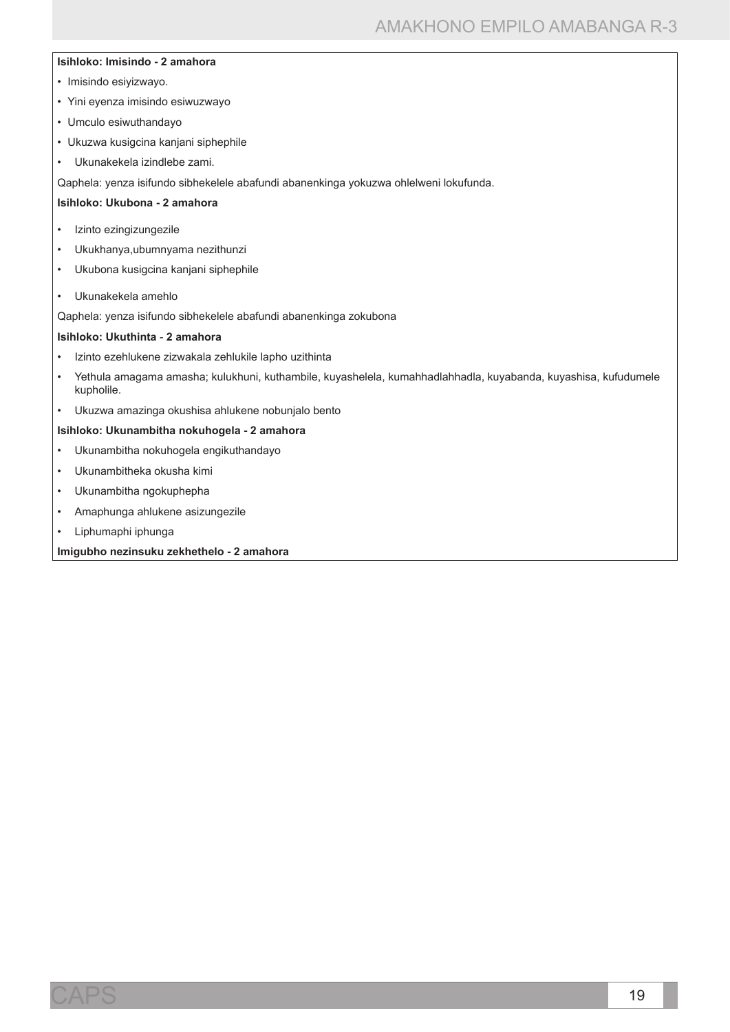**Isihloko: Imisindo - 2 amahora**

- Imisindo esiyizwayo.
- Yini eyenza imisindo esiwuzwayo
- Umculo esiwuthandayo
- Ukuzwa kusigcina kanjani siphephile
- Ukunakekela izindlebe zami.

Qaphela: yenza isifundo sibhekelele abafundi abanenkinga yokuzwa ohlelweni lokufunda.

**Isihloko: Ukubona - 2 amahora**

- Izinto ezingizungezile
- Ukukhanya,ubumnyama nezithunzi
- Ukubona kusigcina kanjani siphephile
- Ukunakekela amehlo

Qaphela: yenza isifundo sibhekelele abafundi abanenkinga zokubona

**Isihloko: Ukuthinta - 2 amahora**

- Izinto ezehlukene zizwakala zehlukile lapho uzithinta
- Yethula amagama amasha; kulukhuni, kuthambile, kuyashelela, kumahhadlahhadla, kuyabanda, kuyashisa, kufudumele kupholile.
- Ukuzwa amazinga okushisa ahlukene nobunjalo bento

**Isihloko: Ukunambitha nokuhogela - 2 amahora**

- Ukunambitha nokuhogela engikuthandayo
- Ukunambitheka okusha kimi
- Ukunambitha ngokuphepha
- Amaphunga ahlukene asizungezile
- Liphumaphi iphunga

**Imigubho nezinsuku zekhethelo - 2 amahora**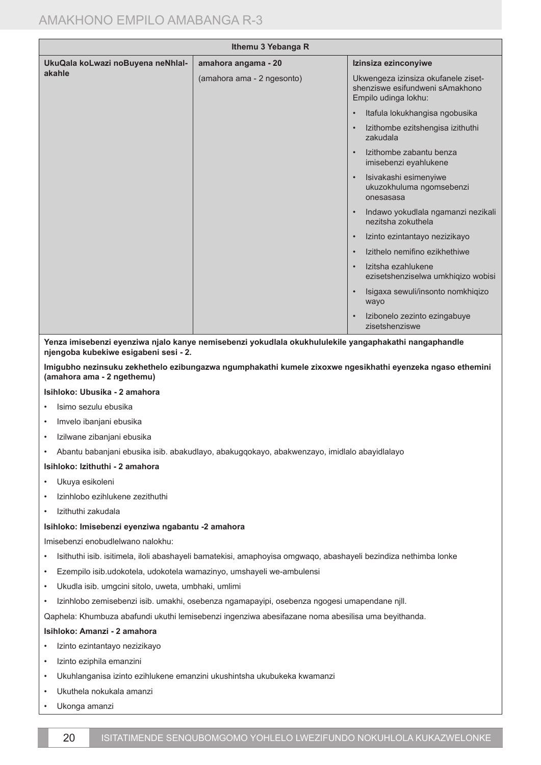| Ithemu 3 Yebanga R | | |
|---|---|---|
| **UkuQala koLwazi noBuyena neNhlalakahle** | **amahora angama - 20**<br>(amahora ama - 2 ngesonto) | **Izinsiza ezinconyiwe**<br>Ukwengeza izinsiza okufanele zisetshenziswe esifundweni sAmakhono Empilo udinga lokhu:<br>• Itafula lokukhangisa ngobusika<br>• Izithombe ezitshengisa izithuthi zakudala<br>• Izithombe zabantu benza imisebenzi eyahlukene<br>• Isivakashi esimenyiwe ukuzokhuluma ngomsebenzi onesasasa<br>• Indawo yokudlala ngamanzi nezikali nezitsha zokuthela<br>• Izinto ezintantayo nezizikayo<br>• Izithelo nemifino ezikhethiwe<br>• Izitsha ezahlukene ezisetshenziselwa umkhiqizo wobisi<br>• Isigaxa sewuli/insonto nomkhiqizo wayo<br>• Izibonelo zezinto ezingabuye zisetshenziswe |

**Yenza imisebenzi eyenziwa njalo kanye nemisebenzi yokudlala okukhululekile yangaphakathi nangaphandle njengoba kubekiwe esigabeni sesi - 2.**

**Imigubho nezinsuku zekhethelo ezibungazwa ngumphakathi kumele zixoxwe ngesikhathi eyenzeka ngaso ethemini (amahora ama - 2 ngethemu)**

**Isihloko: Ubusika - 2 amahora**

- Isimo sezulu ebusika
- Imvelo ibanjani ebusika
- Izilwane zibanjani ebusika
- Abantu babanjani ebusika isib. abakudlayo, abakugqokayo, abakwenzayo, imidlalo abayidlalayo

**Isihloko: Izithuthi - 2 amahora**

- Ukuya esikoleni
- Izinhlobo ezihlukene zezithuthi
- Izithuthi zakudala

**Isihloko: Imisebenzi eyenziwa ngabantu -2 amahora**

Imisebenzi enobudlelwano nalokhu:

- Isithuthi isib. isitimela, iloli abashayeli bamatekisi, amaphoyisa omgwaqo, abashayeli bezindiza nethimba lonke
- Ezempilo isib.udokotela, udokotela wamazinyo, umshayeli we-ambulensi
- Ukudla isib. umgcini sitolo, uweta, umbhaki, umlimi
- Izinhlobo zemisebenzi isib. umakhi, osebenza ngamapayipi, osebenza ngogesi umapendane njll.

Qaphela: Khumbuza abafundi ukuthi lemisebenzi ingenziwa abesifazane noma abesilisa uma beyithanda.

**Isihloko: Amanzi - 2 amahora**

- Izinto ezintantayo nezizikayo
- Izinto eziphila emanzini
- Ukuhlanganisa izinto ezihlukene emanzini ukushintsha ukubukeka kwamanzi
- Ukuthela nokukala amanzi
- Ukonga amanzi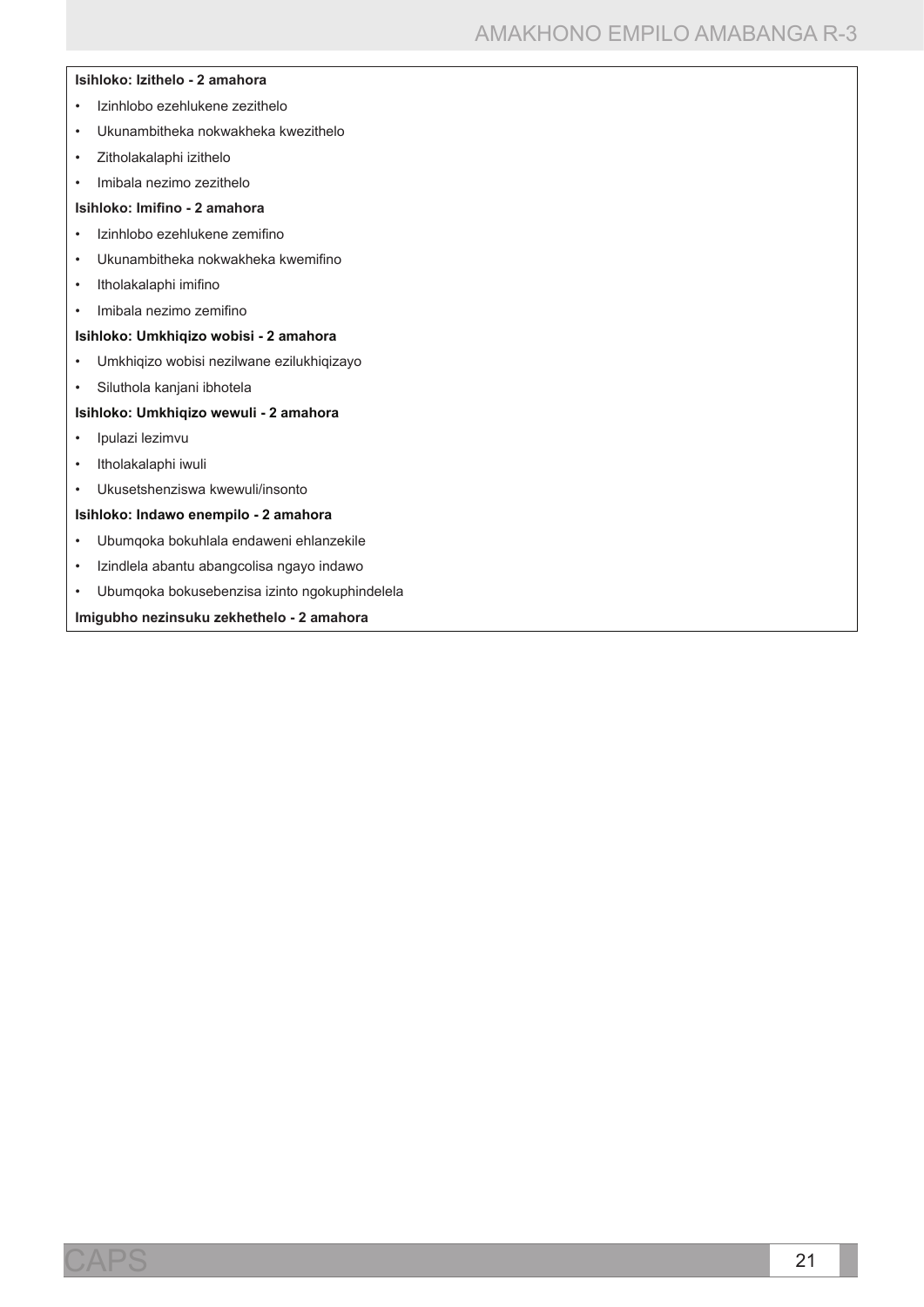**Isihloko: Izithelo - 2 amahora**

- Izinhlobo ezehlukene zezithelo
- Ukunambitheka nokwakheka kwezithelo
- Zitholakalaphi izithelo
- Imibala nezimo zezithelo

**Isihloko: Imifino - 2 amahora**

- Izinhlobo ezehlukene zemifino
- Ukunambitheka nokwakheka kwemifino
- Itholakalaphi imifino
- Imibala nezimo zemifino

**Isihloko: Umkhiqizo wobisi - 2 amahora**

- Umkhiqizo wobisi nezilwane ezilukhiqizayo
- Siluthola kanjani ibhotela

**Isihloko: Umkhiqizo wewuli - 2 amahora**

- Ipulazi lezimvu
- Itholakalaphi iwuli
- Ukusetshenziswa kwewuli/insonto

**Isihloko: Indawo enempilo - 2 amahora**

- Ubumqoka bokuhlala endaweni ehlanzekile
- Izindlela abantu abangcolisa ngayo indawo
- Ubumqoka bokusebenzisa izinto ngokuphindelela

**Imigubho nezinsuku zekhethelo - 2 amahora**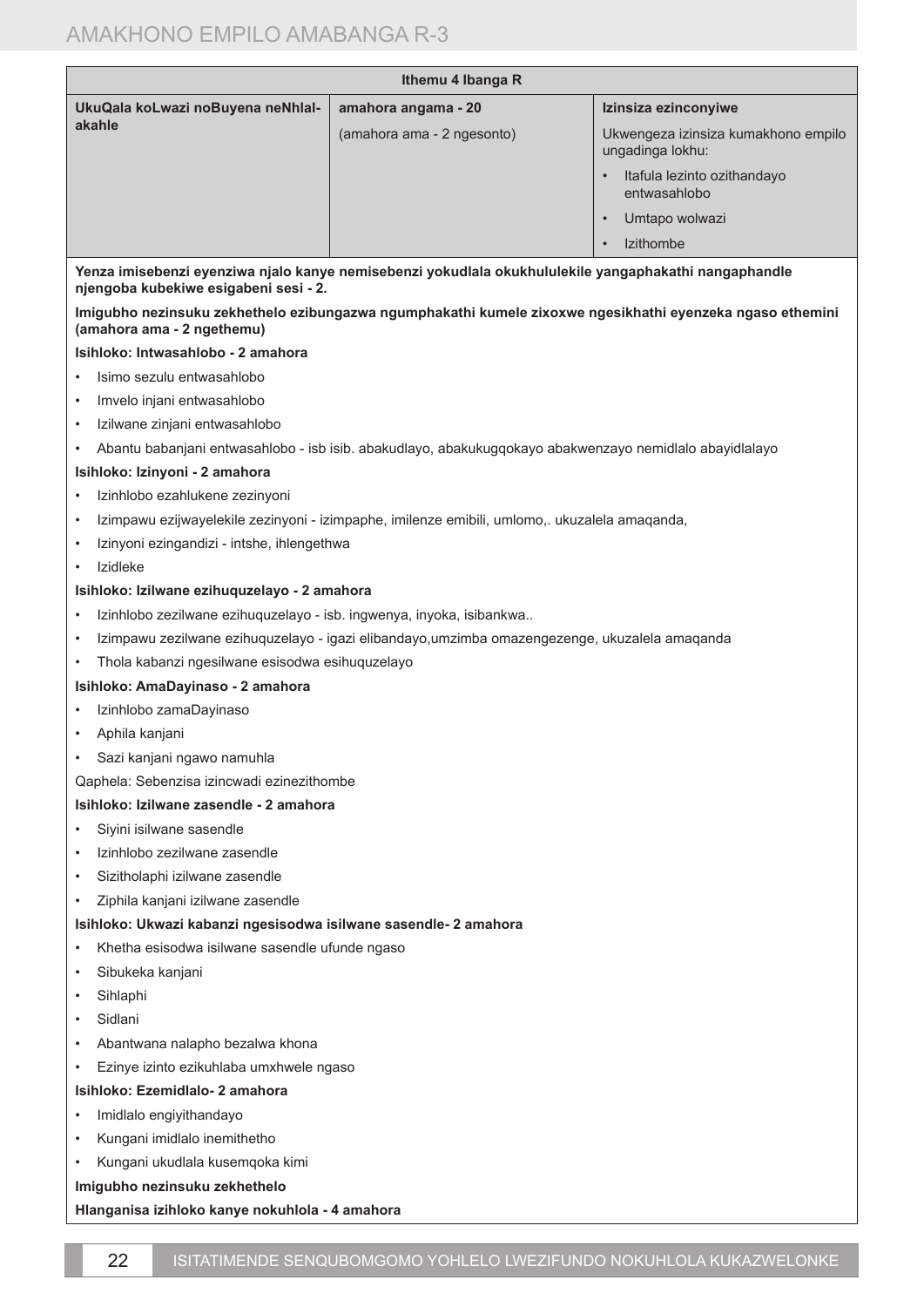| Ithemu 4 Ibanga R | | |
|---|---|---|
| **UkuQala koLwazi noBuyena neNhlalakahle** | **amahora angama - 20**<br>(amahora ama - 2 ngesonto) | **Izinsiza ezinconyiwe**<br>Ukwengeza izinsiza kumakhono empilo ungadinga lokhu:<br>• Itafula lezinto ozithandayo entwasahlobo<br>• Umtapo wolwazi<br>• Izithombe |

**Yenza imisebenzi eyenziwa njalo kanye nemisebenzi yokudlala okukhululekile yangaphakathi nangaphandle njengoba kubekiwe esigabeni sesi - 2.**

**Imigubho nezinsuku zekhethelo ezibungazwa ngumphakathi kumele zixoxwe ngesikhathi eyenzeka ngaso ethemini (amahora ama - 2 ngethemu)**

**Isihloko: Intwasahlobo - 2 amahora**

- Isimo sezulu entwasahlobo
- Imvelo injani entwasahlobo
- Izilwane zinjani entwasahlobo
- Abantu babanjani entwasahlobo - isb isib. abakudlayo, abakukugqokayo abakwenzayo nemidlalo abayidlalayo

**Isihloko: Izinyoni - 2 amahora**

- Izinhlobo ezahlukene zezinyoni
- Izimpawu ezijwayelekile zezinyoni - izimpaphe, imilenze emibili, umlomo,. ukuzalela amaqanda,
- Izinyoni ezingandizi - intshe, ihlengethwa
- Izidleke

**Isihloko: Izilwane ezihuquzelayo - 2 amahora**

- Izinhlobo zezilwane ezihuquzelayo - isb. ingwenya, inyoka, isibankwa..
- Izimpawu zezilwane ezihuquzelayo - igazi elibandayo,umzimba omazengezenge, ukuzalela amaqanda
- Thola kabanzi ngesilwane esisodwa esihuquzelayo

**Isihloko: AmaDayinaso - 2 amahora**

- Izinhlobo zamaDayinaso
- Aphila kanjani
- Sazi kanjani ngawo namuhla

Qaphela: Sebenzisa izincwadi ezinezithombe

**Isihloko: Izilwane zasendle - 2 amahora**

- Siyini isilwane sasendle
- Izinhlobo zezilwane zasendle
- Sizitholaphi izilwane zasendle
- Ziphila kanjani izilwane zasendle

**Isihloko: Ukwazi kabanzi ngesisodwa isilwane sasendle- 2 amahora**

- Khetha esisodwa isilwane sasendle ufunde ngaso
- Sibukeka kanjani
- Sihlaphi
- Sidlani
- Abantwana nalapho bezalwa khona
- Ezinye izinto ezikuhlaba umxhwele ngaso

**Isihloko: Ezemidlalo- 2 amahora**

- Imidlalo engiyithandayo
- Kungani imidlalo inemithetho
- Kungani ukudlala kusemqoka kimi

**Imigubho nezinsuku zekhethelo**

**Hlanganisa izihloko kanye nokuhlola - 4 amahora**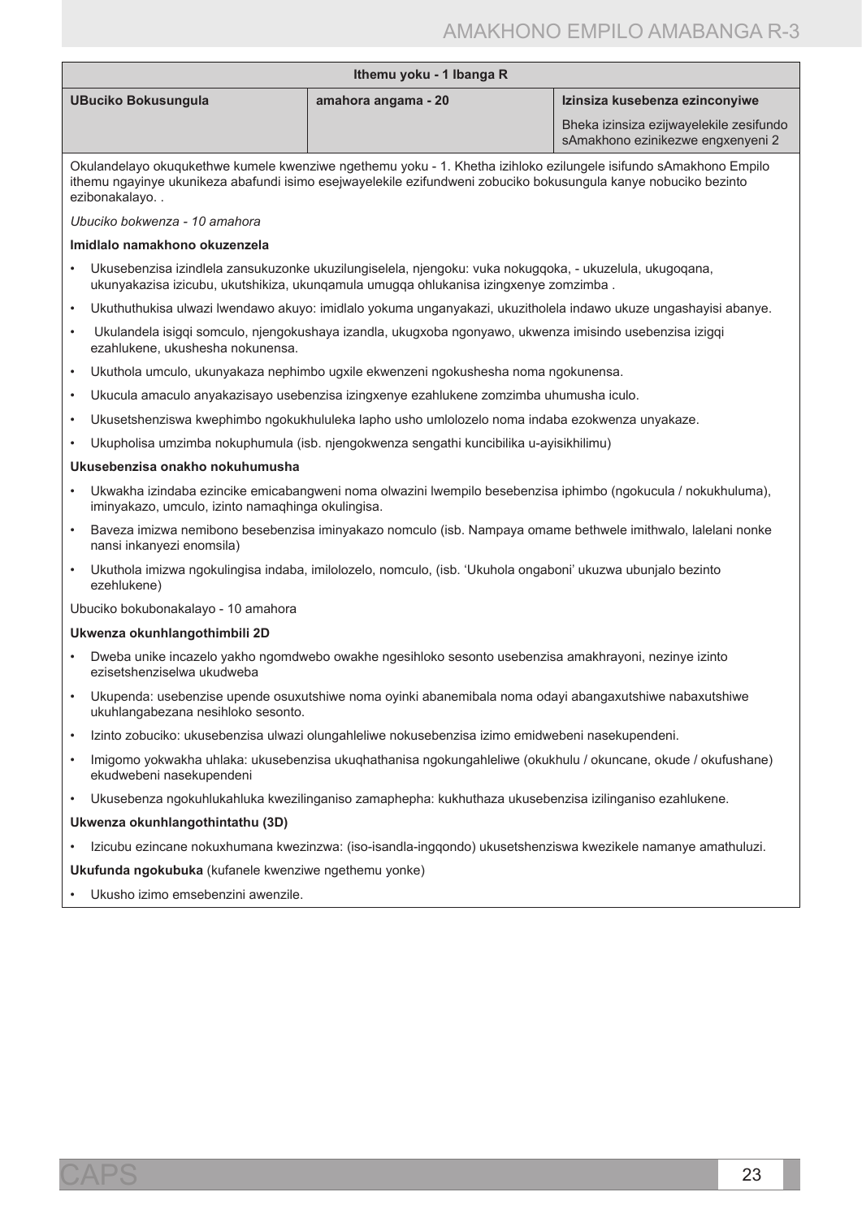| Ithemu yoku - 1 Ibanga R | | |
|---|---|---|
| **UBuciko Bokusungula** | **amahora angama - 20** | **Izinsiza kusebenza ezinconyiwe**<br><br>Bheka izinsiza ezijwayelekile zesifundo sAmakhono ezinikezwe engxenyeni 2 |

Okulandelayo okuqukethwe kumele kwenziwe ngethemu yoku - 1. Khetha izihloko ezilungele isifundo sAmakhono Empilo ithemu ngayinye ukunikeza abafundi isimo esejwayelekile ezifundweni zobuciko bokusungula kanye nobuciko bezinto ezibonakalayo. .

*Ubuciko bokwenza - 10 amahora*

**Imidlalo namakhono okuzenzela**

- Ukusebenzisa izindlela zansukuzonke ukuzilungiselela, njengoku: vuka nokugqoka, - ukuzelula, ukugoqana, ukunyakazisa izicubu, ukutshikiza, ukunqamula umugqa ohlukanisa izingxenye zomzimba .
- Ukuthuthukisa ulwazi lwendawo akuyo: imidlalo yokuma unganyakazi, ukuzitholela indawo ukuze ungashayisi abanye.
- Ukulandela isigqi somculo, njengokushaya izandla, ukugxoba ngonyawo, ukwenza imisindo usebenzisa izigqi ezahlukene, ukushesha nokunensa.
- Ukuthola umculo, ukunyakaza nephimbo ugxile ekwenzeni ngokushesha noma ngokunensa.
- Ukucula amaculo anyakazisayo usebenzisa izingxenye ezahlukene zomzimba uhumusha iculo.
- Ukusetshenziswa kwephimbo ngokukhululeka lapho usho umlolozelo noma indaba ezokwenza unyakaze.
- Ukupholisa umzimba nokuphumula (isb. njengokwenza sengathi kuncibilika u-ayisikhilimu)

**Ukusebenzisa onakho nokuhumusha**

- Ukwakha izindaba ezincike emicabangweni noma olwazini lwempilo besebenzisa iphimbo (ngokucula / nokukhuluma), iminyakazo, umculo, izinto namaqhinga okulingisa.
- Baveza imizwa nemibono besebenzisa iminyakazo nomculo (isb. Nampaya omame bethwele imithwalo, lalelani nonke nansi inkanyezi enomsila)
- Ukuthola imizwa ngokulingisa indaba, imilolozelo, nomculo, (isb. 'Ukuhola ongaboni' ukuzwa ubunjalo bezinto ezehlukene)

Ubuciko bokubonakalayo - 10 amahora

**Ukwenza okunhlangothimbili 2D**

- Dweba unike incazelo yakho ngomdwebo owakhe ngesihloko sesonto usebenzisa amakhrayoni, nezinye izinto ezisetshenziselwa ukudweba
- Ukupenda: usebenzise upende osuxutshiwe noma oyinki abanemibala noma odayi abangaxutshiwe nabaxutshiwe ukuhlangabezana nesihloko sesonto.
- Izinto zobuciko: ukusebenzisa ulwazi olungahleliwe nokusebenzisa izimo emidwebeni nasekupendeni.
- Imigomo yokwakha uhlaka: ukusebenzisa ukuqhathanisa ngokungahleliwe (okukhulu / okuncane, okude / okufushane) ekudwebeni nasekupendeni
- Ukusebenza ngokuhlukahluka kwezilinganiso zamaphepha: kukhuthaza ukusebenzisa izilinganiso ezahlukene.

**Ukwenza okunhlangothintathu (3D)**

- Izicubu ezincane nokuxhumana kwezinzwa: (iso-isandla-ingqondo) ukusetshenziswa kwezikele namanye amathuluzi.

**Ukufunda ngokubuka** (kufanele kwenziwe ngethemu yonke)

- Ukusho izimo emsebenzini awenzile.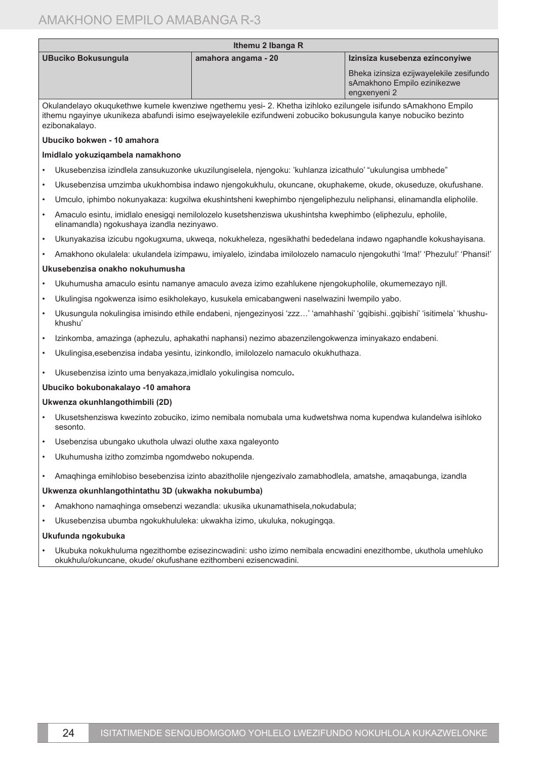| Ithemu 2 Ibanga R | | |
|---|---|---|
| **UBuciko Bokusungula** | **amahora angama - 20** | **Izinsiza kusebenza ezinconyiwe**<br><br>Bheka izinsiza ezijwayelekile zesifundo sAmakhono Empilo ezinikezwe engxenyeni 2 |

Okulandelayo okuqukethwe kumele kwenziwe ngethemu yesi- 2. Khetha izihloko ezilungele isifundo sAmakhono Empilo ithemu ngayinye ukunikeza abafundi isimo esejwayelekile ezifundweni zobuciko bokusungula kanye nobuciko bezinto ezibonakalayo.

**Ubuciko bokwen - 10 amahora**

**Imidlalo yokuziqambela namakhono**

- Ukusebenzisa izindlela zansukuzonke ukuzilungiselela, njengoku: 'kuhlanza izicathulo' "ukulungisa umbhede"
- Ukusebenzisa umzimba ukukhombisa indawo njengokukhulu, okuncane, okuphakeme, okude, okuseduze, okufushane.
- Umculo, iphimbo nokunyakaza: kugxilwa ekushintsheni kwephimbo njengeliphezulu neliphansi, elinamandla elipholile.
- Amaculo esintu, imidlalo enesigqi nemilolozelo kusetshenziswa ukushintsha kwephimbo (eliphezulu, epholile, elinamandla) ngokushaya izandla nezinyawo.
- Ukunyakazisa izicubu ngokugxuma, ukweqa, nokukheleza, ngesikhathi bededelana indawo ngaphandle kokushayisana.
- Amakhono okulalela: ukulandela izimpawu, imiyalelo, izindaba imilolozelo namaculo njengokuthi 'Ima!' 'Phezulu!' 'Phansi!'

**Ukusebenzisa onakho nokuhumusha**

- Ukuhumusha amaculo esintu namanye amaculo aveza izimo ezahlukene njengokupholile, okumemezayo njll.
- Ukulingisa ngokwenza isimo esikholekayo, kusukela emicabangweni naselwazini lwempilo yabo.
- Ukusungula nokulingisa imisindo ethile endabeni, njengezinyosi 'zzz…' 'amahhashi' 'gqibishi..gqibishi' 'isitimela' 'khushu-khushu'
- Izinkomba, amazinga (aphezulu, aphakathi naphansi) nezimo abazenzilengokwenza iminyakazo endabeni.
- Ukulingisa,esebenzisa indaba yesintu, izinkondlo, imilolozelo namaculo okukhuthaza.
- Ukusebenzisa izinto uma benyakaza,imidlalo yokulingisa nomculo**.**

**Ubuciko bokubonakalayo -10 amahora**

**Ukwenza okunhlangothimbili (2D)**

- Ukusetshenziswa kwezinto zobuciko, izimo nemibala nomubala uma kudwetshwa noma kupendwa kulandelwa isihloko sesonto.
- Usebenzisa ubungako ukuthola ulwazi oluthe xaxa ngaleyonto
- Ukuhumusha izitho zomzimba ngomdwebo nokupenda.
- Amaqhinga emihlobiso besebenzisa izinto abazitholile njengezivalo zamabhodlela, amatshe, amaqabunga, izandla

**Ukwenza okunhlangothintathu 3D (ukwakha nokubumba)**

- Amakhono namaqhinga omsebenzi wezandla: ukusika ukunamathisela,nokudabula;
- Ukusebenzisa ubumba ngokukhululeka: ukwakha izimo, ukuluka, nokugingqa.

**Ukufunda ngokubuka**

- Ukubuka nokukhuluma ngezithombe ezisezincwadini: usho izimo nemibala encwadini enezithombe, ukuthola umehluko okukhulu/okuncane, okude/ okufushane ezithombeni ezisencwadini.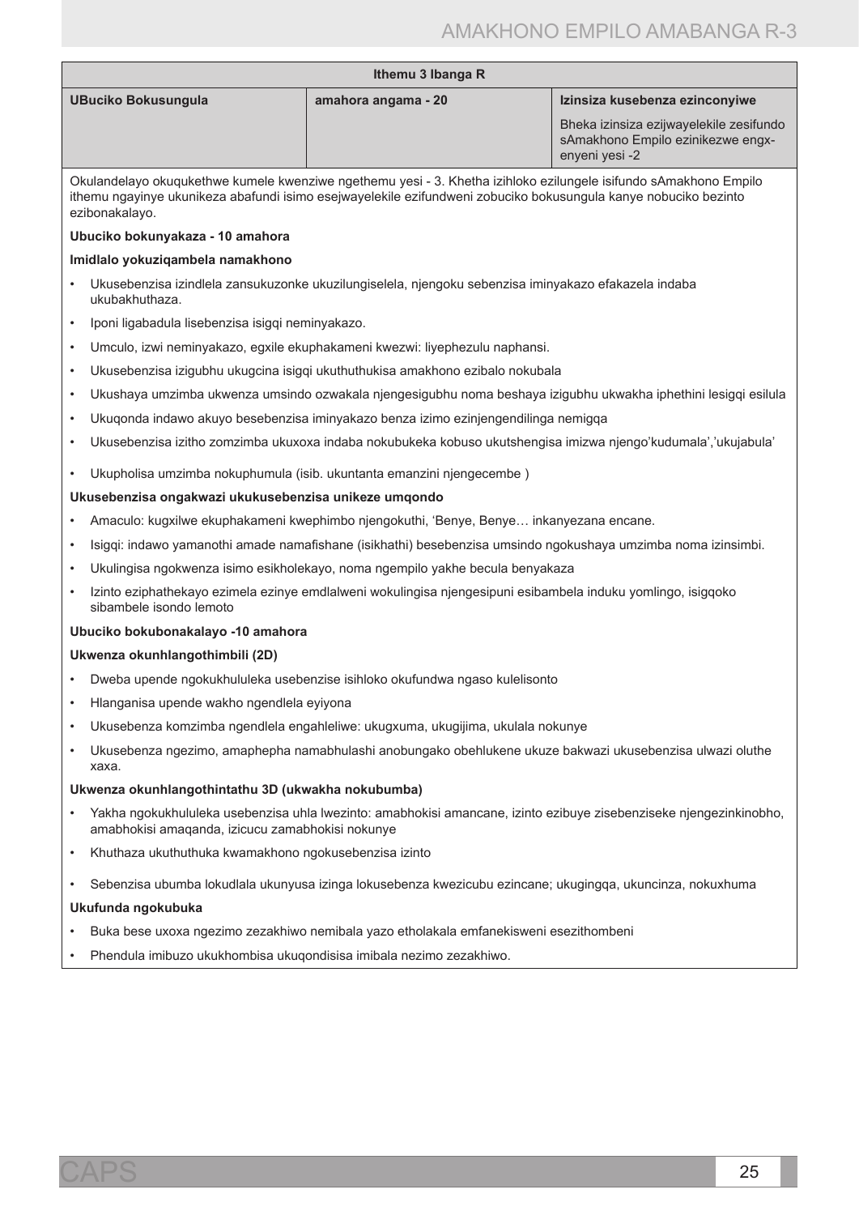| Ithemu 3 Ibanga R | | |
|---|---|---|
| **UBuciko Bokusungula** | **amahora angama - 20** | **Izinsiza kusebenza ezinconyiwe**<br>Bheka izinsiza ezijwayelekile zesifundo sAmakhono Empilo ezinikezwe engx-enyeni yesi -2 |

Okulandelayo okuqukethwe kumele kwenziwe ngethemu yesi - 3. Khetha izihloko ezilungele isifundo sAmakhono Empilo ithemu ngayinye ukunikeza abafundi isimo esejwayelekile ezifundweni zobuciko bokusungula kanye nobuciko bezinto ezibonakalayo.

**Ubuciko bokunyakaza - 10 amahora**

**Imidlalo yokuziqambela namakhono**

- Ukusebenzisa izindlela zansukuzonke ukuzilungiselela, njengoku sebenzisa iminyakazo efakazela indaba ukubakhuthaza.
- Iponi ligabadula lisebenzisa isigqi neminyakazo.
- Umculo, izwi neminyakazo, egxile ekuphakameni kwezwi: liyephezulu naphansi.
- Ukusebenzisa izigubhu ukugcina isigqi ukuthuthukisa amakhono ezibalo nokubala
- Ukushaya umzimba ukwenza umsindo ozwakala njengesigubhu noma beshaya izigubhu ukwakha iphethini lesigqi esilula
- Ukuqonda indawo akuyo besebenzisa iminyakazo benza izimo ezinjengendilinga nemigqa
- Ukusebenzisa izitho zomzimba ukuxoxa indaba nokubukeka kobuso ukutshengisa imizwa njengo'kudumala','ukujabula'
- Ukupholisa umzimba nokuphumula (isib. ukuntanta emanzini njengecembe )

**Ukusebenzisa ongakwazi ukukusebenzisa unikeze umqondo**

- Amaculo: kugxilwe ekuphakameni kwephimbo njengokuthi, 'Benye, Benye… inkanyezana encane.
- Isigqi: indawo yamanothi amade namafishane (isikhathi) besebenzisa umsindo ngokushaya umzimba noma izinsimbi.
- Ukulingisa ngokwenza isimo esikholekayo, noma ngempilo yakhe becula benyakaza
- Izinto eziphathekayo ezimela ezinye emdlalweni wokulingisa njengesipuni esibambela induku yomlingo, isigqoko sibambele isondo lemoto

**Ubuciko bokubonakalayo -10 amahora**

**Ukwenza okunhlangothimbili (2D)**

- Dweba upende ngokukhululeka usebenzise isihloko okufundwa ngaso kulelisonto
- Hlanganisa upende wakho ngendlela eyiyona
- Ukusebenza komzimba ngendlela engahleliwe: ukugxuma, ukugijima, ukulala nokunye
- Ukusebenza ngezimo, amaphepha namabhulashi anobungako obehlukene ukuze bakwazi ukusebenzisa ulwazi oluthe xaxa.

**Ukwenza okunhlangothintathu 3D (ukwakha nokubumba)**

- Yakha ngokukhululeka usebenzisa uhla lwezinto: amabhokisi amancane, izinto ezibuye zisebenziseke njengezinkinobho, amabhokisi amaqanda, izicucu zamabhokisi nokunye
- Khuthaza ukuthuthuka kwamakhono ngokusebenzisa izinto
- Sebenzisa ubumba lokudlala ukunyusa izinga lokusebenza kwezicubu ezincane; ukugingqa, ukuncinza, nokuxhuma

**Ukufunda ngokubuka**

- Buka bese uxoxa ngezimo zezakhiwo nemibala yazo etholakala emfanekisweni esezithombeni
- Phendula imibuzo ukukhombisa ukuqondisisa imibala nezimo zezakhiwo.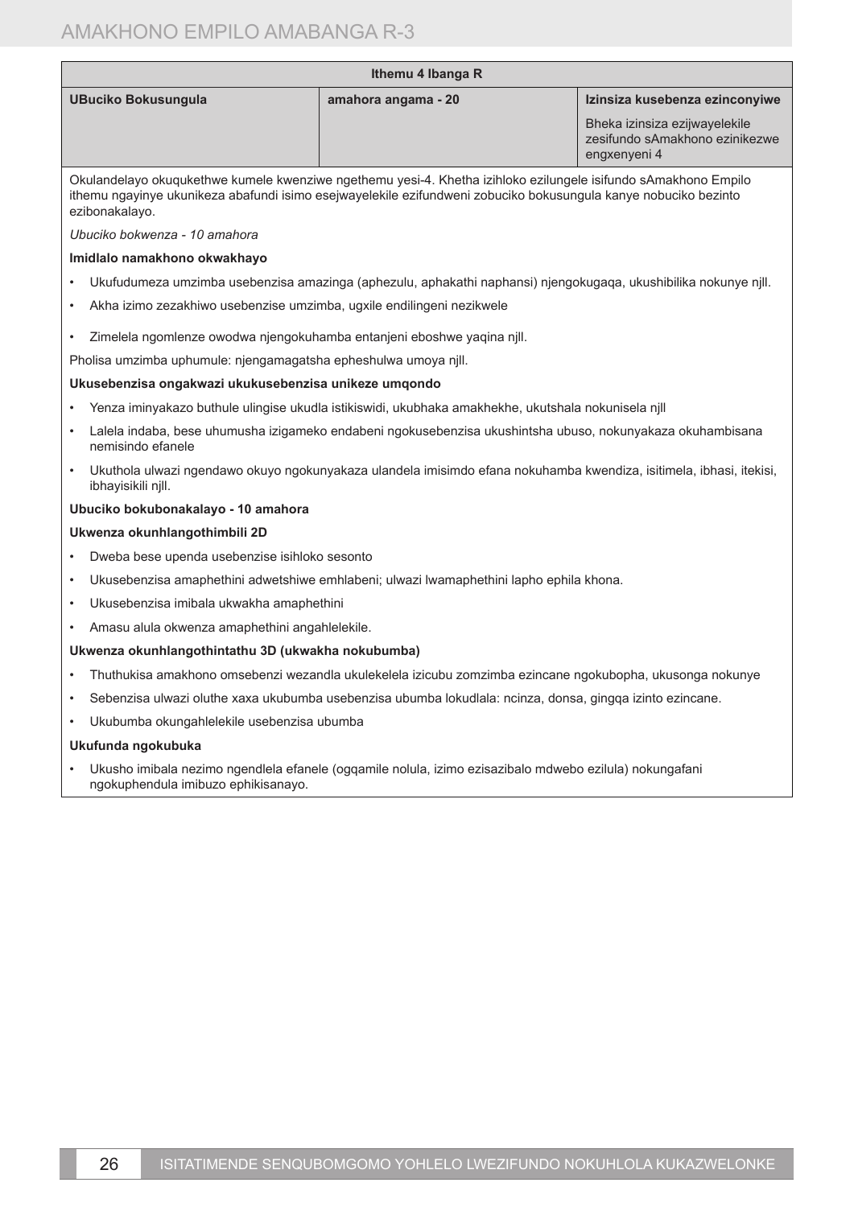| Ithemu 4 Ibanga R | | |
|---|---|---|
| **UBuciko Bokusungula** | **amahora angama - 20** | **Izinsiza kusebenza ezinconyiwe**<br><br>Bheka izinsiza ezijwayelekile zesifundo sAmakhono ezinikezwe engxenyeni 4 |

Okulandelayo okuqukethwe kumele kwenziwe ngethemu yesi-4. Khetha izihloko ezilungele isifundo sAmakhono Empilo ithemu ngayinye ukunikeza abafundi isimo esejwayelekile ezifundweni zobuciko bokusungula kanye nobuciko bezinto ezibonakalayo.

*Ubuciko bokwenza - 10 amahora*

**Imidlalo namakhono okwakhayo**

- Ukufudumeza umzimba usebenzisa amazinga (aphezulu, aphakathi naphansi) njengokugaqa, ukushibilika nokunye njll.
- Akha izimo zezakhiwo usebenzise umzimba, ugxile endilingeni nezikwele
- Zimelela ngomlenze owodwa njengokuhamba entanjeni eboshwe yaqina njll.

Pholisa umzimba uphumule: njengamagatsha epheshulwa umoya njll.

**Ukusebenzisa ongakwazi ukukusebenzisa unikeze umqondo**

- Yenza iminyakazo buthule ulingise ukudla istikiswidi, ukubhaka amakhekhe, ukutshala nokunisela njll
- Lalela indaba, bese uhumusha izigameko endabeni ngokusebenzisa ukushintsha ubuso, nokunyakaza okuhambisana nemisindo efanele
- Ukuthola ulwazi ngendawo okuyo ngokunyakaza ulandela imisimdo efana nokuhamba kwendiza, isitimela, ibhasi, itekisi, ibhayisikili njll.

**Ubuciko bokubonakalayo - 10 amahora**

**Ukwenza okunhlangothimbili 2D**

- Dweba bese upenda usebenzise isihloko sesonto
- Ukusebenzisa amaphethini adwetshiwe emhlabeni; ulwazi lwamaphethini lapho ephila khona.
- Ukusebenzisa imibala ukwakha amaphethini
- Amasu alula okwenza amaphethini angahlelekile.

**Ukwenza okunhlangothintathu 3D (ukwakha nokubumba)**

- Thuthukisa amakhono omsebenzi wezandla ukulekelela izicubu zomzimba ezincane ngokubopha, ukusonga nokunye
- Sebenzisa ulwazi oluthe xaxa ukubumba usebenzisa ubumba lokudlala: ncinza, donsa, gingqa izinto ezincane.
- Ukubumba okungahlelekile usebenzisa ubumba

**Ukufunda ngokubuka**

- Ukusho imibala nezimo ngendlela efanele (ogqamile nolula, izimo ezisazibalo mdwebo ezilula) nokungafani ngokuphendula imibuzo ephikisanayo.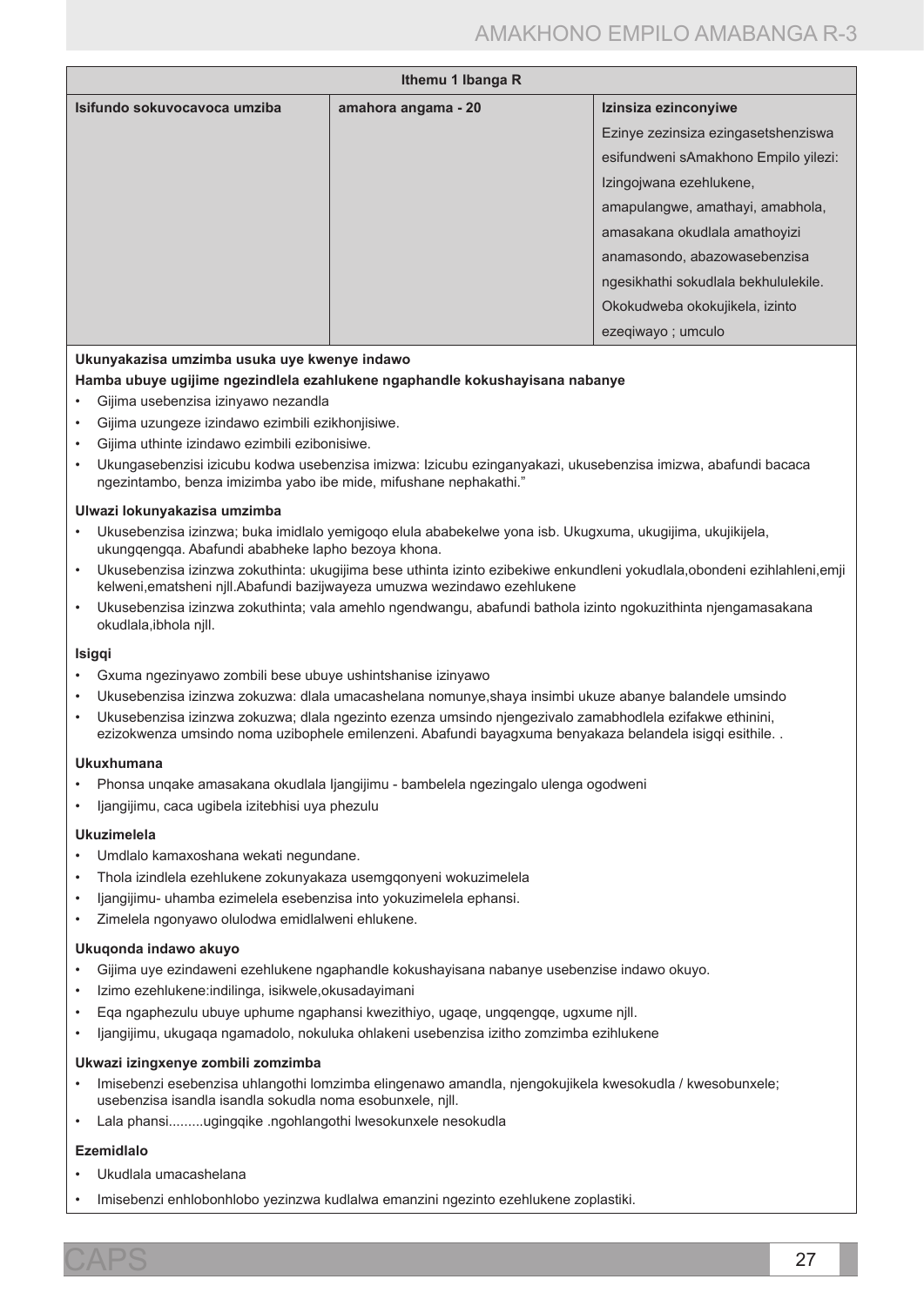| Ithemu 1 Ibanga R | | |
|---|---|---|
| Isifundo sokuvocavoca umziba | amahora angama - 20 | Izinsiza ezinconyiwe<br>Ezinye zezinsiza ezingasetshenziswa esifundweni sAmakhono Empilo yilezi: Izingojwana ezehlukene, amapulangwe, amathayi, amabhola, amasakana okudlala amathoyizi anamasondo, abazowasebenzisa ngesikhathi sokudlala bekhululekile. Okokudweba okokujikela, izinto ezeqiwayo ; umculo |

**Ukunyakazisa umzimba usuka uye kwenye indawo**

**Hamba ubuye ugijime ngezindlela ezahlukene ngaphandle kokushayisana nabanye**

- Gijima usebenzisa izinyawo nezandla
- Gijima uzungeze izindawo ezimbili ezikhonjisiwe.
- Gijima uthinte izindawo ezimbili ezibonisiwe.
- Ukungasebenzisi izicubu kodwa usebenzisa imizwa: Izicubu ezinganyakazi, ukusebenzisa imizwa, abafundi bacaca ngezintambo, benza imizimba yabo ibe mide, mifushane nephakathi."

**Ulwazi lokunyakazisa umzimba**

- Ukusebenzisa izinzwa; buka imidlalo yemigoqo elula ababekelwe yona isb. Ukugxuma, ukugijima, ukujikijela, ukungqengqa. Abafundi ababheke lapho bezoya khona.
- Ukusebenzisa izinzwa zokuthinta: ukugijima bese uthinta izinto ezibekiwe enkundleni yokudlala,obondeni ezihlahleni,emji kelweni,ematsheni njll.Abafundi bazijwayeza umuzwa wezindawo ezehlukene
- Ukusebenzisa izinzwa zokuthinta; vala amehlo ngendwangu, abafundi bathola izinto ngokuzithinta njengamasakana okudlala,ibhola njll.

**Isigqi**

- Gxuma ngezinyawo zombili bese ubuye ushintshanise izinyawo
- Ukusebenzisa izinzwa zokuzwa: dlala umacashelana nomunye,shaya insimbi ukuze abanye balandele umsindo
- Ukusebenzisa izinzwa zokuzwa; dlala ngezinto ezenza umsindo njengezivalo zamabhodlela ezifakwe ethinini, ezizokwenza umsindo noma uzibophele emilenzeni. Abafundi bayagxuma benyakaza belandela isigqi esithile. .

**Ukuxhumana**

- Phonsa unqake amasakana okudlala Ijangijimu - bambelela ngezingalo ulenga ogodweni
- Ijangijimu, caca ugibela izitebhisi uya phezulu

**Ukuzimelela**

- Umdlalo kamaxoshana wekati negundane.
- Thola izindlela ezehlukene zokunyakaza usemgqonyeni wokuzimelela
- Ijangijimu- uhamba ezimelela esebenzisa into yokuzimelela ephansi.
- Zimelela ngonyawo olulodwa emidlalweni ehlukene.

**Ukuqonda indawo akuyo**

- Gijima uye ezindaweni ezehlukene ngaphandle kokushayisana nabanye usebenzise indawo okuyo.
- Izimo ezehlukene:indilinga, isikwele,okusadayimani
- Eqa ngaphezulu ubuye uphume ngaphansi kwezithiyo, ugaqe, ungqengqe, ugxume njll.
- Ijangijimu, ukugaqa ngamadolo, nokuluka ohlakeni usebenzisa izitho zomzimba ezihlukene

**Ukwazi izingxenye zombili zomzimba**

- Imisebenzi esebenzisa uhlangothi lomzimba elingenawo amandla, njengokujikela kwesokudla / kwesobunxele; usebenzisa isandla isandla sokudla noma esobunxele, njll.
- Lala phansi.........ugingqike .ngohlangothi lwesokunxele nesokudla

**Ezemidlalo**

- Ukudlala umacashelana
- Imisebenzi enhlobonhlobo yezinzwa kudlalwa emanzini ngezinto ezehlukene zoplastiki.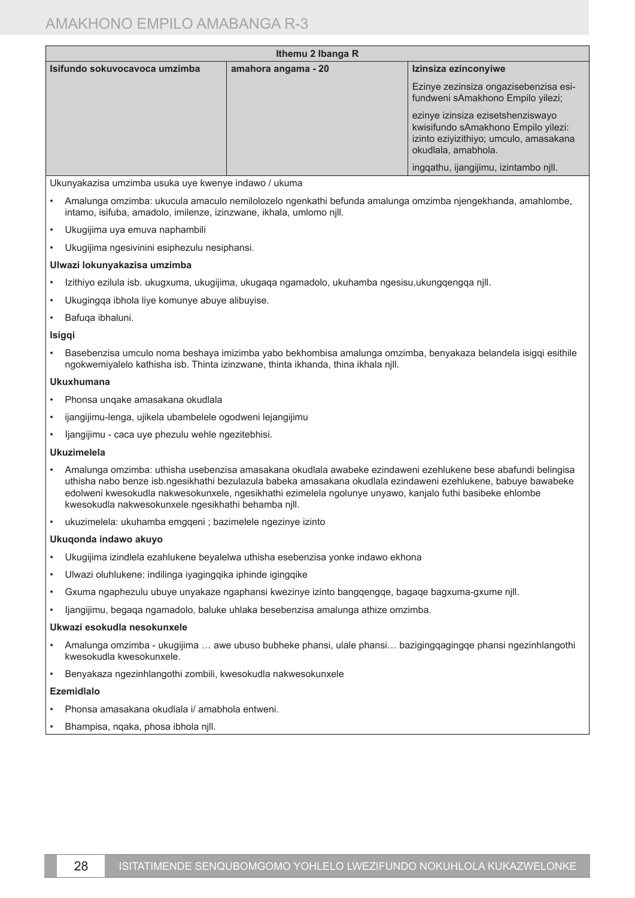| Ithemu 2 Ibanga R | | |
|---|---|---|
| **Isifundo sokuvocavoca umzimba** | **amahora angama - 20** | **Izinsiza ezinconyiwe** |
| | | Ezinye zezinsiza ongazisebenzisa esifundweni sAmakhono Empilo yilezi; |
| | | ezinye izinsiza ezisetshenziswayo kwisifundo sAmakhono Empilo yilezi: izinto eziyizithiyo; umculo, amasakana okudlala, amabhola. |
| | | ingqathu, ijangijimu, izintambo njll. |

Ukunyakazisa umzimba usuka uye kwenye indawo / ukuma

- Amalunga omzimba: ukucula amaculo nemilolozelo ngenkathi befunda amalunga omzimba njengekhanda, amahlombe, intamo, isifuba, amadolo, imilenze, izinzwane, ikhala, umlomo njll.
- Ukugijima uya emuva naphambili
- Ukugijima ngesivinini esiphezulu nesiphansi.

**Ulwazi lokunyakazisa umzimba**

- Izithiyo ezilula isb. ukugxuma, ukugijima, ukugaqa ngamadolo, ukuhamba ngesisu,ukungqengqa njll.
- Ukugingqa ibhola liye komunye abuye alibuyise.
- Bafuqa ibhaluni.

**Isigqi**

- Basebenzisa umculo noma beshaya imizimba yabo bekhombisa amalunga omzimba, benyakaza belandela isigqi esithile ngokwemiyalelo kathisha isb. Thinta izinzwane, thinta ikhanda, thina ikhala njll.

**Ukuxhumana**

- Phonsa unqake amasakana okudlala
- ijangijimu-lenga, ujikela ubambelele ogodweni lejangijimu
- Ijangijimu - caca uye phezulu wehle ngezitebhisi.

**Ukuzimelela**

- Amalunga omzimba: uthisha usebenzisa amasakana okudlala awabeke ezindaweni ezehlukene bese abafundi belingisa uthisha nabo benze isb.ngesikhathi bezulazula babeka amasakana okudlala ezindaweni ezehlukene, babuye bawabeke edolweni kwesokudla nakwesokunxele, ngesikhathi ezimelela ngolunye unyawo, kanjalo futhi basibeke ehlombe kwesokudla nakwesokunxele ngesikhathi behamba njll.
- ukuzimelela: ukuhamba emgqeni ; bazimelele ngezinye izinto

**Ukuqonda indawo akuyo**

- Ukugijima izindlela ezahlukene beyalelwa uthisha esebenzisa yonke indawo ekhona
- Ulwazi oluhlukene: indilinga iyagingqika iphinde igingqike
- Gxuma ngaphezulu ubuye unyakaze ngaphansi kwezinye izinto bangqengqe, bagaqe bagxuma-gxume njll.
- Ijangijimu, begaqa ngamadolo, baluke uhlaka besebenzisa amalunga athize omzimba.

**Ukwazi esokudla nesokunxele**

- Amalunga omzimba - ukugijima … awe ubuso bubheke phansi, ulale phansi… bazigingqagingqe phansi ngezinhlangothi kwesokudla kwesokunxele.
- Benyakaza ngezinhlangothi zombili, kwesokudla nakwesokunxele

**Ezemidlalo**

- Phonsa amasakana okudlala i/ amabhola entweni.
- Bhampisa, nqaka, phosa ibhola njll.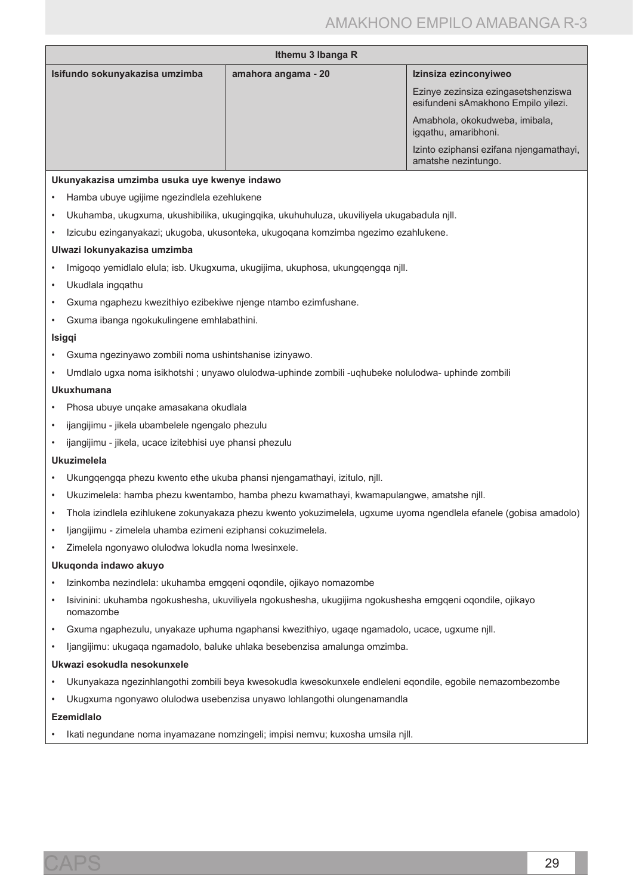| Ithemu 3 Ibanga R | | |
|---|---|---|
| **Isifundo sokunyakazisa umzimba** | **amahora angama - 20** | **Izinsiza ezinconyiweo** |
| | | Ezinye zezinsiza ezingasetshenziswa esifundeni sAmakhono Empilo yilezi. |
| | | Amabhola, okokudweba, imibala, iggathu, amaribhoni. |
| | | Izinto eziphansi ezifana njengamathayi, amatshe nezintungo. |

**Ukunyakazisa umzimba usuka uye kwenye indawo**

- Hamba ubuye ugijime ngezindlela ezehlukene
- Ukuhamba, ukugxuma, ukushibilika, ukugingqika, ukuhuhuluza, ukuviliyela ukugabadula njll.
- Izicubu ezinganyakazi; ukugoba, ukusonteka, ukugoqana komzimba ngezimo ezahlukene.

**Ulwazi lokunyakazisa umzimba**

- Imigoqo yemidlalo elula; isb. Ukugxuma, ukugijima, ukuphosa, ukungqengqa njll.
- Ukudlala ingqathu
- Gxuma ngaphezu kwezithiyo ezibekiwe njenge ntambo ezimfushane.
- Gxuma ibanga ngokukulingene emhlabathini.

**Isigqi**

- Gxuma ngezinyawo zombili noma ushintshanise izinyawo.
- Umdlalo ugxa noma isikhotshi ; unyawo olulodwa-uphinde zombili -uqhubeke nolulodwa- uphinde zombili

**Ukuxhumana**

- Phosa ubuye unqake amasakana okudlala
- ijangijimu - jikela ubambelele ngengalo phezulu
- ijangijimu - jikela, ucace izitebhisi uye phansi phezulu

**Ukuzimelela**

- Ukungqengqa phezu kwento ethe ukuba phansi njengamathayi, izitulo, njll.
- Ukuzimelela: hamba phezu kwentambo, hamba phezu kwamathayi, kwamapulangwe, amatshe njll.
- Thola izindlela ezihlukene zokunyakaza phezu kwento yokuzimelela, ugxume uyoma ngendlela efanele (gobisa amadolo)
- Ijangijimu - zimelela uhamba ezimeni eziphansi cokuzimelela.
- Zimelela ngonyawo olulodwa lokudla noma lwesinxele.

**Ukuqonda indawo akuyo**

- Izinkomba nezindlela: ukuhamba emgqeni oqondile, ojikayo nomazombe
- Isivinini: ukuhamba ngokushesha, ukuviliyela ngokushesha, ukugijima ngokushesha emgqeni oqondile, ojikayo nomazombe
- Gxuma ngaphezulu, unyakaze uphuma ngaphansi kwezithiyo, ugaqe ngamadolo, ucace, ugxume njll.
- Ijangijimu: ukugaqa ngamadolo, baluke uhlaka besebenzisa amalunga omzimba.

**Ukwazi esokudla nesokunxele**

- Ukunyakaza ngezinhlangothi zombili beya kwesokudla kwesokunxele endleleni eqondile, egobile nemazombezombe
- Ukugxuma ngonyawo olulodwa usebenzisa unyawo lohlangothi olungenamandla

**Ezemidlalo**

- Ikati negundane noma inyamazane nomzingeli; impisi nemvu; kuxosha umsila njll.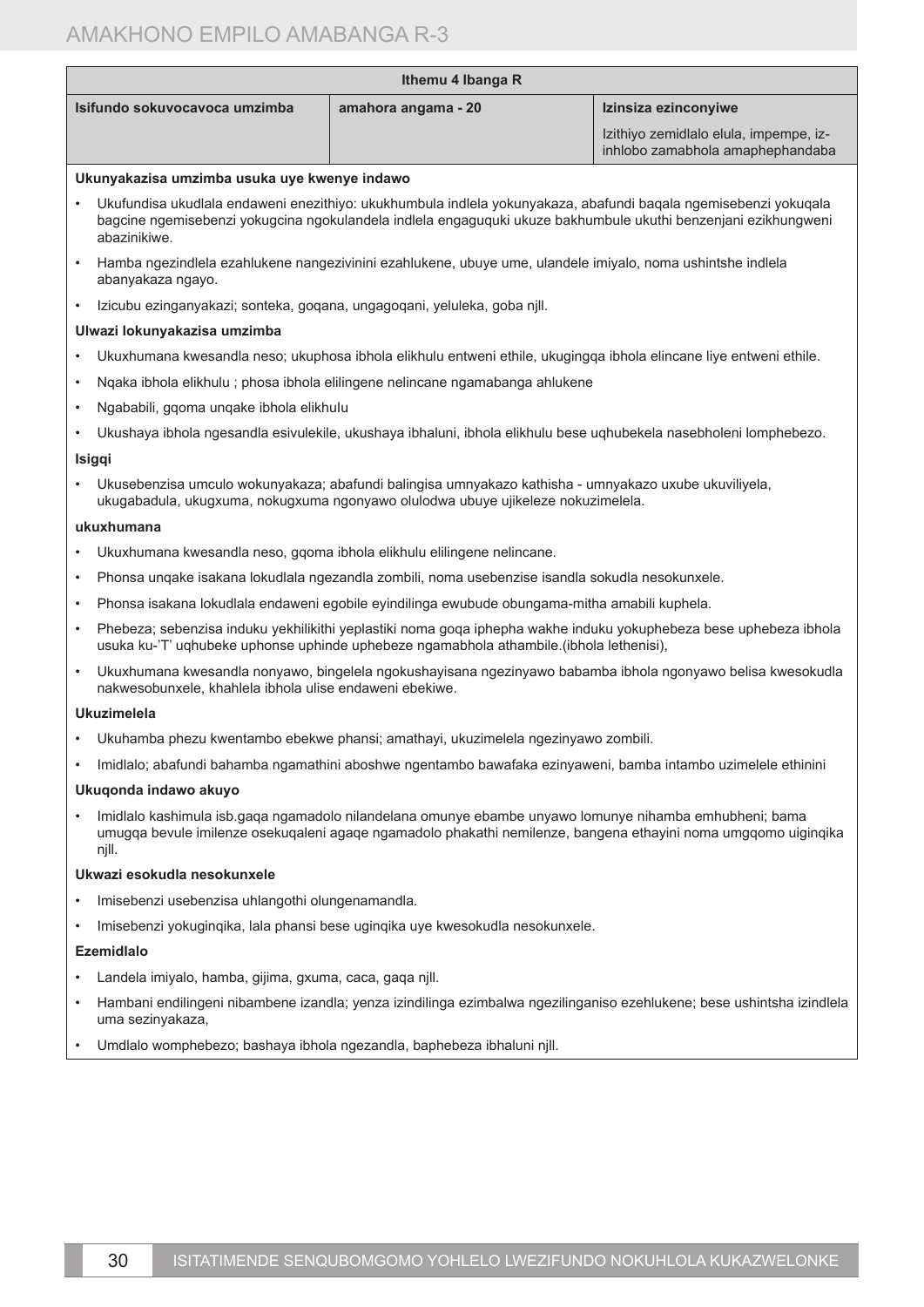| Ithemu 4 Ibanga R | | |
|---|---|---|
| **Isifundo sokuvocavoca umzimba** | **amahora angama - 20** | **Izinsiza ezinconyiwe**<br>Izithiyo zemidlalo elula, impempe, iz-inhlobo zamabhola amaphephandaba |

**Ukunyakazisa umzimba usuka uye kwenye indawo**

- Ukufundisa ukudlala endaweni enezithiyo: ukukhumbula indlela yokunyakaza, abafundi baqala ngemisebenzi yokuqala bagcine ngemisebenzi yokugcina ngokulandela indlela engaguquki ukuze bakhumbule ukuthi benzenjani ezikhungweni abazinikiwe.
- Hamba ngezindlela ezahlukene nangezivinini ezahlukene, ubuye ume, ulandele imiyalo, noma ushintshe indlela abanyakaza ngayo.
- Izicubu ezinganyakazi; sonteka, goqana, ungagoqani, yeluleka, goba njll.

**Ulwazi lokunyakazisa umzimba**

- Ukuxhumana kwesandla neso; ukuphosa ibhola elikhulu entweni ethile, ukugingqa ibhola elincane liye entweni ethile.
- Nqaka ibhola elikhulu ; phosa ibhola elilingene nelincane ngamabanga ahlukene
- Ngababili, gqoma unqake ibhola elikhulu
- Ukushaya ibhola ngesandla esivulekile, ukushaya ibhaluni, ibhola elikhulu bese uqhubekela nasebholeni lomphebezo.

**Isigqi**

- Ukusebenzisa umculo wokunyakaza; abafundi balingisa umnyakazo kathisha - umnyakazo uxube ukuviliyela, ukugabadula, ukugxuma, nokugxuma ngonyawo olulodwa ubuye ujikeleze nokuzimelela.

**ukuxhumana**

- Ukuxhumana kwesandla neso, gqoma ibhola elikhulu elilingene nelincane.
- Phonsa unqake isakana lokudlala ngezandla zombili, noma usebenzise isandla sokudla nesokunxele.
- Phonsa isakana lokudlala endaweni egobile eyindilinga ewubude obungama-mitha amabili kuphela.
- Phebeza; sebenzisa induku yekhilikithi yeplastiki noma goqa iphepha wakhe induku yokuphebeza bese uphebeza ibhola usuka ku-'T' uqhubeke uphonse uphinde uphebeze ngamabhola athambile.(ibhola lethenisi),
- Ukuxhumana kwesandla nonyawo, bingelela ngokushayisana ngezinyawo babamba ibhola ngonyawo belisa kwesokudla nakwesobunxele, khahlela ibhola ulise endaweni ebekiwe.

**Ukuzimelela**

- Ukuhamba phezu kwentambo ebekwe phansi; amathayi, ukuzimelela ngezinyawo zombili.
- Imidlalo; abafundi bahamba ngamathini aboshwe ngentambo bawafaka ezinyaweni, bamba intambo uzimelele ethinini

**Ukuqonda indawo akuyo**

- Imidlalo kashimula isb.gaqa ngamadolo nilandelana omunye ebambe unyawo lomunye nihamba emhubheni; bama umugqa bevule imilenze osekuqaleni agaqe ngamadolo phakathi nemilenze, bangena ethayini noma umgqomo uiginqika njll.

**Ukwazi esokudla nesokunxele**

- Imisebenzi usebenzisa uhlangothi olungenamandla.
- Imisebenzi yokuginqika, lala phansi bese uginqika uye kwesokudla nesokunxele.

**Ezemidlalo**

- Landela imiyalo, hamba, gijima, gxuma, caca, gaqa njll.
- Hambani endilingeni nibambene izandla; yenza izindilinga ezimbalwa ngezilinganiso ezehlukene; bese ushintsha izindlela uma sezinyakaza,
- Umdlalo womphebezo; bashaya ibhola ngezandla, baphebeza ibhaluni njll.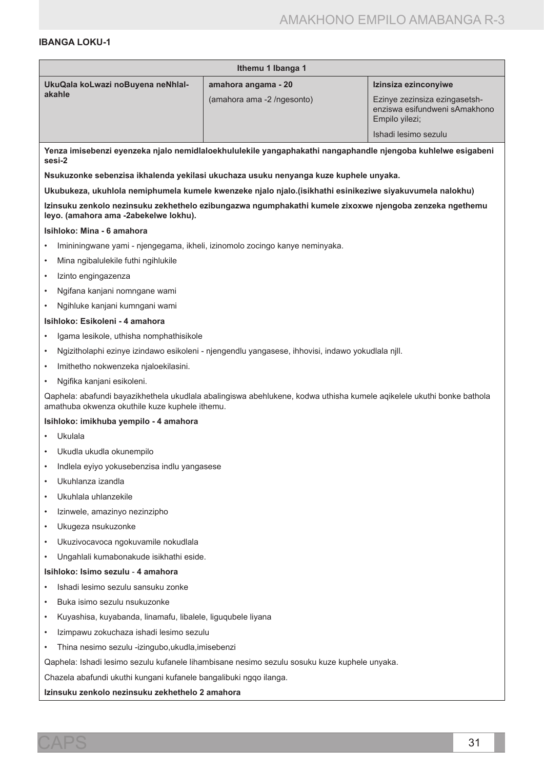## IBANGA LOKU-1

| Ithemu 1 Ibanga 1 | | |
|---|---|---|
| **UkuQala koLwazi noBuyena neNhlalakahle** | **amahora angama - 20** (amahora ama -2 /ngesonto) | **Izinsiza ezinconyiwe** Ezinye zezinsiza ezingasetshenziswa esifundweni sAmakhono Empilo yilezi; Ishadi lesimo sezulu |

**Yenza imisebenzi eyenzeka njalo nemidlaloekhululekile yangaphakathi nangaphandle njengoba kuhlelwe esigabeni sesi-2**

**Nsukuzonke sebenzisa ikhalenda yekilasi ukuchaza usuku nenyanga kuze kuphele unyaka.**

**Ukubukeza, ukuhlola nemiphumela kumele kwenzeke njalo njalo.(isikhathi esinikeziwe siyakuvumela nalokhu)**

**Izinsuku zenkolo nezinsuku zekhethelo ezibungazwa ngumphakathi kumele zixoxwe njengoba zenzeka ngethemu leyo. (amahora ama -2abekelwe lokhu).**

**Isihloko: Mina - 6 amahora**

- Imininingwane yami - njengegama, ikheli, izinomolo zocingo kanye neminyaka.
- Mina ngibalulekile futhi ngihlukile
- Izinto engingazenza
- Ngifana kanjani nomngane wami
- Ngihluke kanjani kumngani wami

**Isihloko: Esikoleni - 4 amahora**

- Igama lesikole, uthisha nomphathisikole
- Ngizitholaphi ezinye izindawo esikoleni - njengendlu yangasese, ihhovisi, indawo yokudlala njll.
- Imithetho nokwenzeka njaloekilasini.
- Ngifika kanjani esikoleni.

Qaphela: abafundi bayazikhethela ukudlala abalingiswa abehlukene, kodwa uthisha kumele aqikelele ukuthi bonke bathola amathuba okwenza okuthile kuze kuphele ithemu.

**Isihloko: imikhuba yempilo - 4 amahora**

- Ukulala
- Ukudla ukudla okunempilo
- Indlela eyiyo yokusebenzisa indlu yangasese
- Ukuhlanza izandla
- Ukuhlala uhlanzekile
- Izinwele, amazinyo nezinzipho
- Ukugeza nsukuzonke
- Ukuzivocavoca ngokuvamile nokudlala
- Ungahlali kumabonakude isikhathi eside.

**Isihloko: Isimo sezulu - 4 amahora**

- Ishadi lesimo sezulu sansuku zonke
- Buka isimo sezulu nsukuzonke
- Kuyashisa, kuyabanda, linamafu, libalele, liguqubele liyana
- Izimpawu zokuchaza ishadi lesimo sezulu
- Thina nesimo sezulu -izingubo,ukudla,imisebenzi

Qaphela: Ishadi lesimo sezulu kufanele lihambisane nesimo sezulu sosuku kuze kuphele unyaka.

Chazela abafundi ukuthi kungani kufanele bangalibuki ngqo ilanga.

**Izinsuku zenkolo nezinsuku zekhethelo 2 amahora**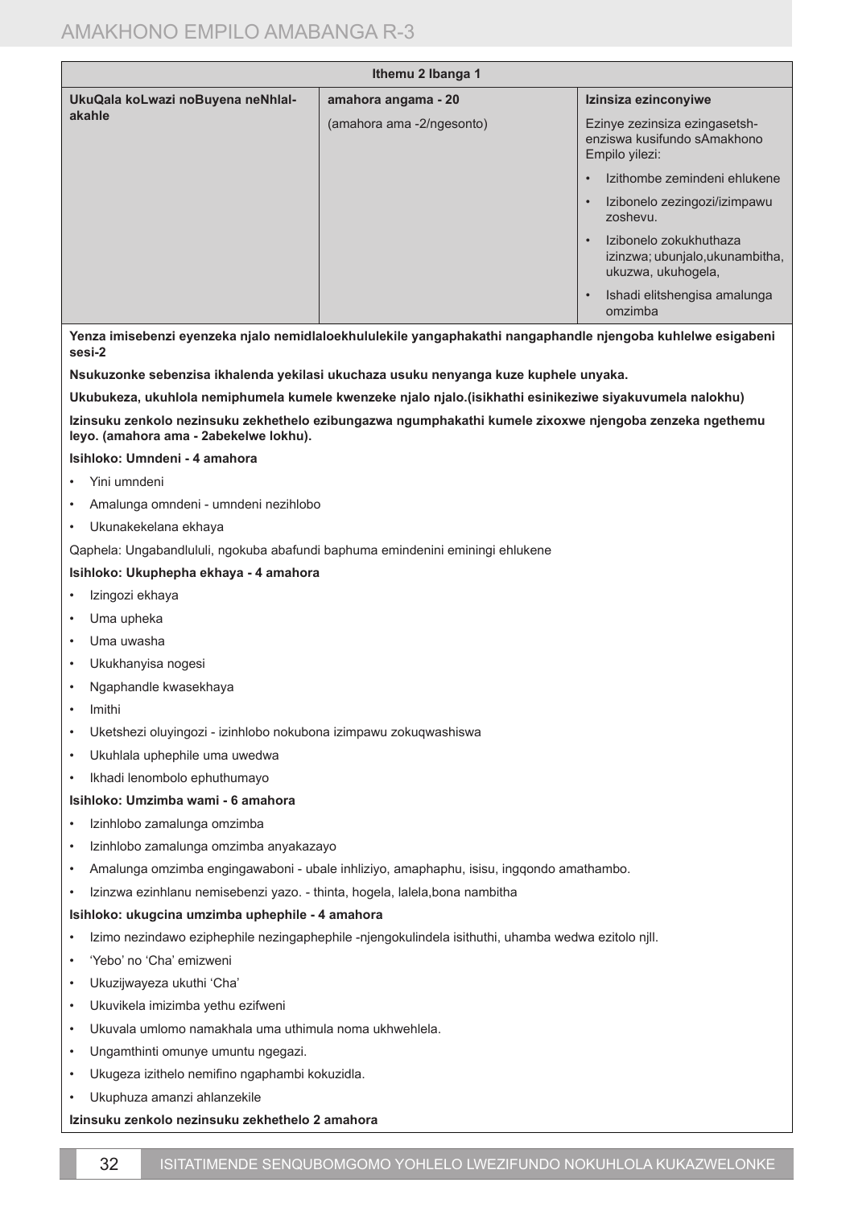| Ithemu 2 Ibanga 1 | | |
|---|---|---|
| **UkuQala koLwazi noBuyena neNhlalakahle** | **amahora angama - 20**<br>(amahora ama -2/ngesonto) | **Izinsiza ezinconyiwe**<br>Ezinye zezinsiza ezingasetshenziswa kusifundo sAmakhono Empilo yilezi:<br>• Izithombe zemindeni ehlukene<br>• Izibonelo zezingozi/izimpawu zoshevu.<br>• Izibonelo zokukhuthaza izinzwa; ubunjalo,ukunambitha, ukuzwa, ukuhogela,<br>• Ishadi elitshengisa amalunga omzimba |

**Yenza imisebenzi eyenzeka njalo nemidlaloekhululekile yangaphakathi nangaphandle njengoba kuhlelwe esigabeni sesi-2**

**Nsukuzonke sebenzisa ikhalenda yekilasi ukuchaza usuku nenyanga kuze kuphele unyaka.**

**Ukubukeza, ukuhlola nemiphumela kumele kwenzeke njalo njalo.(isikhathi esinikeziwe siyakuvumela nalokhu)**

**Izinsuku zenkolo nezinsuku zekhethelo ezibungazwa ngumphakathi kumele zixoxwe njengoba zenzeka ngethemu leyo. (amahora ama - 2abekelwe lokhu).**

**Isihloko: Umndeni - 4 amahora**

- Yini umndeni
- Amalunga omndeni - umndeni nezihlobo
- Ukunakekelana ekhaya

Qaphela: Ungabandlululi, ngokuba abafundi baphuma emindenini eminingi ehlukene

**Isihloko: Ukuphepha ekhaya - 4 amahora**

- Izingozi ekhaya
- Uma upheka
- Uma uwasha
- Ukukhanyisa nogesi
- Ngaphandle kwasekhaya
- Imithi
- Uketshezi oluyingozi - izinhlobo nokubona izimpawu zokuqwashiswa
- Ukuhlala uphephile uma uwedwa
- Ikhadi lenombolo ephuthumayo

**Isihloko: Umzimba wami - 6 amahora**

- Izinhlobo zamalunga omzimba
- Izinhlobo zamalunga omzimba anyakazayo
- Amalunga omzimba engingawaboni - ubale inhliziyo, amaphaphu, isisu, ingqondo amathambo.
- Izinzwa ezinhlanu nemisebenzi yazo. - thinta, hogela, lalela,bona nambitha

**Isihloko: ukugcina umzimba uphephile - 4 amahora**

- Izimo nezindawo eziphephile nezingaphephile -njengokulindela isithuthi, uhamba wedwa ezitolo njll.
- 'Yebo' no 'Cha' emizweni
- Ukuzijwayeza ukuthi 'Cha'
- Ukuvikela imizimba yethu ezifweni
- Ukuvala umlomo namakhala uma uthimula noma ukhwehlela.
- Ungamthinti omunye umuntu ngegazi.
- Ukugeza izithelo nemifino ngaphambi kokuzidla.
- Ukuphuza amanzi ahlanzekile

**Izinsuku zenkolo nezinsuku zekhethelo 2 amahora**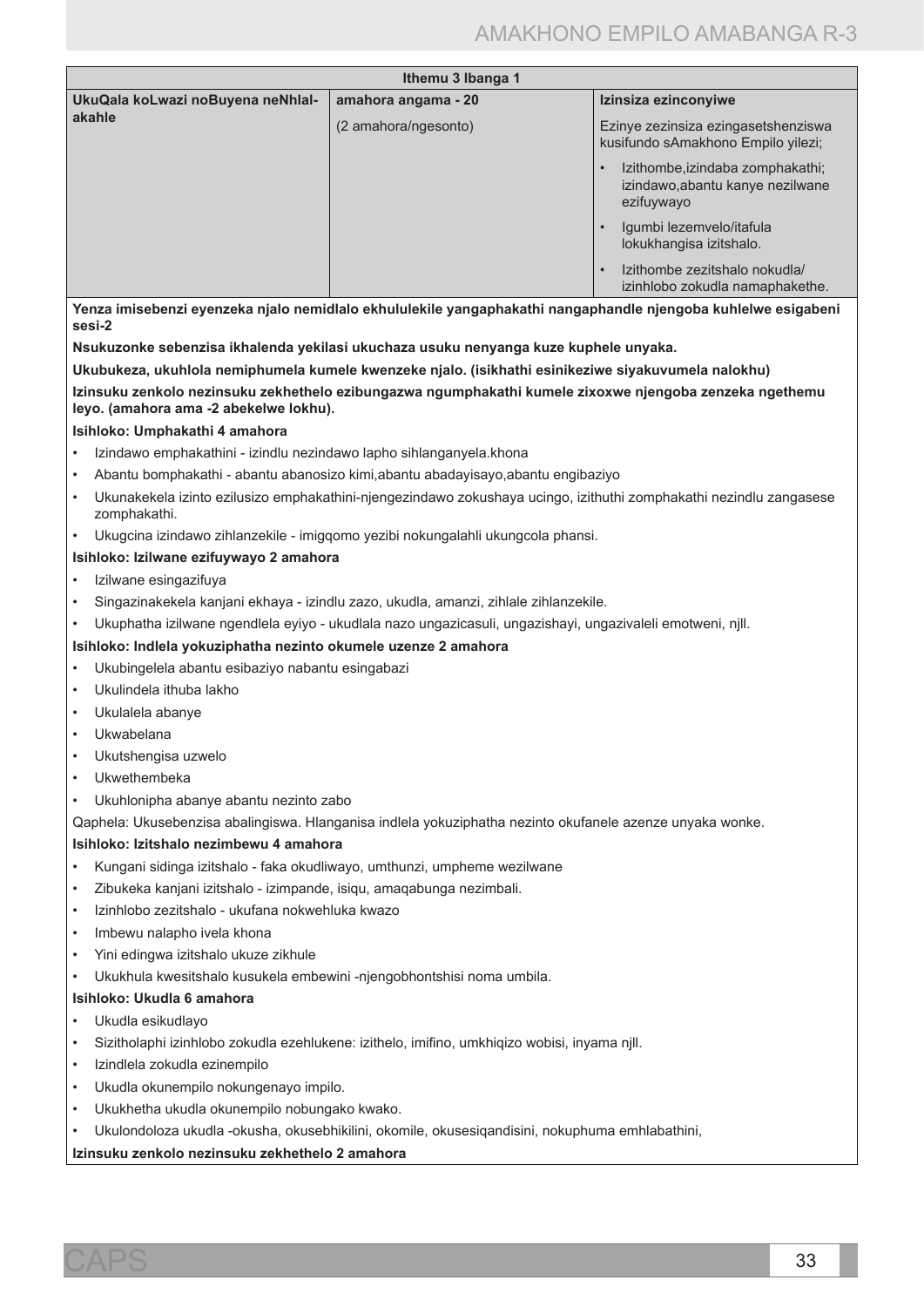| Ithemu 3 Ibanga 1 | | |
|---|---|---|
| UkuQala koLwazi noBuyena neNhlalakahle | amahora angama - 20<br><br>(2 amahora/ngesonto) | Izinsiza ezinconyiwe<br><br>Ezinye zezinsiza ezingasetshenziswa kusifundo sAmakhono Empilo yilezi;<br><br>• Izithombe,izindaba zomphakathi; izindawo,abantu kanye nezilwane ezifuywayo<br><br>• Igumbi lezemvelo/itafula lokukhangisa izitshalo.<br><br>• Izithombe zezitshalo nokudla/ izinhlobo zokudla namaphakethe. |

**Yenza imisebenzi eyenzeka njalo nemidlalo ekhululekile yangaphakathi nangaphandle njengoba kuhlelwe esigabeni sesi-2**

**Nsukuzonke sebenzisa ikhalenda yekilasi ukuchaza usuku nenyanga kuze kuphele unyaka.**

**Ukubukeza, ukuhlola nemiphumela kumele kwenzeke njalo. (isikhathi esinikeziwe siyakuvumela nalokhu)**

**Izinsuku zenkolo nezinsuku zekhethelo ezibungazwa ngumphakathi kumele zixoxwe njengoba zenzeka ngethemu leyo. (amahora ama -2 abekelwe lokhu).**

**Isihloko: Umphakathi 4 amahora**

- Izindawo emphakathini - izindlu nezindawo lapho sihlanganyela.khona
- Abantu bomphakathi - abantu abanosizo kimi,abantu abadayisayo,abantu engibaziyo
- Ukunakekela izinto ezilusizo emphakathini-njengezindawo zokushaya ucingo, izithuthi zomphakathi nezindlu zangasese zomphakathi.
- Ukugcina izindawo zihlanzekile - imigqomo yezibi nokungalahli ukungcola phansi.

**Isihloko: Izilwane ezifuywayo 2 amahora**

- Izilwane esingazifuya
- Singazinakekela kanjani ekhaya - izindlu zazo, ukudla, amanzi, zihlale zihlanzekile.
- Ukuphatha izilwane ngendlela eyiyo - ukudlala nazo ungazicasuli, ungazishayi, ungazivaleli emotweni, njll.

**Isihloko: Indlela yokuziphatha nezinto okumele uzenze 2 amahora**

- Ukubingelela abantu esibaziyo nabantu esingabazi
- Ukulindela ithuba lakho
- Ukulalela abanye
- Ukwabelana
- Ukutshengisa uzwelo
- Ukwethembeka
- Ukuhlonipha abanye abantu nezinto zabo

Qaphela: Ukusebenzisa abalingiswa. Hlanganisa indlela yokuziphatha nezinto okufanele azenze unyaka wonke.

**Isihloko: Izitshalo nezimbewu 4 amahora**

- Kungani sidinga izitshalo - faka okudliwayo, umthunzi, umpheme wezilwane
- Zibukeka kanjani izitshalo - izimpande, isiqu, amaqabunga nezimbali.
- Izinhlobo zezitshalo - ukufana nokwehluka kwazo
- Imbewu nalapho ivela khona
- Yini edingwa izitshalo ukuze zikhule
- Ukukhula kwesitshalo kusukela embewini -njengobhontshisi noma umbila.

**Isihloko: Ukudla 6 amahora**

- Ukudla esikudlayo
- Sizitholaphi izinhlobo zokudla ezehlukene: izithelo, imifino, umkhiqizo wobisi, inyama njll.
- Izindlela zokudla ezinempilo
- Ukudla okunempilo nokungenayo impilo.
- Ukukhetha ukudla okunempilo nobungako kwako.
- Ukulondoloza ukudla -okusha, okusebhikilini, okomile, okusesiqandisini, nokuphuma emhlabathini,

**Izinsuku zenkolo nezinsuku zekhethelo 2 amahora**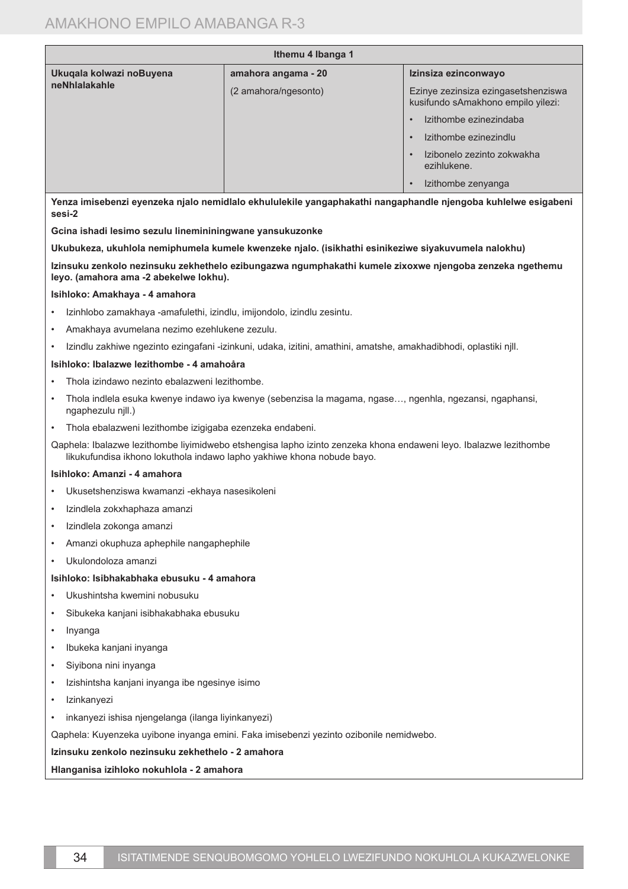| Ithemu 4 Ibanga 1 | | |
|---|---|---|
| **Ukuqala kolwazi noBuyena neNhlalakahle** | **amahora angama - 20**<br>(2 amahora/ngesonto) | **Izinsiza ezinconwayo**<br>Ezinye zezinsiza ezingasetshenziswa kusifundo sAmakhono empilo yilezi:<br>• Izithombe ezinezindaba<br>• Izithombe ezinezindlu<br>• Izibonelo zezinto zokwakha ezihlukene.<br>• Izithombe zenyanga |

**Yenza imisebenzi eyenzeka njalo nemidlalo ekhululekile yangaphakathi nangaphandle njengoba kuhlelwe esigabeni sesi-2**

**Gcina ishadi lesimo sezulu linemininingwane yansukuzonke**

**Ukubukeza, ukuhlola nemiphumela kumele kwenzeke njalo. (isikhathi esinikeziwe siyakuvumela nalokhu)**

**Izinsuku zenkolo nezinsuku zekhethelo ezibungazwa ngumphakathi kumele zixoxwe njengoba zenzeka ngethemu leyo. (amahora ama -2 abekelwe lokhu).**

**Isihloko: Amakhaya - 4 amahora**

- Izinhlobo zamakhaya -amafulethi, izindlu, imijondolo, izindlu zesintu.
- Amakhaya avumelana nezimo ezehlukene zezulu.
- Izindlu zakhiwe ngezinto ezingafani -izinkuni, udaka, izitini, amathini, amatshe, amakhadibhodi, oplastiki njll.

**Isihloko: Ibalazwe lezithombe - 4 amahoåra**

- Thola izindawo nezinto ebalazweni lezithombe.
- Thola indlela esuka kwenye indawo iya kwenye (sebenzisa la magama, ngase…, ngenhla, ngezansi, ngaphansi, ngaphezulu njll.)
- Thola ebalazweni lezithombe izigigaba ezenzeka endabeni.

Qaphela: Ibalazwe lezithombe liyimidwebo etshengisa lapho izinto zenzeka khona endaweni leyo. Ibalazwe lezithombe likukufundisa ikhono lokuthola indawo lapho yakhiwe khona nobude bayo.

**Isihloko: Amanzi - 4 amahora**

- Ukusetshenziswa kwamanzi -ekhaya nasesikoleni
- Izindlela zokxhaphaza amanzi
- Izindlela zokonga amanzi
- Amanzi okuphuza aphephile nangaphephile
- Ukulondoloza amanzi

**Isihloko: Isibhakabhaka ebusuku - 4 amahora**

- Ukushintsha kwemini nobusuku
- Sibukeka kanjani isibhakabhaka ebusuku
- Inyanga
- Ibukeka kanjani inyanga
- Siyibona nini inyanga
- Izishintsha kanjani inyanga ibe ngesinye isimo
- Izinkanyezi
- inkanyezi ishisa njengelanga (ilanga liyinkanyezi)

Qaphela: Kuyenzeka uyibone inyanga emini. Faka imisebenzi yezinto ozibonile nemidwebo.

**Izinsuku zenkolo nezinsuku zekhethelo - 2 amahora**

**Hlanganisa izihloko nokuhlola - 2 amahora**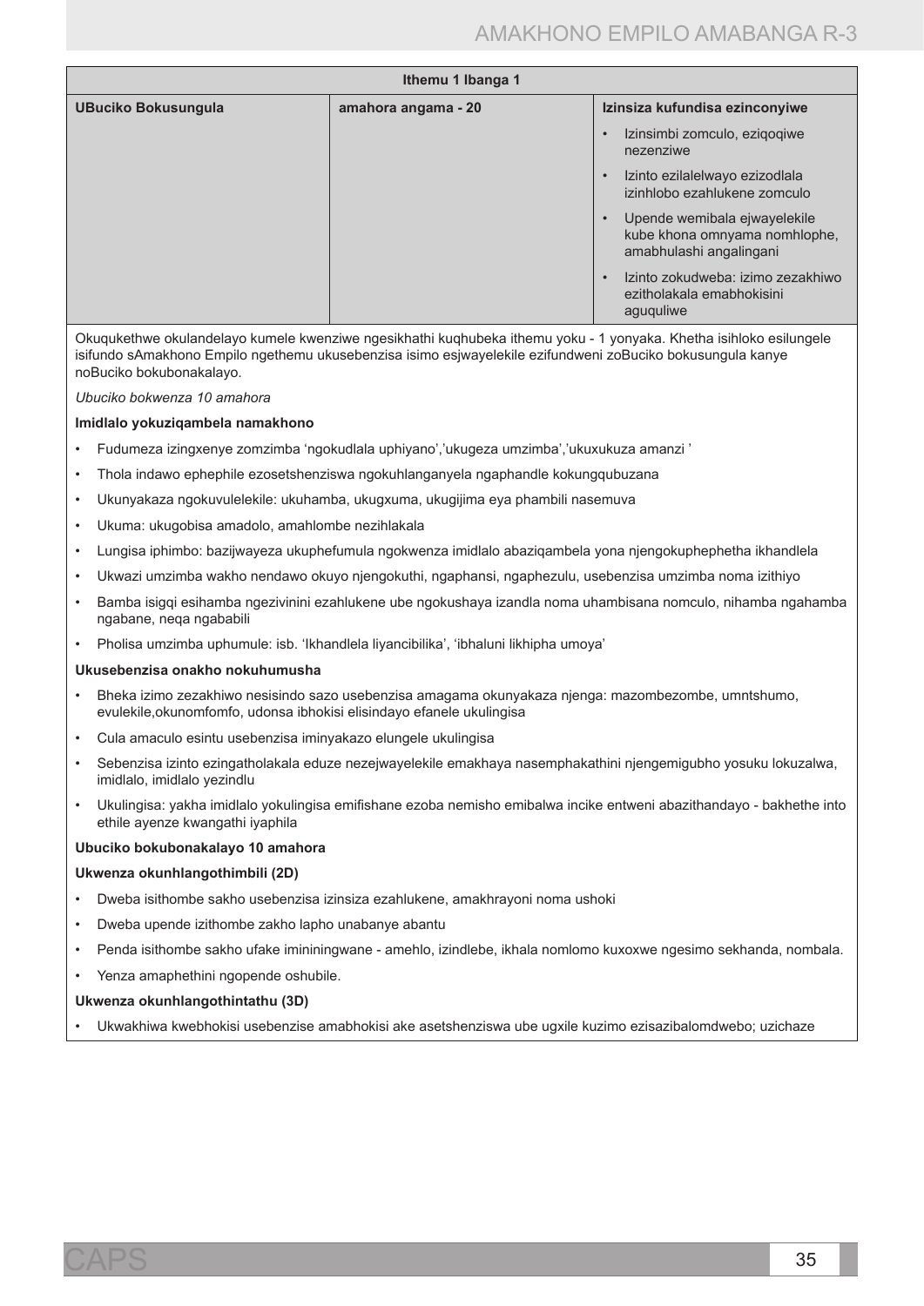| Ithemu 1 Ibanga 1 | | |
|---|---|---|
| **UBuciko Bokusungula** | **amahora angama - 20** | **Izinsiza kufundisa ezinconyiwe**<br>• Izinsimbi zomculo, eziqoqiwe nezenziwe<br>• Izinto ezilalelwayo ezizodlala izinhlobo ezahlukene zomculo<br>• Upende wemibala ejwayelekile kube khona omnyama nomhlophe, amabhulashi angalingani<br>• Izinto zokudweba: izimo zezakhiwo ezitholakala emabhokisini aguquliwe |

Okuqukethwe okulandelayo kumele kwenziwe ngesikhathi kuqhubeka ithemu yoku - 1 yonyaka. Khetha isihloko esilungele isifundo sAmakhono Empilo ngethemu ukusebenzisa isimo esjwayelekile ezifundweni zoBuciko bokusungula kanye noBuciko bokubonakalayo.

*Ubuciko bokwenza 10 amahora*

**Imidlalo yokuziqambela namakhono**

- Fudumeza izingxenye zomzimba 'ngokudlala uphiyano','ukugeza umzimba','ukuxukuza amanzi '
- Thola indawo ephephile ezosetshenziswa ngokuhlanganyela ngaphandle kokungqubuzana
- Ukunyakaza ngokuvulelekile: ukuhamba, ukugxuma, ukugijima eya phambili nasemuva
- Ukuma: ukugobisa amadolo, amahlombe nezihlakala
- Lungisa iphimbo: bazijwayeza ukuphefumula ngokwenza imidlalo abaziqambela yona njengokuphephetha ikhandlela
- Ukwazi umzimba wakho nendawo okuyo njengokuthi, ngaphansi, ngaphezulu, usebenzisa umzimba noma izithiyo
- Bamba isigqi esihamba ngezivinini ezahlukene ube ngokushaya izandla noma uhambisana nomculo, nihamba ngahamba ngabane, neqa ngababili
- Pholisa umzimba uphumule: isb. 'Ikhandlela liyancibilika', 'ibhaluni likhipha umoya'

**Ukusebenzisa onakho nokuhumusha**

- Bheka izimo zezakhiwo nesisindo sazo usebenzisa amagama okunyakaza njenga: mazombezombe, umntshumo, evulekile,okunomfomfo, udonsa ibhokisi elisindayo efanele ukulingisa
- Cula amaculo esintu usebenzisa iminyakazo elungele ukulingisa
- Sebenzisa izinto ezingatholakala eduze nezejwayelekile emakhaya nasemphakathini njengemigubho yosuku lokuzalwa, imidlalo, imidlalo yezindlu
- Ukulingisa: yakha imidlalo yokulingisa emifishane ezoba nemisho emibalwa incike entweni abazithandayo - bakhethe into ethile ayenze kwangathi iyaphila

**Ubuciko bokubonakalayo 10 amahora**

**Ukwenza okunhlangothimbili (2D)**

- Dweba isithombe sakho usebenzisa izinsiza ezahlukene, amakhrayoni noma ushoki
- Dweba upende izithombe zakho lapho unabanye abantu
- Penda isithombe sakho ufake imininingwane - amehlo, izindlebe, ikhala nomlomo kuxoxwe ngesimo sekhanda, nombala.
- Yenza amaphethini ngopende oshubile.

**Ukwenza okunhlangothintathu (3D)**

- Ukwakhiwa kwebhokisi usebenzise amabhokisi ake asetshenziswa ube ugxile kuzimo ezisazibalomdwebo; uzichaze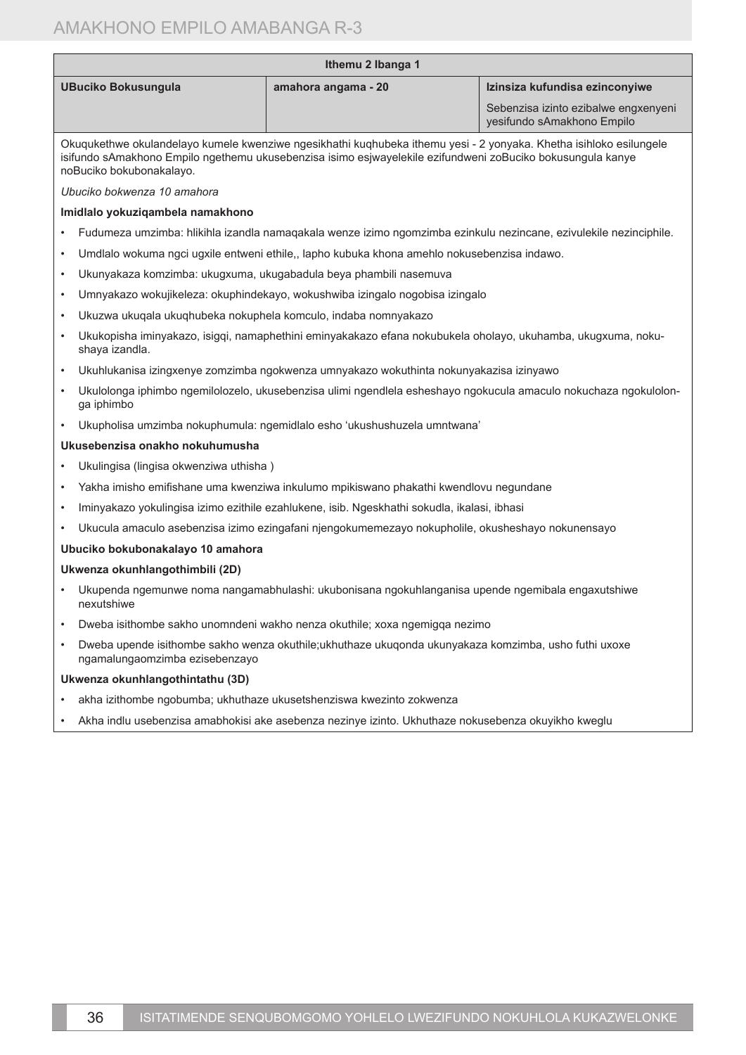| Ithemu 2 Ibanga 1 | | |
|---|---|---|
| **UBuciko Bokusungula** | **amahora angama - 20** | **Izinsiza kufundisa ezinconyiwe**<br><br>Sebenzisa izinto ezibalwe engxenyeni yesifundo sAmakhono Empilo |

Okuqukethwe okulandelayo kumele kwenziwe ngesikhathi kuqhubeka ithemu yesi - 2 yonyaka. Khetha isihloko esilungele isifundo sAmakhono Empilo ngethemu ukusebenzisa isimo esjwayelekile ezifundweni zoBuciko bokusungula kanye noBuciko bokubonakalayo.

*Ubuciko bokwenza 10 amahora*

**Imidlalo yokuziqambela namakhono**

- Fudumeza umzimba: hlikihla izandla namaqakala wenze izimo ngomzimba ezinkulu nezincane, ezivulekile nezinciphile.
- Umdlalo wokuma ngci ugxile entweni ethile,, lapho kubuka khona amehlo nokusebenzisa indawo.
- Ukunyakaza komzimba: ukugxuma, ukugabadula beya phambili nasemuva
- Umnyakazo wokujikeleza: okuphindekayo, wokushwiba izingalo nogobisa izingalo
- Ukuzwa ukuqala ukuqhubeka nokuphela komculo, indaba nomnyakazo
- Ukukopisha iminyakazo, isigqi, namaphethini eminyakakazo efana nokubukela oholayo, ukuhamba, ukugxuma, nokushaya izandla.
- Ukuhlukanisa izingxenye zomzimba ngokwenza umnyakazo wokuthinta nokunyakazisa izinyawo
- Ukulolonga iphimbo ngemilolozelo, ukusebenzisa ulimi ngendlela esheshayo ngokucula amaculo nokuchaza ngokulolonga iphimbo
- Ukupholisa umzimba nokuphumula: ngemidlalo esho 'ukushushuzela umntwana'

**Ukusebenzisa onakho nokuhumusha**

- Ukulingisa (lingisa okwenziwa uthisha )
- Yakha imisho emifishane uma kwenziwa inkulumo mpikiswano phakathi kwendlovu negundane
- Iminyakazo yokulingisa izimo ezithile ezahlukene, isib. Ngeskhathi sokudla, ikalasi, ibhasi
- Ukucula amaculo asebenzisa izimo ezingafani njengokumemezayo nokupholile, okusheshayo nokunensayo

**Ubuciko bokubonakalayo 10 amahora**

**Ukwenza okunhlangothimbili (2D)**

- Ukupenda ngemunwe noma nangamabhulashi: ukubonisana ngokuhlanganisa upende ngemibala engaxutshiwe nexutshiwe
- Dweba isithombe sakho unomndeni wakho nenza okuthile; xoxa ngemigqa nezimo
- Dweba upende isithombe sakho wenza okuthile;ukhuthaze ukuqonda ukunyakaza komzimba, usho futhi uxoxe ngamalungaomzimba ezisebenzayo

**Ukwenza okunhlangothintathu (3D)**

- akha izithombe ngobumba; ukhuthaze ukusetshenziswa kwezinto zokwenza
- Akha indlu usebenzisa amabhokisi ake asebenza nezinye izinto. Ukhuthaze nokusebenza okuyikho kweglu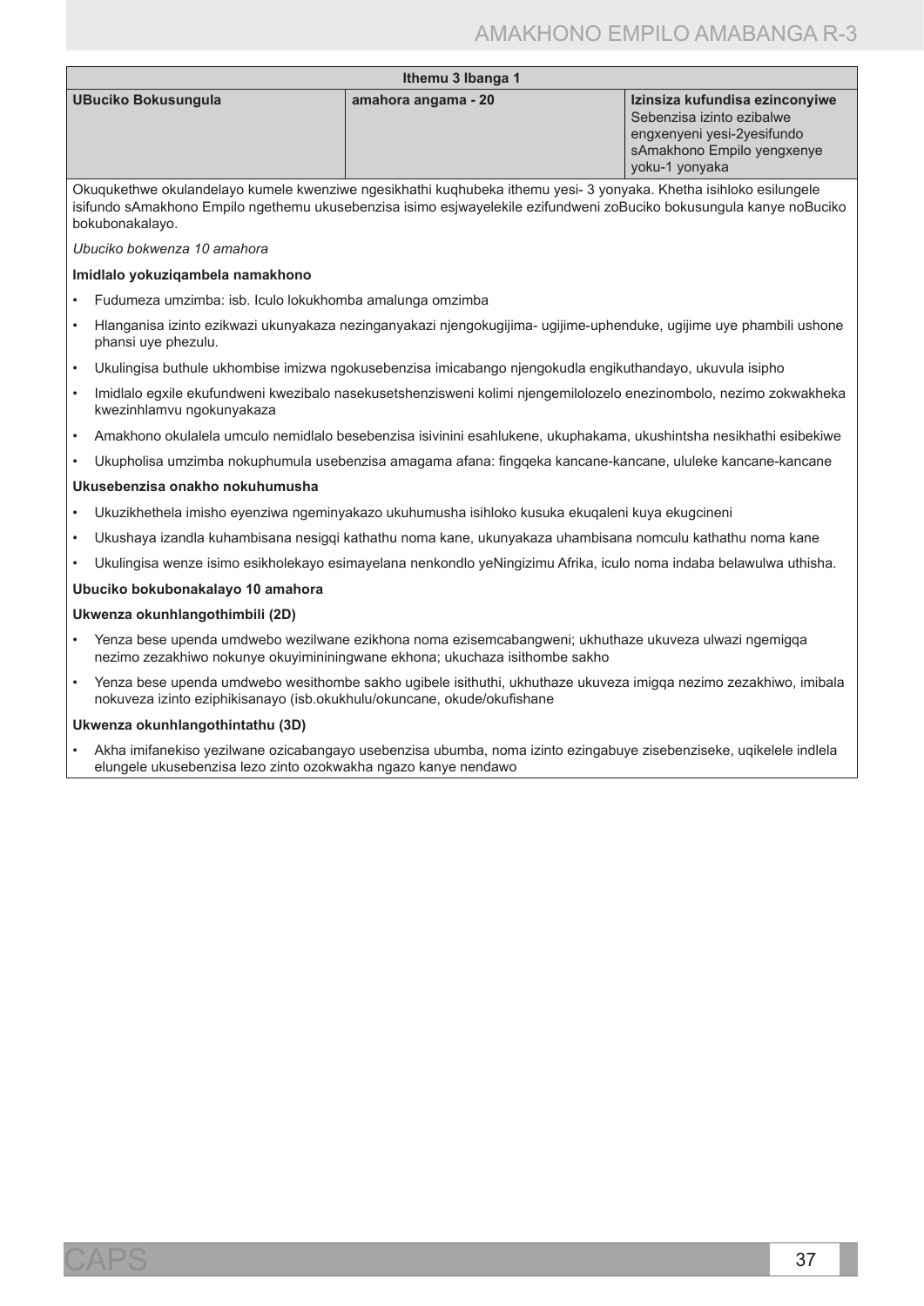| Ithemu 3 Ibanga 1 | | |
|---|---|---|
| **UBuciko Bokusungula** | **amahora angama - 20** | **Izinsiza kufundisa ezinconyiwe** Sebenzisa izinto ezibalwe engxenyeni yesi-2yesifundo sAmakhono Empilo yengxenye yoku-1 yonyaka |

Okuqukethwe okulandelayo kumele kwenziwe ngesikhathi kuqhubeka ithemu yesi- 3 yonyaka. Khetha isihloko esilungele isifundo sAmakhono Empilo ngethemu ukusebenzisa isimo esjwayelekile ezifundweni zoBuciko bokusungula kanye noBuciko bokubonakalayo.

*Ubuciko bokwenza 10 amahora*

**Imidlalo yokuziqambela namakhono**

- Fudumeza umzimba: isb. Iculo lokukhomba amalunga omzimba
- Hlanganisa izinto ezikwazi ukunyakaza nezinganyakazi njengokugijima- ugijime-uphenduke, ugijime uye phambili ushone phansi uye phezulu.
- Ukulingisa buthule ukhombise imizwa ngokusebenzisa imicabango njengokudla engikuthandayo, ukuvula isipho
- Imidlalo egxile ekufundweni kwezibalo nasekusetshenzisweni kolimi njengemilolozelo enezinombolo, nezimo zokwakheka kwezinhlamvu ngokunyakaza
- Amakhono okulalela umculo nemidlalo besebenzisa isivinini esahlukene, ukuphakama, ukushintsha nesikhathi esibekiwe
- Ukupholisa umzimba nokuphumula usebenzisa amagama afana: fingqeka kancane-kancane, ululeke kancane-kancane

**Ukusebenzisa onakho nokuhumusha**

- Ukuzikhethela imisho eyenziwa ngeminyakazo ukuhumusha isihloko kusuka ekuqaleni kuya ekugcineni
- Ukushaya izandla kuhambisana nesigqi kathathu noma kane, ukunyakaza uhambisana nomculu kathathu noma kane
- Ukulingisa wenze isimo esikholekayo esimayelana nenkondlo yeNingizimu Afrika, iculo noma indaba belawulwa uthisha.

**Ubuciko bokubonakalayo 10 amahora**

**Ukwenza okunhlangothimbili (2D)**

- Yenza bese upenda umdwebo wezilwane ezikhona noma ezisemcabangweni; ukhuthaze ukuveza ulwazi ngemigqa nezimo zezakhiwo nokunye okuyimininingwane ekhona; ukuchaza isithombe sakho
- Yenza bese upenda umdwebo wesithombe sakho ugibele isithuthi, ukhuthaze ukuveza imigqa nezimo zezakhiwo, imibala nokuveza izinto eziphikisanayo (isb.okukhulu/okuncane, okude/okufishane

**Ukwenza okunhlangothintathu (3D)**

- Akha imifanekiso yezilwane ozicabangayo usebenzisa ubumba, noma izinto ezingabuye zisebenziseke, uqikelele indlela elungele ukusebenzisa lezo zinto ozokwakha ngazo kanye nendawo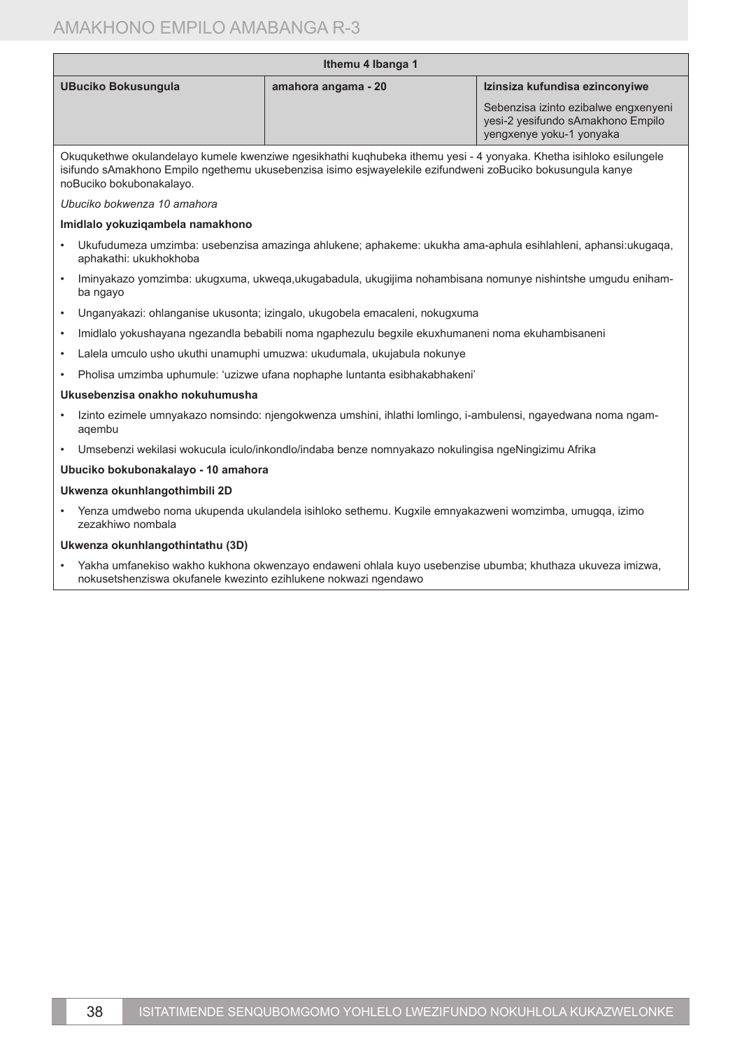| Ithemu 4 Ibanga 1 | | |
|---|---|---|
| **UBuciko Bokusungula** | **amahora angama - 20** | **Izinsiza kufundisa ezinconyiwe** Sebenzisa izinto ezibalwe engxenyeni yesi-2 yesifundo sAmakhono Empilo yengxenye yoku-1 yonyaka |

Okuqukethwe okulandelayo kumele kwenziwe ngesikhathi kuqhubeka ithemu yesi - 4 yonyaka. Khetha isihloko esilungele isifundo sAmakhono Empilo ngethemu ukusebenzisa isimo esjwayelekile ezifundweni zoBuciko bokusungula kanye noBuciko bokubonakalayo.

*Ubuciko bokwenza 10 amahora*

**Imidlalo yokuziqambela namakhono**

- Ukufudumeza umzimba: usebenzisa amazinga ahlukene; aphakeme: ukukha ama-aphula esihlahleni, aphansi:ukugaqa, aphakathi: ukukhokhoba
- Iminyakazo yomzimba: ukugxuma, ukweqa,ukugabadula, ukugijima nohambisana nomunye nishintshe umgudu enihamba ngayo
- Unganyakazi: ohlanganise ukusonta; izingalo, ukugobela emacaleni, nokugxuma
- Imidlalo yokushayana ngezandla bebabili noma ngaphezulu begxile ekuxhumaneni noma ekuhambisaneni
- Lalela umculo usho ukuthi unamuphi umuzwa: ukudumala, ukujabula nokunye
- Pholisa umzimba uphumule: 'uzizwe ufana nophaphe luntanta esibhakabhakeni'

**Ukusebenzisa onakho nokuhumusha**

- Izinto ezimele umnyakazo nomsindo: njengokwenza umshini, ihlathi lomlingo, i-ambulensi, ngayedwana noma ngamaqembu
- Umsebenzi wekilasi wokucula iculo/inkondlo/indaba benze nomnyakazo nokulingisa ngeNingizimu Afrika

**Ubuciko bokubonakalayo - 10 amahora**

**Ukwenza okunhlangothimbili 2D**

- Yenza umdwebo noma ukupenda ukulandela isihloko sethemu. Kugxile emnyakazweni womzimba, umugqa, izimo zezakhiwo nombala

**Ukwenza okunhlangothintathu (3D)**

- Yakha umfanekiso wakho kukhona okwenzayo endaweni ohlala kuyo usebenzise ubumba; khuthaza ukuveza imizwa, nokusetshenziswa okufanele kwezinto ezihlukene nokwazi ngendawo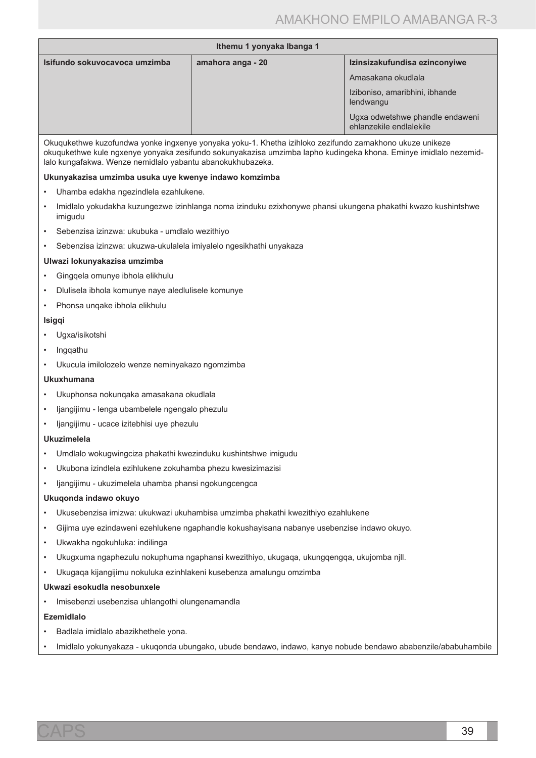| Ithemu 1 yonyaka Ibanga 1 | | |
|---|---|---|
| **Isifundo sokuvocavoca umzimba** | **amahora anga - 20** | **Izinsizakufundisa ezinconyiwe**<br>Amasakana okudlala<br>Iziboniso, amaribhini, ibhande lendwangu<br>Ugxa odwetshwe phandle endaweni ehlanzekile endlalekile |

Okuqukethwe kuzofundwa yonke ingxenye yonyaka yoku-1. Khetha izihloko zezifundo zamakhono ukuze unikeze okuqukethwe kule ngxenye yonyaka zesifundo sokunyakazisa umzimba lapho kudingeka khona. Eminye imidlalo nezemidlalo kungafakwa. Wenze nemidlalo yabantu abanokukhubazeka.

**Ukunyakazisa umzimba usuka uye kwenye indawo komzimba**

- Uhamba edakha ngezindlela ezahlukene.
- Imidlalo yokudakha kuzungezwe izinhlanga noma izinduku ezixhonywe phansi ukungena phakathi kwazo kushintshwe imigudu
- Sebenzisa izinzwa: ukubuka - umdlalo wezithiyo
- Sebenzisa izinzwa: ukuzwa-ukulalela imiyalelo ngesikhathi unyakaza

**Ulwazi lokunyakazisa umzimba**

- Gingqela omunye ibhola elikhulu
- Dlulisela ibhola komunye naye aledlulisele komunye
- Phonsa unqake ibhola elikhulu

**Isigqi**

- Ugxa/isikotshi
- Ingqathu
- Ukucula imilolozelo wenze neminyakazo ngomzimba

**Ukuxhumana**

- Ukuphonsa nokunqaka amasakana okudlala
- Ijangijimu - lenga ubambelele ngengalo phezulu
- Ijangijimu - ucace izitebhisi uye phezulu

**Ukuzimelela**

- Umdlalo wokugwingciza phakathi kwezinduku kushintshwe imigudu
- Ukubona izindlela ezihlukene zokuhamba phezu kwesizimazisi
- Ijangijimu - ukuzimelela uhamba phansi ngokungcengca

**Ukuqonda indawo okuyo**

- Ukusebenzisa imizwa: ukukwazi ukuhambisa umzimba phakathi kwezithiyo ezahlukene
- Gijima uye ezindaweni ezehlukene ngaphandle kokushayisana nabanye usebenzise indawo okuyo.
- Ukwakha ngokuhluka: indilinga
- Ukugxuma ngaphezulu nokuphuma ngaphansi kwezithiyo, ukugaqa, ukungqengqa, ukujomba njll.
- Ukugaqa kijangijimu nokuluka ezinhlakeni kusebenza amalungu omzimba

**Ukwazi esokudla nesobunxele**

- Imisebenzi usebenzisa uhlangothi olungenamandla

**Ezemidlalo**

- Badlala imidlalo abazikhethele yona.
- Imidlalo yokunyakaza - ukuqonda ubungako, ubude bendawo, indawo, kanye nobude bendawo ababenzile/ababuhambile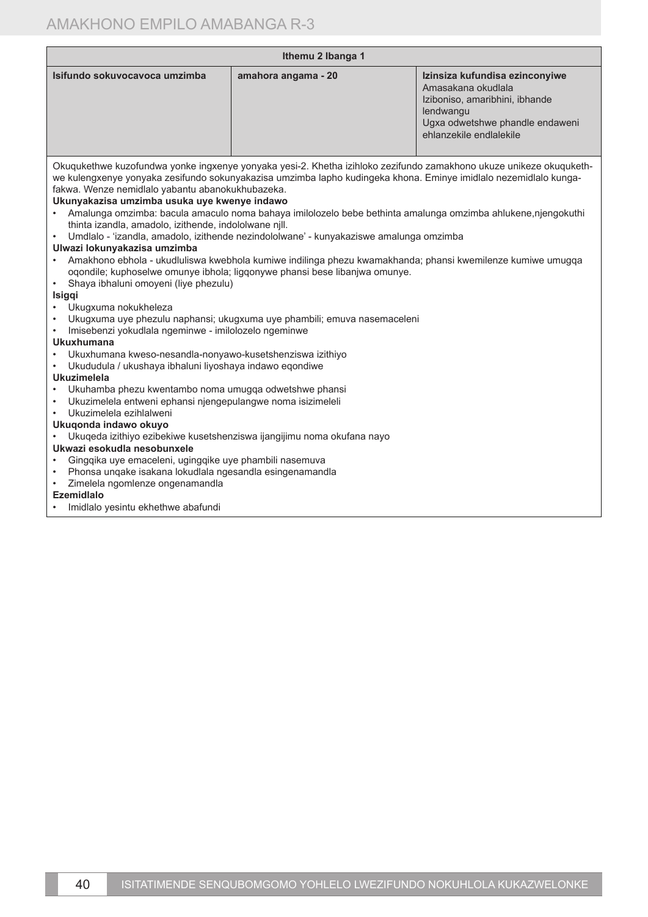| Ithemu 2 Ibanga 1 | | |
|---|---|---|
| **Isifundo sokuvocavoca umzimba** | **amahora angama - 20** | **Izinsiza kufundisa ezinconyiwe**<br>Amasakana okudlala<br>Iziboniso, amaribhini, ibhande lendwangu<br>Ugxa odwetshwe phandle endaweni ehlanzekile endlalekile |

Okuqukethwe kuzofundwa yonke ingxenye yonyaka yesi-2. Khetha izihloko zezifundo zamakhono ukuze unikeze okuqukethwe kulengxenye yonyaka zesifundo sokunyakazisa umzimba lapho kudingeka khona. Eminye imidlalo nezemidlalo kungafakwa. Wenze nemidlalo yabantu abanokukhubazeka.

**Ukunyakazisa umzimba usuka uye kwenye indawo**

- Amalunga omzimba: bacula amaculo noma bahaya imilolozelo bebe bethinta amalunga omzimba ahlukene,njengokuthi thinta izandla, amadolo, izithende, indololwane njll.
- Umdlalo - 'izandla, amadolo, izithende nezindololwane' - kunyakaziswe amalunga omzimba

**Ulwazi lokunyakazisa umzimba**

- Amakhono ebhola - ukudluliswa kwebhola kumiwe indilinga phezu kwamakhanda; phansi kwemilenze kumiwe umugqa oqondile; kuphoselwe omunye ibhola; ligqonywe phansi bese libanjwa omunye.
- Shaya ibhaluni omoyeni (liye phezulu)

**Isigqi**

- Ukugxuma nokukheleza
- Ukugxuma uye phezulu naphansi; ukugxuma uye phambili; emuva nasemaceleni
- Imisebenzi yokudlala ngeminwe - imilolozelo ngeminwe

**Ukuxhumana**

- Ukuxhumana kweso-nesandla-nonyawo-kusetshenziswa izithiyo
- Ukududula / ukushaya ibhaluni liyoshaya indawo eqondiwe

**Ukuzimelela**

- Ukuhamba phezu kwentambo noma umugqa odwetshwe phansi
- Ukuzimelela entweni ephansi njengepulangwe noma isizimeleli
- Ukuzimelela ezihlalweni

**Ukuqonda indawo okuyo**

- Ukuqeda izithiyo ezibekiwe kusetshenziswa ijangijimu noma okufana nayo

**Ukwazi esokudla nesobunxele**

- Gingqika uye emaceleni, ugingqike uye phambili nasemuva
- Phonsa unqake isakana lokudlala ngesandla esingenamandla
- Zimelela ngomlenze ongenamandla

**Ezemidlalo**

- Imidlalo yesintu ekhethwe abafundi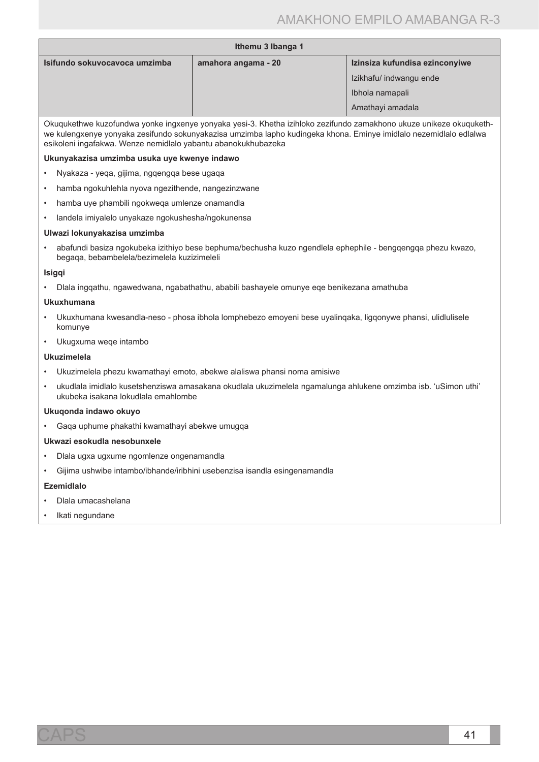| Ithemu 3 Ibanga 1 | | |
|---|---|---|
| **Isifundo sokuvocavoca umzimba** | **amahora angama - 20** | **Izinsiza kufundisa ezinconyiwe** |
| | | Izikhafu/ indwangu ende |
| | | Ibhola namapali |
| | | Amathayi amadala |

Okuqukethwe kuzofundwa yonke ingxenye yonyaka yesi-3. Khetha izihloko zezifundo zamakhono ukuze unikeze okuqukethwe kulengxenye yonyaka zesifundo sokunyakazisa umzimba lapho kudingeka khona. Eminye imidlalo nezemidlalo edlalwa esikoleni ingafakwa. Wenze nemidlalo yabantu abanokukhubazeka

**Ukunyakazisa umzimba usuka uye kwenye indawo**

- Nyakaza - yeqa, gijima, ngqengqa bese ugaqa
- hamba ngokuhlehla nyova ngezithende, nangezinzwane
- hamba uye phambili ngokweqa umlenze onamandla
- landela imiyalelo unyakaze ngokushesha/ngokunensa

**Ulwazi lokunyakazisa umzimba**

- abafundi basiza ngokubeka izithiyo bese bephuma/bechusha kuzo ngendlela ephephile - bengqengqa phezu kwazo, begaqa, bebambelela/bezimelela kuzizimeleli

**Isigqi**

- Dlala ingqathu, ngawedwana, ngabathathu, ababili bashayele omunye eqe benikezana amathuba

**Ukuxhumana**

- Ukuxhumana kwesandla-neso - phosa ibhola lomphebezo emoyeni bese uyalinqaka, ligqonywe phansi, ulidlulisele komunye
- Ukugxuma weqe intambo

**Ukuzimelela**

- Ukuzimelela phezu kwamathayi emoto, abekwe alaliswa phansi noma amisiwe
- ukudlala imidlalo kusetshenziswa amasakana okudlala ukuzimelela ngamalunga ahlukene omzimba isb. 'uSimon uthi' ukubeka isakana lokudlala emahlombe

**Ukuqonda indawo okuyo**

- Gaqa uphume phakathi kwamathayi abekwe umugqa

**Ukwazi esokudla nesobunxele**

- Dlala ugxa ugxume ngomlenze ongenamandla
- Gijima ushwibe intambo/ibhande/iribhini usebenzisa isandla esingenamandla

**Ezemidlalo**

- Dlala umacashelana
- Ikati negundane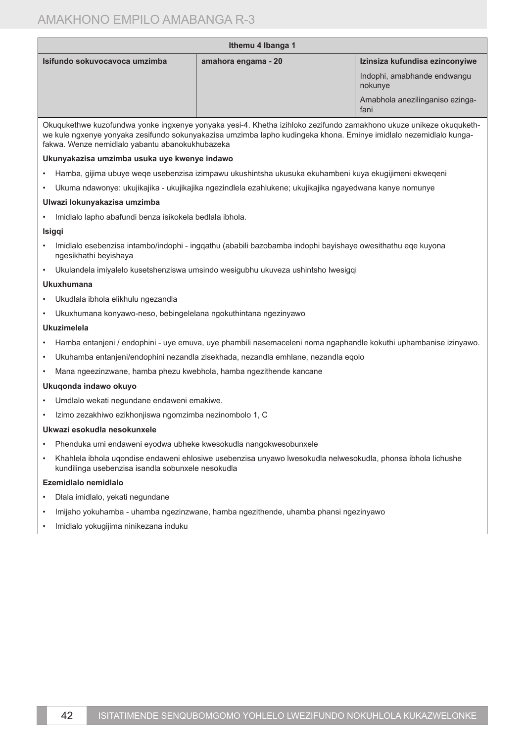| Ithemu 4 Ibanga 1 | | |
|---|---|---|
| **Isifundo sokuvocavoca umzimba** | **amahora engama - 20** | **Izinsiza kufundisa ezinconyiwe**<br>Indophi, amabhande endwangu nokunye<br>Amabhola anezilinganiso ezingafani |

Okuqukethwe kuzofundwa yonke ingxenye yonyaka yesi-4. Khetha izihloko zezifundo zamakhono ukuze unikeze okuqukethwe kule ngxenye yonyaka zesifundo sokunyakazisa umzimba lapho kudingeka khona. Eminye imidlalo nezemidlalo kungafakwa. Wenze nemidlalo yabantu abanokukhubazeka

**Ukunyakazisa umzimba usuka uye kwenye indawo**

- Hamba, gijima ubuye weqe usebenzisa izimpawu ukushintsha ukusuka ekuhambeni kuya ekugijimeni ekweqeni
- Ukuma ndawonye: ukujikajika - ukujikajika ngezindlela ezahlukene; ukujikajika ngayedwana kanye nomunye

**Ulwazi lokunyakazisa umzimba**

- Imidlalo lapho abafundi benza isikokela bedlala ibhola.

**Isigqi**

- Imidlalo esebenzisa intambo/indophi - ingqathu (ababili bazobamba indophi bayishaye owesithathu eqe kuyona ngesikhathi beyishaya
- Ukulandela imiyalelo kusetshenziswa umsindo wesigubhu ukuveza ushintsho lwesigqi

**Ukuxhumana**

- Ukudlala ibhola elikhulu ngezandla
- Ukuxhumana konyawo-neso, bebingelelana ngokuthintana ngezinyawo

**Ukuzimelela**

- Hamba entanjeni / endophini - uye emuva, uye phambili nasemaceleni noma ngaphandle kokuthi uphambanise izinyawo.
- Ukuhamba entanjeni/endophini nezandla zisekhada, nezandla emhlane, nezandla eqolo
- Mana ngeezinzwane, hamba phezu kwebhola, hamba ngezithende kancane

**Ukuqonda indawo okuyo**

- Umdlalo wekati negundane endaweni emakiwe.
- Izimo zezakhiwo ezikhonjiswa ngomzimba nezinombolo 1, C

**Ukwazi esokudla nesokunxele**

- Phenduka umi endaweni eyodwa ubheke kwesokudla nangokwesobunxele
- Khahlela ibhola uqondise endaweni ehlosiwe usebenzisa unyawo lwesokudla nelwesokudla, phonsa ibhola lichushe kundilinga usebenzisa isandla sobunxele nesokudla

**Ezemidlalo nemidlalo**

- Dlala imidlalo, yekati negundane
- Imijaho yokuhamba - uhamba ngezinzwane, hamba ngezithende, uhamba phansi ngezinyawo
- Imidlalo yokugijima ninikezana induku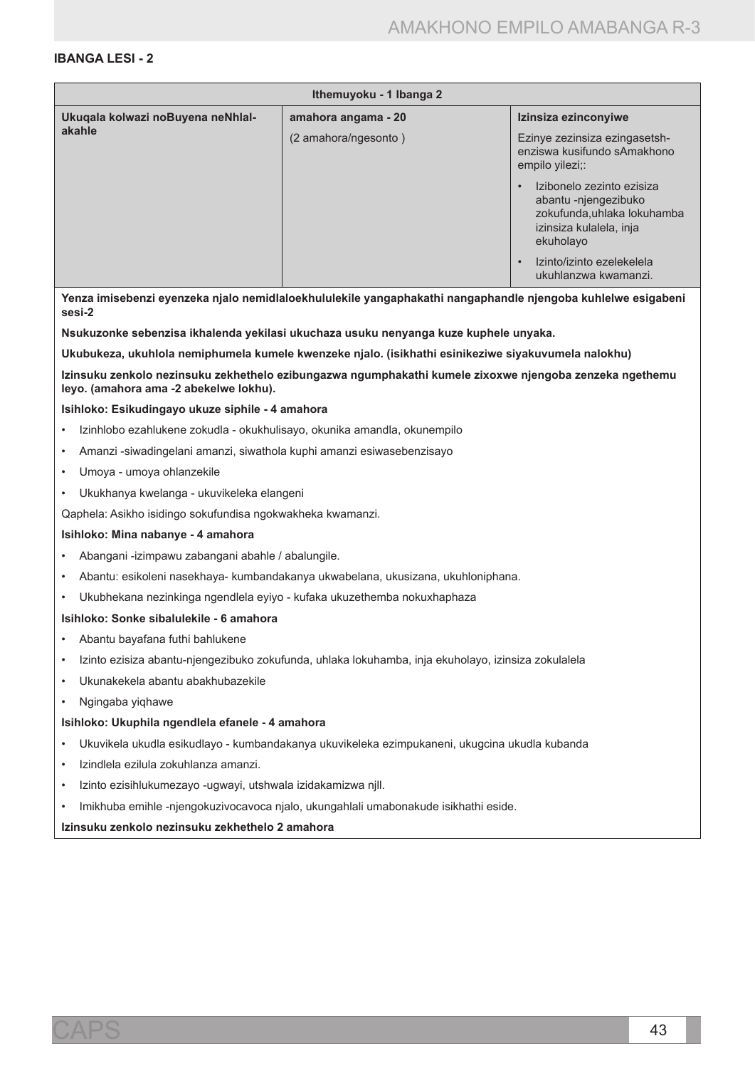**IBANGA LESI - 2**

| Ithemuyoku - 1 Ibanga 2 | | |
|---|---|---|
| **Ukuqala kolwazi noBuyena neNhlalakahle** | **amahora angama - 20**<br>(2 amahora/ngesonto ) | **Izinsiza ezinconyiwe**<br>Ezinye zezinsiza ezingasetshenziswa kusifundo sAmakhono empilo yilezi;:<br>• Izibonelo zezinto ezisiza abantu -njengezibuko zokufunda,uhlaka lokuhamba izinsiza kulalela, inja ekuholayo<br>• Izinto/izinto ezelekelela ukuhlanzwa kwamanzi. |

**Yenza imisebenzi eyenzeka njalo nemidlaloekhululekile yangaphakathi nangaphandle njengoba kuhlelwe esigabeni sesi-2**

**Nsukuzonke sebenzisa ikhalenda yekilasi ukuchaza usuku nenyanga kuze kuphele unyaka.**

**Ukubukeza, ukuhlola nemiphumela kumele kwenzeke njalo. (isikhathi esinikeziwe siyakuvumela nalokhu)**

**Izinsuku zenkolo nezinsuku zekhethelo ezibungazwa ngumphakathi kumele zixoxwe njengoba zenzeka ngethemu leyo. (amahora ama -2 abekelwe lokhu).**

**Isihloko: Esikudingayo ukuze siphile - 4 amahora**

- Izinhlobo ezahlukene zokudla - okukhulisayo, okunika amandla, okunempilo
- Amanzi -siwadingelani amanzi, siwathola kuphi amanzi esiwasebenzisayo
- Umoya - umoya ohlanzekile
- Ukukhanya kwelanga - ukuvikeleka elangeni

Qaphela: Asikho isidingo sokufundisa ngokwakheka kwamanzi.

**Isihloko: Mina nabanye - 4 amahora**

- Abangani -izimpawu zabangani abahle / abalungile.
- Abantu: esikoleni nasekhaya- kumbandakanya ukwabelana, ukusizana, ukuhloniphana.
- Ukubhekana nezinkinga ngendlela eyiyo - kufaka ukuzethemba nokuxhaphaza

**Isihloko: Sonke sibalulekile - 6 amahora**

- Abantu bayafana futhi bahlukene
- Izinto ezisiza abantu-njengezibuko zokufunda, uhlaka lokuhamba, inja ekuholayo, izinsiza zokulalela
- Ukunakekela abantu abakhubazekile
- Ngingaba yiqhawe

**Isihloko: Ukuphila ngendlela efanele - 4 amahora**

- Ukuvikela ukudla esikudlayo - kumbandakanya ukuvikeleka ezimpukaneni, ukugcina ukudla kubanda
- Izindlela ezilula zokuhlanza amanzi.
- Izinto ezisihlukumezayo -ugwayi, utshwala izidakamizwa njll.
- Imikhuba emihle -njengokuzivocavoca njalo, ukungahlali umabonakude isikhathi eside.

**Izinsuku zenkolo nezinsuku zekhethelo 2 amahora**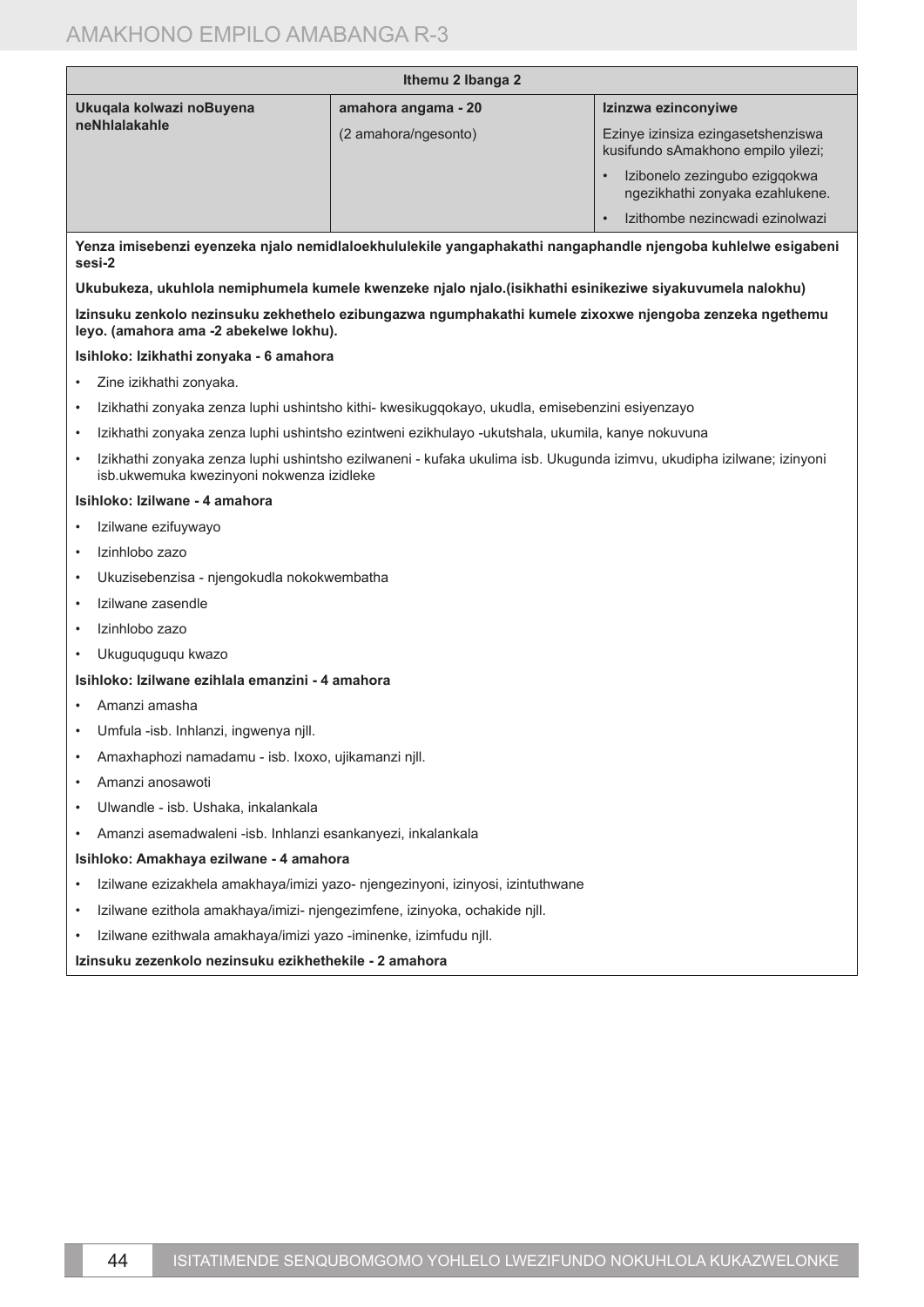| Ithemu 2 Ibanga 2 | | |
|---|---|---|
| **Ukuqala kolwazi noBuyena neNhlalakahle** | **amahora angama - 20**<br>(2 amahora/ngesonto) | **Izinzwa ezinconyiwe**<br>Ezinye izinsiza ezingasetshenziswa kusifundo sAmakhono empilo yilezi;<br>• Izibonelo zezingubo ezigqokwa ngezikhathi zonyaka ezahlukene.<br>• Izithombe nezincwadi ezinolwazi |

**Yenza imisebenzi eyenzeka njalo nemidlaloekhululekile yangaphakathi nangaphandle njengoba kuhlelwe esigabeni sesi-2**

**Ukubukeza, ukuhlola nemiphumela kumele kwenzeke njalo njalo.(isikhathi esinikeziwe siyakuvumela nalokhu)**

**Izinsuku zenkolo nezinsuku zekhethelo ezibungazwa ngumphakathi kumele zixoxwe njengoba zenzeka ngethemu leyo. (amahora ama -2 abekelwe lokhu).**

**Isihloko: Izikhathi zonyaka - 6 amahora**

- Zine izikhathi zonyaka.
- Izikhathi zonyaka zenza luphi ushintsho kithi- kwesikugqokayo, ukudla, emisebenzini esiyenzayo
- Izikhathi zonyaka zenza luphi ushintsho ezintweni ezikhulayo -ukutshala, ukumila, kanye nokuvuna
- Izikhathi zonyaka zenza luphi ushintsho ezilwaneni - kufaka ukulima isb. Ukugunda izimvu, ukudipha izilwane; izinyoni isb.ukwemuka kwezinyoni nokwenza izidleke

**Isihloko: Izilwane - 4 amahora**

- Izilwane ezifuywayo
- Izinhlobo zazo
- Ukuzisebenzisa - njengokudla nokokwembatha
- Izilwane zasendle
- Izinhlobo zazo
- Ukuguquguqu kwazo

**Isihloko: Izilwane ezihlala emanzini - 4 amahora**

- Amanzi amasha
- Umfula -isb. Inhlanzi, ingwenya njll.
- Amaxhaphozi namadamu - isb. Ixoxo, ujikamanzi njll.
- Amanzi anosawoti
- Ulwandle - isb. Ushaka, inkalankala
- Amanzi asemadwaleni -isb. Inhlanzi esankanyezi, inkalankala

**Isihloko: Amakhaya ezilwane - 4 amahora**

- Izilwane ezizakhela amakhaya/imizi yazo- njengezinyoni, izinyosi, izintuthwane
- Izilwane ezithola amakhaya/imizi- njengezimfene, izinyoka, ochakide njll.
- Izilwane ezithwala amakhaya/imizi yazo -iminenke, izimfudu njll.

**Izinsuku zezenkolo nezinsuku ezikhethekile - 2 amahora**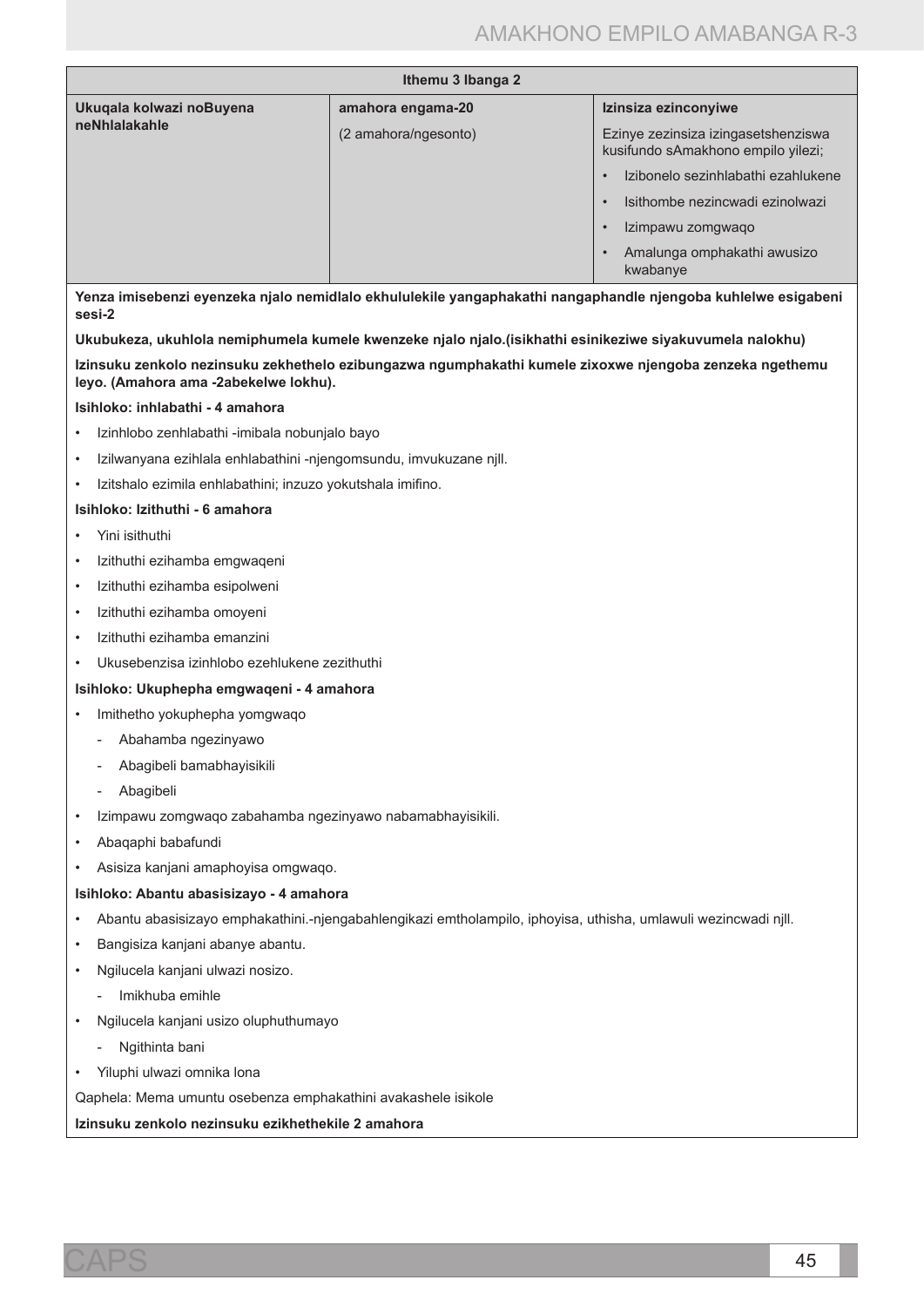| Ithemu 3 Ibanga 2 | | |
|---|---|---|
| **Ukuqala kolwazi noBuyena neNhlalakahle** | **amahora engama-20**<br>(2 amahora/ngesonto) | **Izinsiza ezinconyiwe**<br>Ezinye zezinsiza izingasetshenziswa kusifundo sAmakhono empilo yilezi;<br>• Izibonelo sezinhlabathi ezahlukene<br>• Isithombe nezincwadi ezinolwazi<br>• Izimpawu zomgwaqo<br>• Amalunga omphakathi awusizo kwabanye |

**Yenza imisebenzi eyenzeka njalo nemidlalo ekhululekile yangaphakathi nangaphandle njengoba kuhlelwe esigabeni sesi-2**

**Ukubukeza, ukuhlola nemiphumela kumele kwenzeke njalo njalo.(isikhathi esinikeziwe siyakuvumela nalokhu)**

**Izinsuku zenkolo nezinsuku zekhethelo ezibungazwa ngumphakathi kumele zixoxwe njengoba zenzeka ngethemu leyo. (Amahora ama -2abekelwe lokhu).**

**Isihloko: inhlabathi - 4 amahora**

- Izinhlobo zenhlabathi -imibala nobunjalo bayo
- Izilwanyana ezihlala enhlabathini -njengomsundu, imvukuzane njll.
- Izitshalo ezimila enhlabathini; inzuzo yokutshala imifino.

**Isihloko: Izithuthi - 6 amahora**

- Yini isithuthi
- Izithuthi ezihamba emgwaqeni
- Izithuthi ezihamba esipolweni
- Izithuthi ezihamba omoyeni
- Izithuthi ezihamba emanzini
- Ukusebenzisa izinhlobo ezehlukene zezithuthi

**Isihloko: Ukuphepha emgwaqeni - 4 amahora**

- Imithetho yokuphepha yomgwaqo
  - Abahamba ngezinyawo
  - Abagibeli bamabhayisikili
  - Abagibeli
- Izimpawu zomgwaqo zabahamba ngezinyawo nabamabhayisikili.
- Abaqaphi babafundi
- Asisiza kanjani amaphoyisa omgwaqo.

**Isihloko: Abantu abasisizayo - 4 amahora**

- Abantu abasisizayo emphakathini.-njengabahlengikazi emtholampilo, iphoyisa, uthisha, umlawuli wezincwadi njll.
- Bangisiza kanjani abanye abantu.
- Ngilucela kanjani ulwazi nosizo.
  - Imikhuba emihle
- Ngilucela kanjani usizo oluphuthumayo
  - Ngithinta bani
- Yiluphi ulwazi omnika lona

Qaphela: Mema umuntu osebenza emphakathini avakashele isikole

**Izinsuku zenkolo nezinsuku ezikhethekile 2 amahora**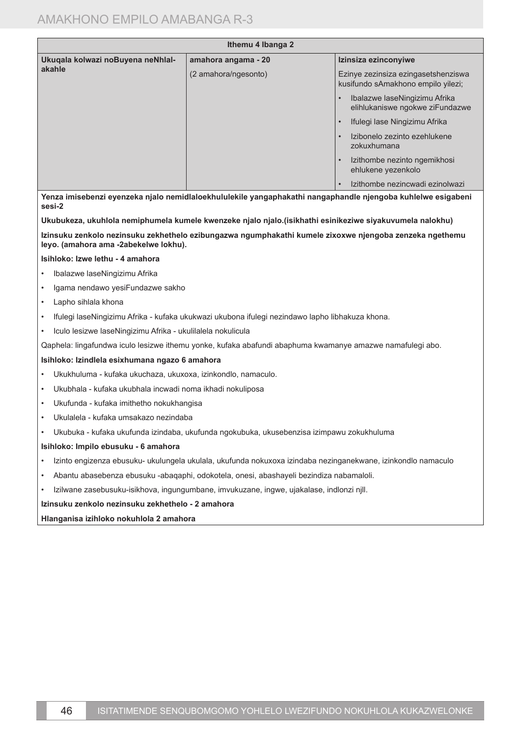| Ithemu 4 Ibanga 2 | | |
|---|---|---|
| **Ukuqala kolwazi noBuyena neNhlalakahle** | **amahora angama - 20**<br>(2 amahora/ngesonto) | **Izinsiza ezinconyiwe**<br>Ezinye zezinsiza ezingasetshenziswa kusifundo sAmakhono empilo yilezi;<br>• Ibalazwe laseNingizimu Afrika elihlukaniswe ngokwe ziFundazwe<br>• Ifulegi lase Ningizimu Afrika<br>• Izibonelo zezinto ezehlukene zokuxhumana<br>• Izithombe nezinto ngemikhosi ehlukene yezenkolo<br>• Izithombe nezincwadi ezinolwazi |

**Yenza imisebenzi eyenzeka njalo nemidlaloekhululekile yangaphakathi nangaphandle njengoba kuhlelwe esigabeni sesi-2**

**Ukubukeza, ukuhlola nemiphumela kumele kwenzeke njalo njalo.(isikhathi esinikeziwe siyakuvumela nalokhu)**

**Izinsuku zenkolo nezinsuku zekhethelo ezibungazwa ngumphakathi kumele zixoxwe njengoba zenzeka ngethemu leyo. (amahora ama -2abekelwe lokhu).**

**Isihloko: Izwe lethu - 4 amahora**

- Ibalazwe laseNingizimu Afrika
- Igama nendawo yesiFundazwe sakho
- Lapho sihlala khona
- Ifulegi laseNingizimu Afrika - kufaka ukukwazi ukubona ifulegi nezindawo lapho libhakuza khona.
- Iculo lesizwe laseNingizimu Afrika - ukulilalela nokulicula

Qaphela: lingafundwa iculo lesizwe ithemu yonke, kufaka abafundi abaphuma kwamanye amazwe namafulegi abo.

**Isihloko: Izindlela esixhumana ngazo 6 amahora**

- Ukukhuluma - kufaka ukuchaza, ukuxoxa, izinkondlo, namaculo.
- Ukubhala - kufaka ukubhala incwadi noma ikhadi nokuliposa
- Ukufunda - kufaka imithetho nokukhangisa
- Ukulalela - kufaka umsakazo nezindaba
- Ukubuka - kufaka ukufunda izindaba, ukufunda ngokubuka, ukusebenzisa izimpawu zokukhuluma

**Isihloko: Impilo ebusuku - 6 amahora**

- Izinto engizenza ebusuku- ukulungela ukulala, ukufunda nokuxoxa izindaba nezinganekwane, izinkondlo namaculo
- Abantu abasebenza ebusuku -abaqaphi, odokotela, onesi, abashayeli bezindiza nabamaloli.
- Izilwane zasebusuku-isikhova, ingungumbane, imvukuzane, ingwe, ujakalase, indlonzi njll.

**Izinsuku zenkolo nezinsuku zekhethelo - 2 amahora**

**Hlanganisa izihloko nokuhlola 2 amahora**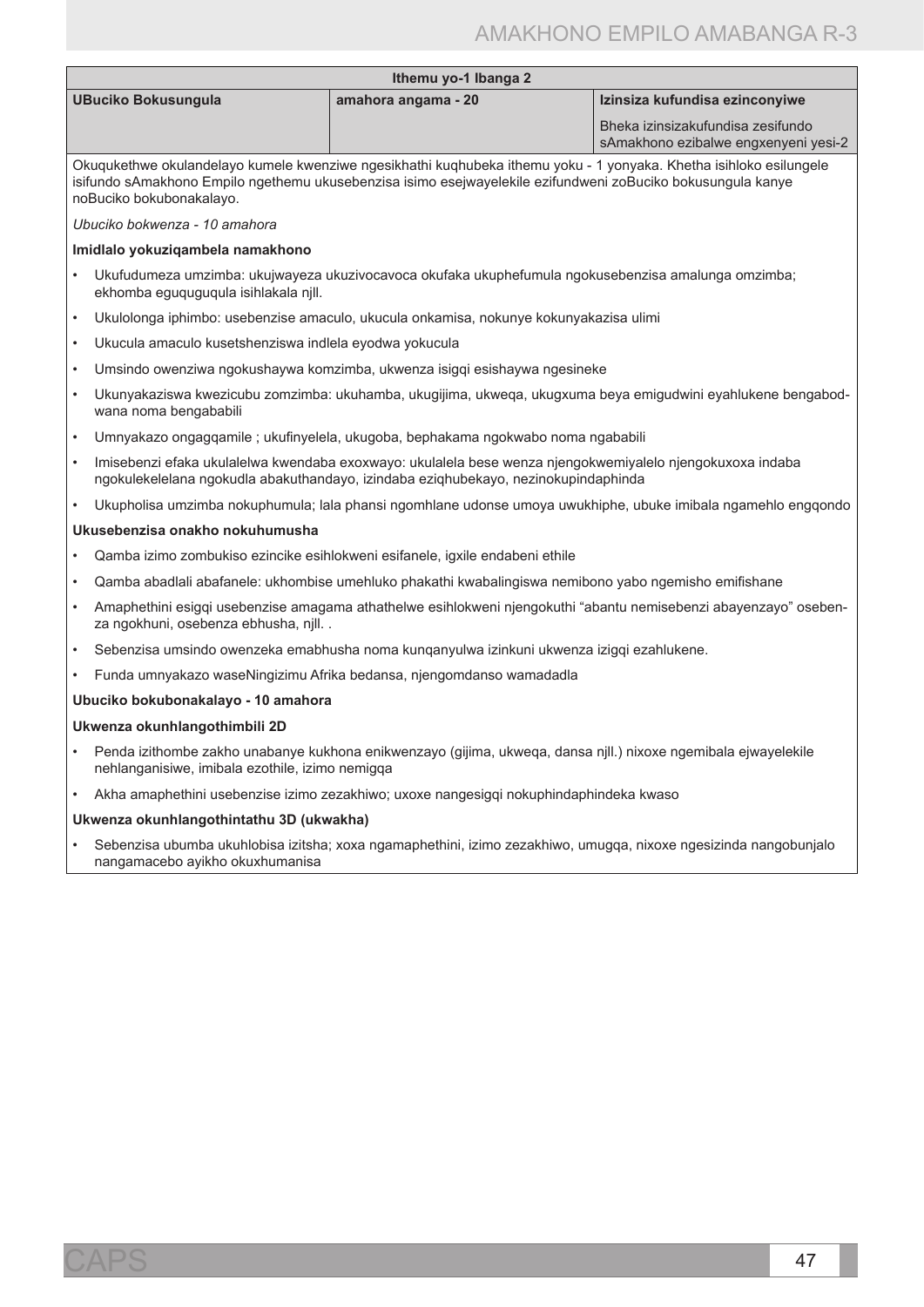| Ithemu yo-1 Ibanga 2 | | |
|---|---|---|
| **UBuciko Bokusungula** | **amahora angama - 20** | **Izinsiza kufundisa ezinconyiwe**<br><br>Bheka izinsizakufundisa zesifundo sAmakhono ezibalwe engxenyeni yesi-2 |

Okuqukethwe okulandelayo kumele kwenziwe ngesikhathi kuqhubeka ithemu yoku - 1 yonyaka. Khetha isihloko esilungele isifundo sAmakhono Empilo ngethemu ukusebenzisa isimo esejwayelekile ezifundweni zoBuciko bokusungula kanye noBuciko bokubonakalayo.

*Ubuciko bokwenza - 10 amahora*

**Imidlalo yokuziqambela namakhono**

- Ukufudumeza umzimba: ukujwayeza ukuzivocavoca okufaka ukuphefumula ngokusebenzisa amalunga omzimba; ekhomba eguquguqula isihlakala njll.
- Ukulolonga iphimbo: usebenzise amaculo, ukucula onkamisa, nokunye kokunyakazisa ulimi
- Ukucula amaculo kusetshenziswa indlela eyodwa yokucula
- Umsindo owenziwa ngokushaywa komzimba, ukwenza isigqi esishaywa ngesineke
- Ukunyakaziswa kwezicubu zomzimba: ukuhamba, ukugijima, ukweqa, ukugxuma beya emigudwini eyahlukene bengabodwana noma bengababili
- Umnyakazo ongagqamile ; ukufinyelela, ukugoba, bephakama ngokwabo noma ngababili
- Imisebenzi efaka ukulalelwa kwendaba exoxwayo: ukulalela bese wenza njengokwemiyalelo njengokuxoxa indaba ngokulekelelana ngokudla abakuthandayo, izindaba eziqhubekayo, nezinokupindaphinda
- Ukupholisa umzimba nokuphumula; lala phansi ngomhlane udonse umoya uwukhiphe, ubuke imibala ngamehlo engqondo

**Ukusebenzisa onakho nokuhumusha**

- Qamba izimo zombukiso ezincike esihlokweni esifanele, igxile endabeni ethile
- Qamba abadlali abafanele: ukhombise umehluko phakathi kwabalingiswa nemibono yabo ngemisho emifishane
- Amaphethini esigqi usebenzise amagama athathelwe esihlokweni njengokuthi "abantu nemisebenzi abayenzayo" osebenza ngokhuni, osebenza ebhusha, njll. .
- Sebenzisa umsindo owenzeka emabhusha noma kunqanyulwa izinkuni ukwenza izigqi ezahlukene.
- Funda umnyakazo waseNingizimu Afrika bedansa, njengomdanso wamadadla

**Ubuciko bokubonakalayo - 10 amahora**

**Ukwenza okunhlangothimbili 2D**

- Penda izithombe zakho unabanye kukhona enikwenzayo (gijima, ukweqa, dansa njll.) nixoxe ngemibala ejwayelekile nehlanganisiwe, imibala ezothile, izimo nemigqa
- Akha amaphethini usebenzise izimo zezakhiwo; uxoxe nangesigqi nokuphindaphindeka kwaso

**Ukwenza okunhlangothintathu 3D (ukwakha)**

- Sebenzisa ubumba ukuhlobisa izitsha; xoxa ngamaphethini, izimo zezakhiwo, umugqa, nixoxe ngesizinda nangobunjalo nangamacebo ayikho okuxhumanisa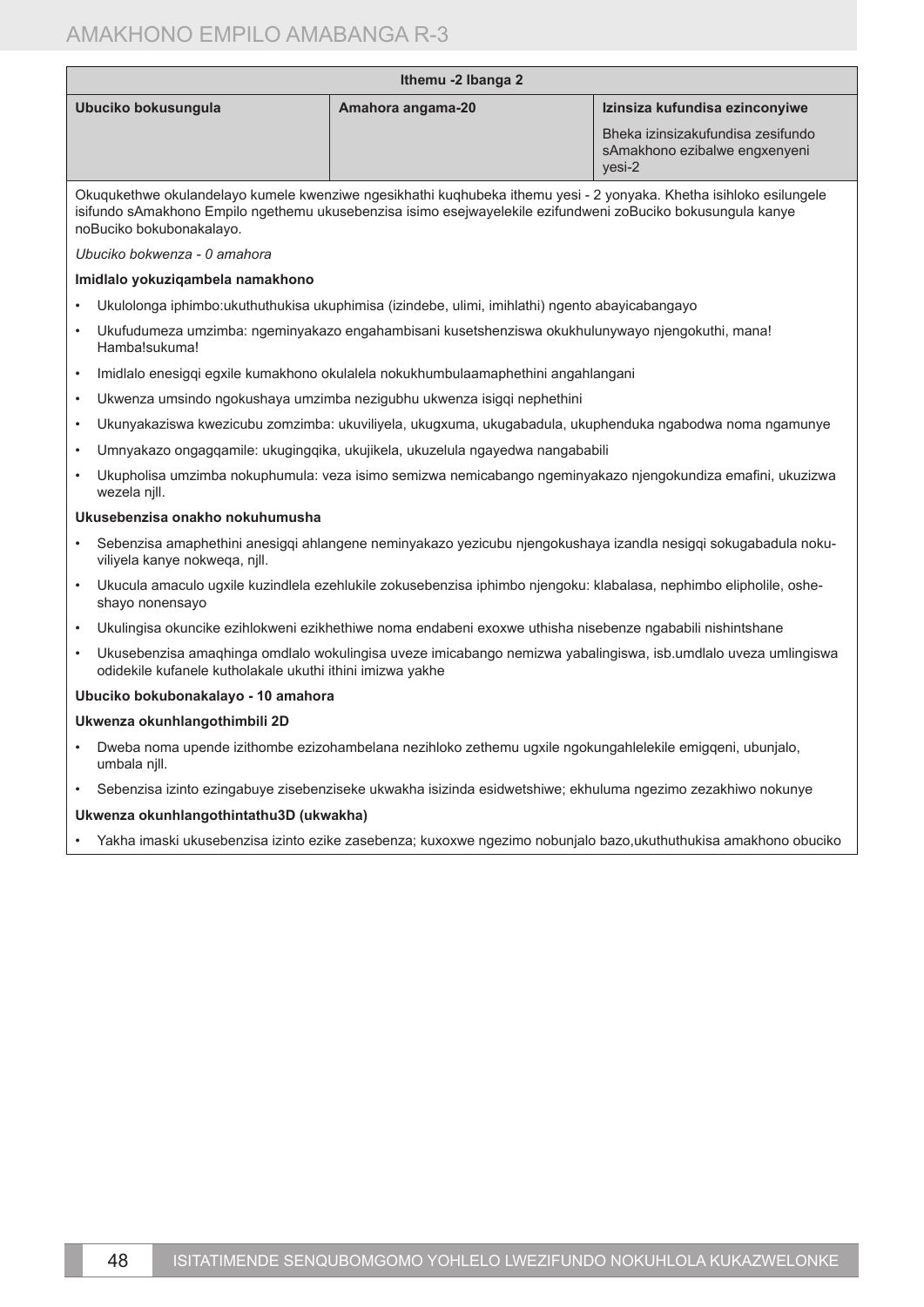| Ithemu -2 Ibanga 2 | | |
|---|---|---|
| **Ubuciko bokusungula** | **Amahora angama-20** | **Izinsiza kufundisa ezinconyiwe**<br><br>Bheka izinsizakufundisa zesifundo sAmakhono ezibalwe engxenyeni yesi-2 |

Okuqukethwe okulandelayo kumele kwenziwe ngesikhathi kuqhubeka ithemu yesi - 2 yonyaka. Khetha isihloko esilungele isifundo sAmakhono Empilo ngethemu ukusebenzisa isimo esejwayelekile ezifundweni zoBuciko bokusungula kanye noBuciko bokubonakalayo.

*Ubuciko bokwenza - 0 amahora*

**Imidlalo yokuziqambela namakhono**

- Ukulolonga iphimbo:ukuthuthukisa ukuphimisa (izindebe, ulimi, imihlathi) ngento abayicabangayo
- Ukufudumeza umzimba: ngeminyakazo engahambisani kusetshenziswa okukhulunywayo njengokuthi, mana! Hamba!sukuma!
- Imidlalo enesigqi egxile kumakhono okulalela nokukhumbulaamaphethini angahlangani
- Ukwenza umsindo ngokushaya umzimba nezigubhu ukwenza isigqi nephethini
- Ukunyakaziswa kwezicubu zomzimba: ukuviliyela, ukugxuma, ukugabadula, ukuphenduka ngabodwa noma ngamunye
- Umnyakazo ongagqamile: ukugingqika, ukujikela, ukuzelula ngayedwa nangababili
- Ukupholisa umzimba nokuphumula: veza isimo semizwa nemicabango ngeminyakazo njengokundiza emafini, ukuzizwa wezela njll.

**Ukusebenzisa onakho nokuhumusha**

- Sebenzisa amaphethini anesigqi ahlangene neminyakazo yezicubu njengokushaya izandla nesigqi sokugabadula nokuviliyela kanye nokweqa, njll.
- Ukucula amaculo ugxile kuzindlela ezehlukile zokusebenzisa iphimbo njengoku: klabalasa, nephimbo elipholile, osheshayo nonensayo
- Ukulingisa okuncike ezihlokweni ezikhethiwe noma endabeni exoxwe uthisha nisebenze ngababili nishintshane
- Ukusebenzisa amaqhinga omdlalo wokulingisa uveze imicabango nemizwa yabalingiswa, isb.umdlalo uveza umlingiswa odidekile kufanele kutholakale ukuthi ithini imizwa yakhe

**Ubuciko bokubonakalayo - 10 amahora**

**Ukwenza okunhlangothimbili 2D**

- Dweba noma upende izithombe ezizohambelana nezihloko zethemu ugxile ngokungahlelekile emigqeni, ubunjalo, umbala njll.
- Sebenzisa izinto ezingabuye zisebenziseke ukwakha isizinda esidwetshiwe; ekhuluma ngezimo zezakhiwo nokunye

**Ukwenza okunhlangothintathu3D (ukwakha)**

- Yakha imaski ukusebenzisa izinto ezike zasebenza; kuxoxwe ngezimo nobunjalo bazo,ukuthuthukisa amakhono obuciko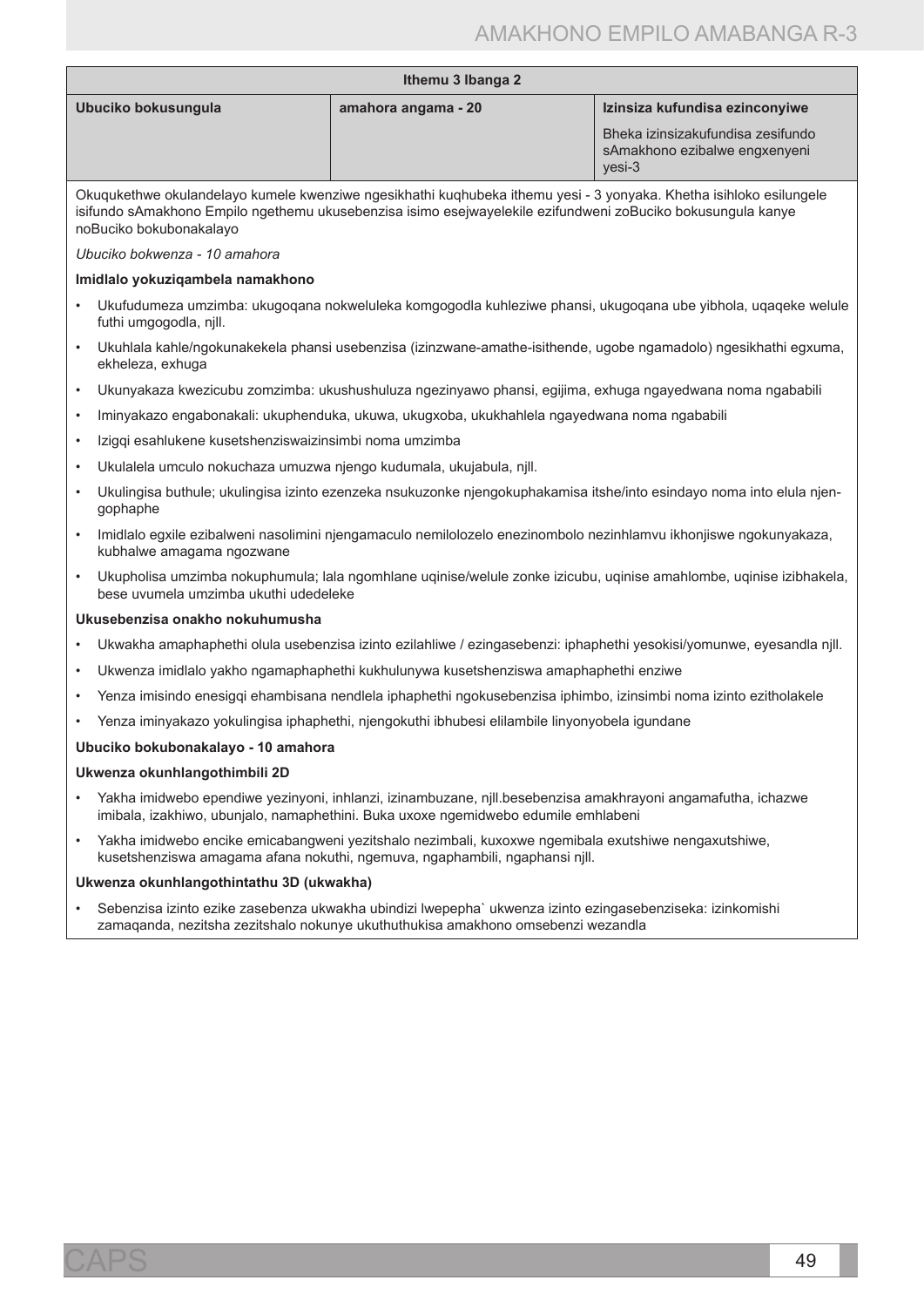| Ithemu 3 Ibanga 2 | | |
|---|---|---|
| **Ubuciko bokusungula** | **amahora angama - 20** | **Izinsiza kufundisa ezinconyiwe**<br><br>Bheka izinsizakufundisa zesifundo sAmakhono ezibalwe engxenyeni yesi-3 |

Okuqukethwe okulandelayo kumele kwenziwe ngesikhathi kuqhubeka ithemu yesi - 3 yonyaka. Khetha isihloko esilungele isifundo sAmakhono Empilo ngethemu ukusebenzisa isimo esejwayelekile ezifundweni zoBuciko bokusungula kanye noBuciko bokubonakalayo

*Ubuciko bokwenza - 10 amahora*

**Imidlalo yokuziqambela namakhono**

- Ukufudumeza umzimba: ukugoqana nokweluleka komgogodla kuhleziwe phansi, ukugoqana ube yibhola, uqaqeke welule futhi umgogodla, njll.
- Ukuhlala kahle/ngokunakekela phansi usebenzisa (izinzwane-amathe-isithende, ugobe ngamadolo) ngesikhathi egxuma, ekheleza, exhuga
- Ukunyakaza kwezicubu zomzimba: ukushushuluza ngezinyawo phansi, egijima, exhuga ngayedwana noma ngababili
- Iminyakazo engabonakali: ukuphenduka, ukuwa, ukugxoba, ukukhahlela ngayedwana noma ngababili
- Izigqi esahlukene kusetshenziswaizinsimbi noma umzimba
- Ukulalela umculo nokuchaza umuzwa njengo kudumala, ukujabula, njll.
- Ukulingisa buthule; ukulingisa izinto ezenzeka nsukuzonke njengokuphakamisa itshe/into esindayo noma into elula njengophaphe
- Imidlalo egxile ezibalweni nasolimini njengamaculo nemilolozelo enezinombolo nezinhlamvu ikhonjiswe ngokunyakaza, kubhalwe amagama ngozwane
- Ukupholisa umzimba nokuphumula; lala ngomhlane uqinise/welule zonke izicubu, uqinise amahlombe, uqinise izibhakela, bese uvumela umzimba ukuthi udedeleke

**Ukusebenzisa onakho nokuhumusha**

- Ukwakha amaphaphethi olula usebenzisa izinto ezilahliwe / ezingasebenzi: iphaphethi yesokisi/yomunwe, eyesandla njll.
- Ukwenza imidlalo yakho ngamaphaphethi kukhulunywa kusetshenziswa amaphaphethi enziwe
- Yenza imisindo enesigqi ehambisana nendlela iphaphethi ngokusebenzisa iphimbo, izinsimbi noma izinto ezitholakele
- Yenza iminyakazo yokulingisa iphaphethi, njengokuthi ibhubesi elilambile linyonyobela igundane

**Ubuciko bokubonakalayo - 10 amahora**

**Ukwenza okunhlangothimbili 2D**

- Yakha imidwebo ependiwe yezinyoni, inhlanzi, izinambuzane, njll.besebenzisa amakhrayoni angamafutha, ichazwe imibala, izakhiwo, ubunjalo, namaphethini. Buka uxoxe ngemidwebo edumile emhlabeni
- Yakha imidwebo encike emicabangweni yezitshalo nezimbali, kuxoxwe ngemibala exutshiwe nengaxutshiwe, kusetshenziswa amagama afana nokuthi, ngemuva, ngaphambili, ngaphansi njll.

**Ukwenza okunhlangothintathu 3D (ukwakha)**

- Sebenzisa izinto ezike zasebenza ukwakha ubindizi lwepepha` ukwenza izinto ezingasebenziseka: izinkomishi zamaqanda, nezitsha zezitshalo nokunye ukuthuthukisa amakhono omsebenzi wezandla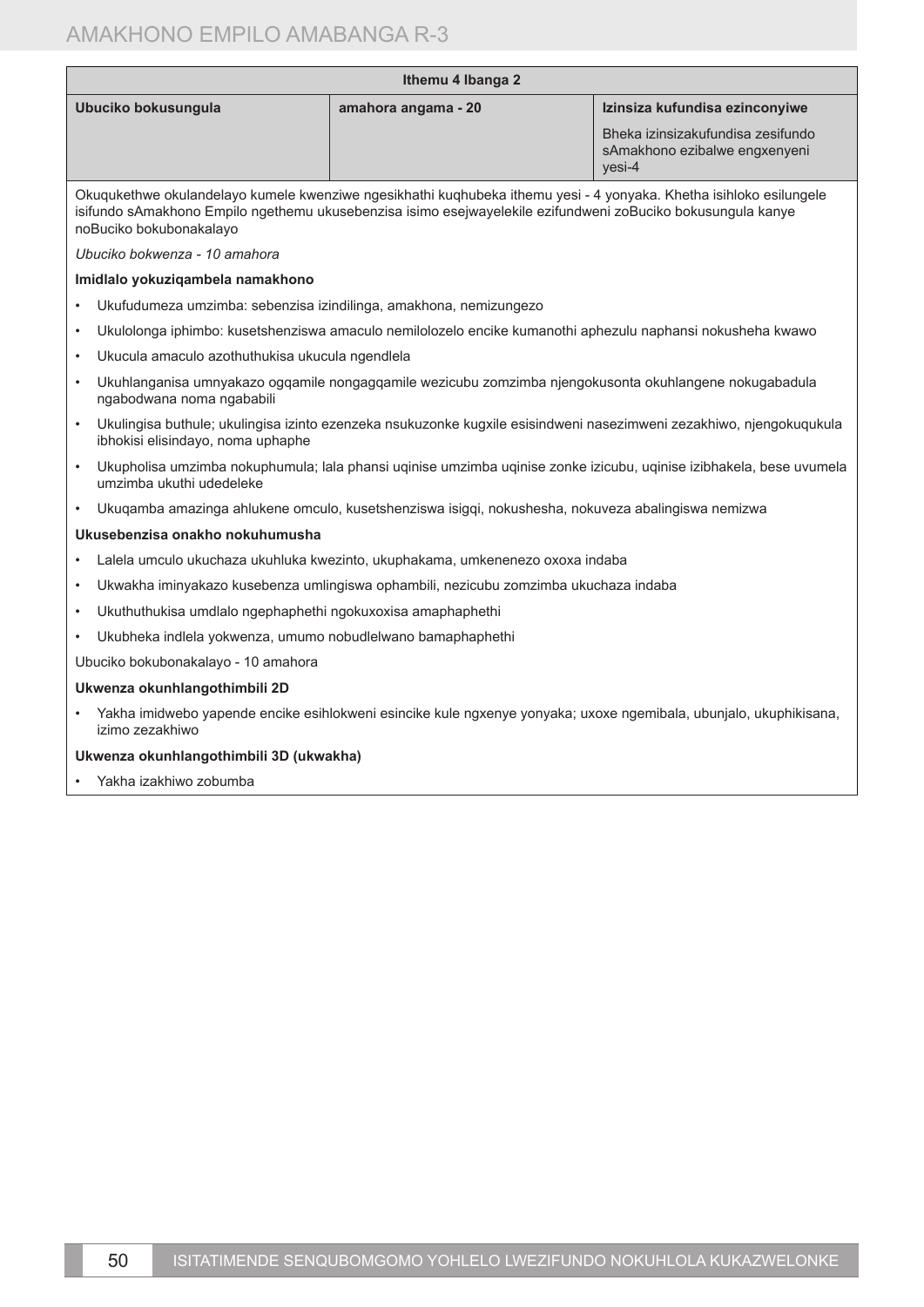| Ithemu 4 Ibanga 2 | | |
|---|---|---|
| **Ubuciko bokusungula** | **amahora angama - 20** | **Izinsiza kufundisa ezinconyiwe**<br><br>Bheka izinsizakufundisa zesifundo sAmakhono ezibalwe engxenyeni yesi-4 |

Okuqukethwe okulandelayo kumele kwenziwe ngesikhathi kuqhubeka ithemu yesi - 4 yonyaka. Khetha isihloko esilungele isifundo sAmakhono Empilo ngethemu ukusebenzisa isimo esejwayelekile ezifundweni zoBuciko bokusungula kanye noBuciko bokubonakalayo

*Ubuciko bokwenza - 10 amahora*

**Imidlalo yokuziqambela namakhono**

- Ukufudumeza umzimba: sebenzisa izindilinga, amakhona, nemizungezo
- Ukulolonga iphimbo: kusetshenziswa amaculo nemilolozelo encike kumanothi aphezulu naphansi nokusheha kwawo
- Ukucula amaculo azothuthukisa ukucula ngendlela
- Ukuhlanganisa umnyakazo ogqamile nongagqamile wezicubu zomzimba njengokusonta okuhlangene nokugabadula ngabodwana noma ngababili
- Ukulingisa buthule; ukulingisa izinto ezenzeka nsukuzonke kugxile esisindweni nasezimweni zezakhiwo, njengokuqukula ibhokisi elisindayo, noma uphaphe
- Ukupholisa umzimba nokuphumula; lala phansi uqinise umzimba uqinise zonke izicubu, uqinise izibhakela, bese uvumela umzimba ukuthi udedeleke
- Ukuqamba amazinga ahlukene omculo, kusetshenziswa isigqi, nokushesha, nokuveza abalingiswa nemizwa

**Ukusebenzisa onakho nokuhumusha**

- Lalela umculo ukuchaza ukuhluka kwezinto, ukuphakama, umkenenezo oxoxa indaba
- Ukwakha iminyakazo kusebenza umlingiswa ophambili, nezicubu zomzimba ukuchaza indaba
- Ukuthuthukisa umdlalo ngephaphethi ngokuxoxisa amaphaphethi
- Ukubheka indlela yokwenza, umumo nobudlelwano bamaphaphethi

Ubuciko bokubonakalayo - 10 amahora

**Ukwenza okunhlangothimbili 2D**

- Yakha imidwebo yapende encike esihlokweni esincike kule ngxenye yonyaka; uxoxe ngemibala, ubunjalo, ukuphikisana, izimo zezakhiwo

**Ukwenza okunhlangothimbili 3D (ukwakha)**

- Yakha izakhiwo zobumba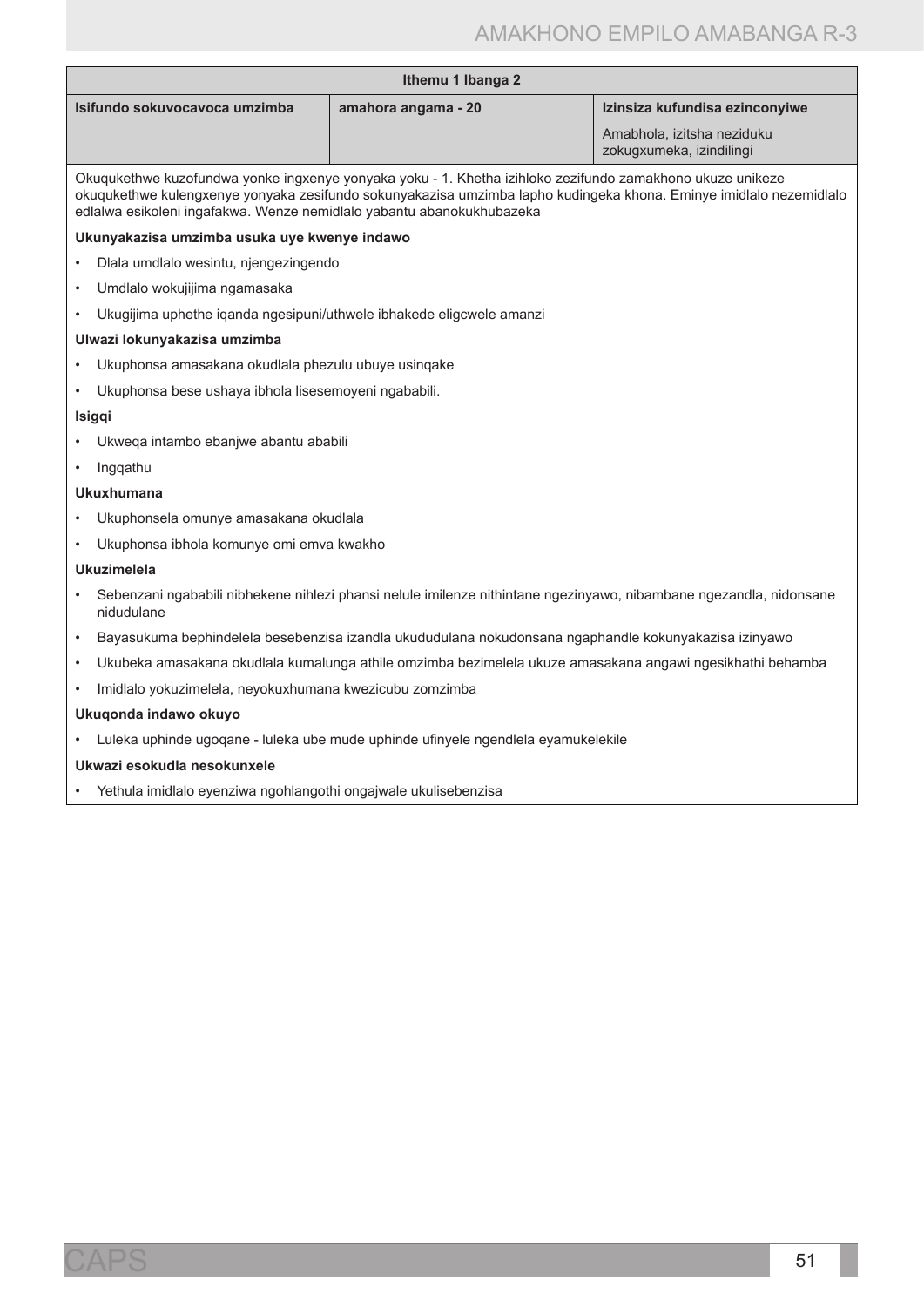| Ithemu 1 Ibanga 2 | | |
|---|---|---|
| **Isifundo sokuvocavoca umzimba** | **amahora angama - 20** | **Izinsiza kufundisa ezinconyiwe**<br><br>Amabhola, izitsha neziduku zokugxumeka, izindilingi |

Okuqukethwe kuzofundwa yonke ingxenye yonyaka yoku - 1. Khetha izihloko zezifundo zamakhono ukuze unikeze okuqukethwe kulengxenye yonyaka zesifundo sokunyakazisa umzimba lapho kudingeka khona. Eminye imidlalo nezemidlalo edlalwa esikoleni ingafakwa. Wenze nemidlalo yabantu abanokukhubazeka

**Ukunyakazisa umzimba usuka uye kwenye indawo**

- Dlala umdlalo wesintu, njengezingendo
- Umdlalo wokujijima ngamasaka
- Ukugijima uphethe iqanda ngesipuni/uthwele ibhakede eligcwele amanzi

**Ulwazi lokunyakazisa umzimba**

- Ukuphonsa amasakana okudlala phezulu ubuye usinqake
- Ukuphonsa bese ushaya ibhola lisesemoyeni ngababili.

**Isigqi**

- Ukweqa intambo ebanjwe abantu ababili
- Ingqathu

**Ukuxhumana**

- Ukuphonsela omunye amasakana okudlala
- Ukuphonsa ibhola komunye omi emva kwakho

**Ukuzimelela**

- Sebenzani ngababili nibhekene nihlezi phansi nelule imilenze nithintane ngezinyawo, nibambane ngezandla, nidonsane nidudulane
- Bayasukuma bephindelela besebenzisa izandla ukududulana nokudonsana ngaphandle kokunyakazisa izinyawo
- Ukubeka amasakana okudlala kumalunga athile omzimba bezimelela ukuze amasakana angawi ngesikhathi behamba
- Imidlalo yokuzimelela, neyokuxhumana kwezicubu zomzimba

**Ukuqonda indawo okuyo**

- Luleka uphinde ugoqane - luleka ube mude uphinde ufinyele ngendlela eyamukelekile

**Ukwazi esokudla nesokunxele**

- Yethula imidlalo eyenziwa ngohlangothi ongajwale ukulisebenzisa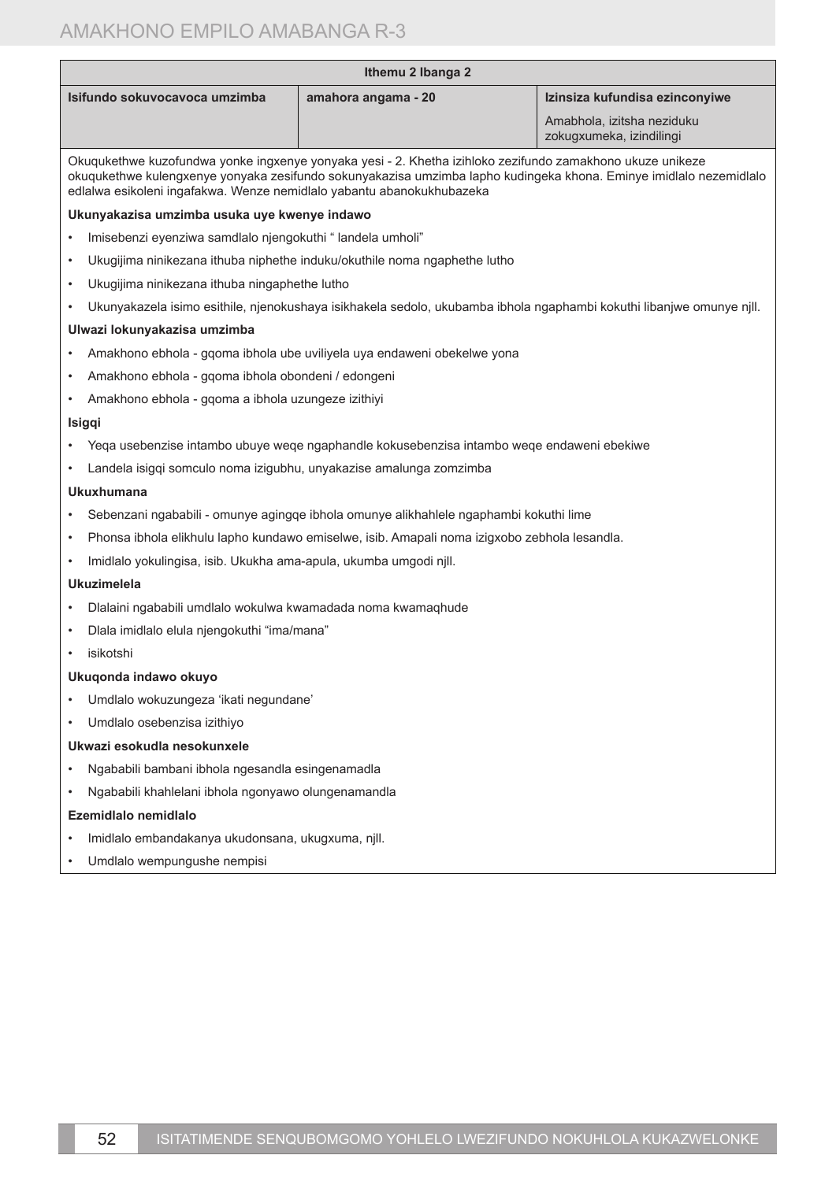| Ithemu 2 Ibanga 2 | | |
|---|---|---|
| **Isifundo sokuvocavoca umzimba** | **amahora angama - 20** | **Izinsiza kufundisa ezinconyiwe**<br>Amabhola, izitsha neziduku zokugxumeka, izindilingi |

Okuqukethwe kuzofundwa yonke ingxenye yonyaka yesi - 2. Khetha izihloko zezifundo zamakhono ukuze unikeze okuqukethwe kulengxenye yonyaka zesifundo sokunyakazisa umzimba lapho kudingeka khona. Eminye imidlalo nezemidlalo edlalwa esikoleni ingafakwa. Wenze nemidlalo yabantu abanokukhubazeka

**Ukunyakazisa umzimba usuka uye kwenye indawo**

- Imisebenzi eyenziwa samdlalo njengokuthi " landela umholi"
- Ukugijima ninikezana ithuba niphethe induku/okuthile noma ngaphethe lutho
- Ukugijima ninikezana ithuba ningaphethe lutho
- Ukunyakazela isimo esithile, njenokushaya isikhakela sedolo, ukubamba ibhola ngaphambi kokuthi libanjwe omunye njll.

**Ulwazi lokunyakazisa umzimba**

- Amakhono ebhola - gqoma ibhola ube uviliyela uya endaweni obekelwe yona
- Amakhono ebhola - gqoma ibhola obondeni / edongeni
- Amakhono ebhola - gqoma a ibhola uzungeze izithiyi

**Isigqi**

- Yeqa usebenzise intambo ubuye weqe ngaphandle kokusebenzisa intambo weqe endaweni ebekiwe
- Landela isigqi somculo noma izigubhu, unyakazise amalunga zomzimba

**Ukuxhumana**

- Sebenzani ngababili - omunye agingqe ibhola omunye alikhahlele ngaphambi kokuthi lime
- Phonsa ibhola elikhulu lapho kundawo emiselwe, isib. Amapali noma izigxobo zebhola lesandla.
- Imidlalo yokulingisa, isib. Ukukha ama-apula, ukumba umgodi njll.

**Ukuzimelela**

- Dlalaini ngababili umdlalo wokulwa kwamadada noma kwamaqhude
- Dlala imidlalo elula njengokuthi "ima/mana"
- isikotshi

**Ukuqonda indawo okuyo**

- Umdlalo wokuzungeza 'ikati negundane'
- Umdlalo osebenzisa izithiyo

**Ukwazi esokudla nesokunxele**

- Ngababili bambani ibhola ngesandla esingenamadla
- Ngababili khahlelani ibhola ngonyawo olungenamandla

**Ezemidlalo nemidlalo**

- Imidlalo embandakanya ukudonsana, ukugxuma, njll.
- Umdlalo wempungushe nempisi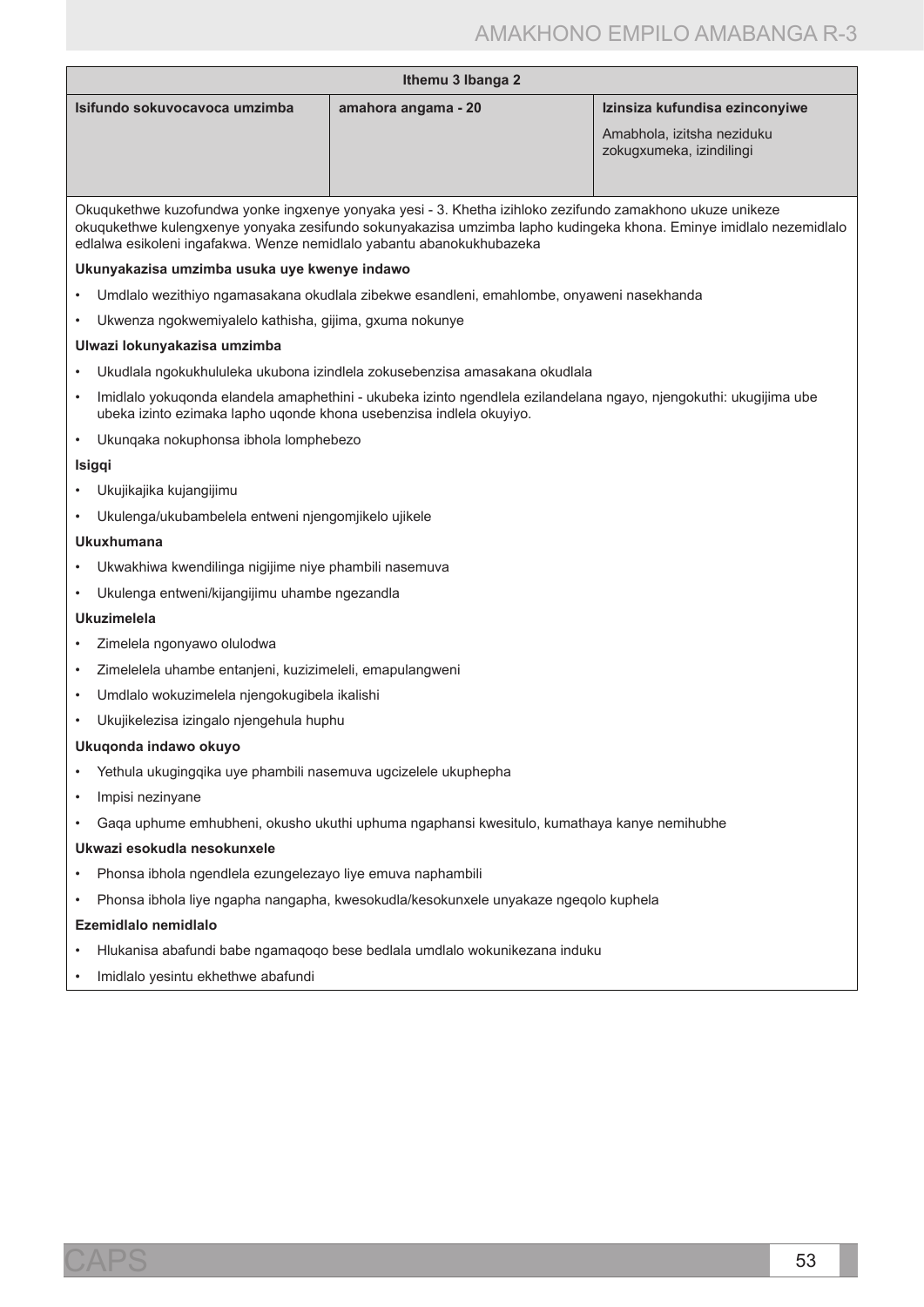| Ithemu 3 Ibanga 2 | | |
|---|---|---|
| **Isifundo sokuvocavoca umzimba** | **amahora angama - 20** | **Izinsiza kufundisa ezinconyiwe**<br><br>Amabhola, izitsha neziduku zokugxumeka, izindilingi |

Okuqukethwe kuzofundwa yonke ingxenye yonyaka yesi - 3. Khetha izihloko zezifundo zamakhono ukuze unikeze okuqukethwe kulengxenye yonyaka zesifundo sokunyakazisa umzimba lapho kudingeka khona. Eminye imidlalo nezemidlalo edlalwa esikoleni ingafakwa. Wenze nemidlalo yabantu abanokukhubazeka

**Ukunyakazisa umzimba usuka uye kwenye indawo**

- Umdlalo wezithiyo ngamasakana okudlala zibekwe esandleni, emahlombe, onyaweni nasekhanda
- Ukwenza ngokwemiyalelo kathisha, gijima, gxuma nokunye

**Ulwazi lokunyakazisa umzimba**

- Ukudlala ngokukhululeka ukubona izindlela zokusebenzisa amasakana okudlala
- Imidlalo yokuqonda elandela amaphethini - ukubeka izinto ngendlela ezilandelana ngayo, njengokuthi: ukugijima ube ubeka izinto ezimaka lapho uqonde khona usebenzisa indlela okuyiyo.
- Ukunqaka nokuphonsa ibhola lomphebezo

**Isigqi**

- Ukujikajika kujangijimu
- Ukulenga/ukubambelela entweni njengomjikelo ujikele

**Ukuxhumana**

- Ukwakhiwa kwendilinga nigijime niye phambili nasemuva
- Ukulenga entweni/kijangijimu uhambe ngezandla

**Ukuzimelela**

- Zimelela ngonyawo olulodwa
- Zimelelela uhambe entanjeni, kuzizimeleli, emapulangweni
- Umdlalo wokuzimelela njengokugibela ikalishi
- Ukujikelezisa izingalo njengehula huphu

**Ukuqonda indawo okuyo**

- Yethula ukugingqika uye phambili nasemuva ugcizelele ukuphepha
- Impisi nezinyane
- Gaqa uphume emhubheni, okusho ukuthi uphuma ngaphansi kwesitulo, kumathaya kanye nemihubhe

**Ukwazi esokudla nesokunxele**

- Phonsa ibhola ngendlela ezungelezayo liye emuva naphambili
- Phonsa ibhola liye ngapha nangapha, kwesokudla/kesokunxele unyakaze ngeqolo kuphela

**Ezemidlalo nemidlalo**

- Hlukanisa abafundi babe ngamaqoqo bese bedlala umdlalo wokunikezana induku
- Imidlalo yesintu ekhethwe abafundi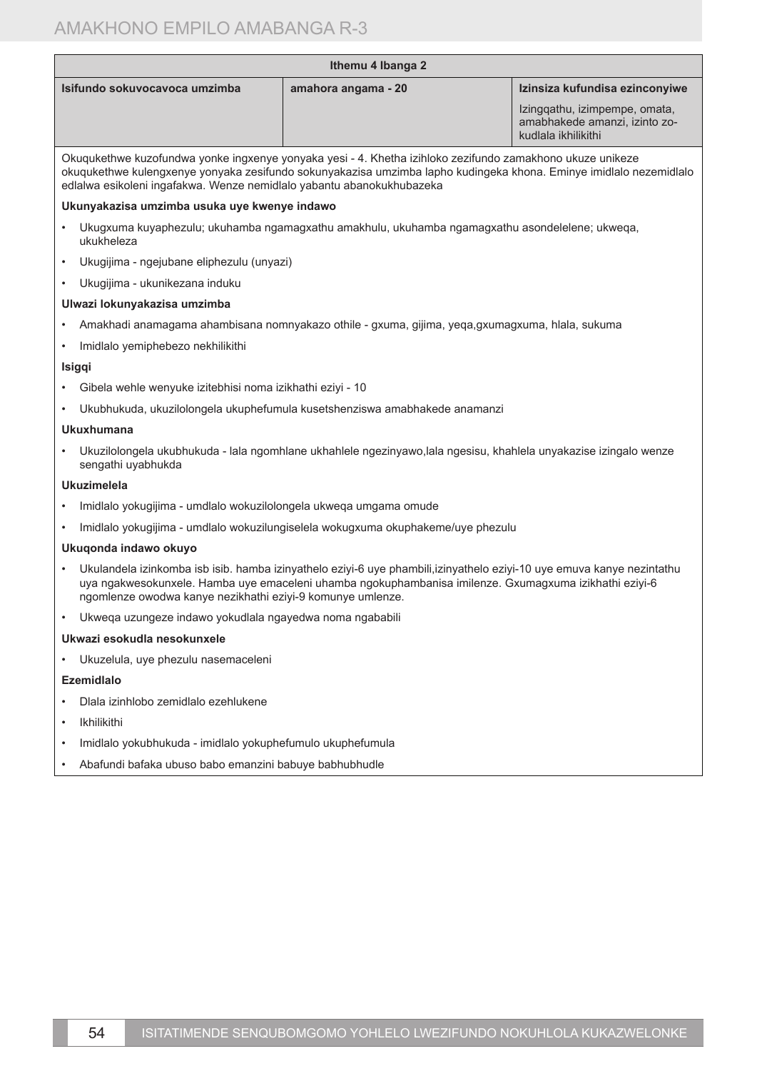| Ithemu 4 Ibanga 2 | | |
|---|---|---|
| **Isifundo sokuvocavoca umzimba** | **amahora angama - 20** | **Izinsiza kufundisa ezinconyiwe**<br>Izingqathu, izimpempe, omata, amabhakede amanzi, izinto zokudlala ikhilikithi |

Okuqukethwe kuzofundwa yonke ingxenye yonyaka yesi - 4. Khetha izihloko zezifundo zamakhono ukuze unikeze okuqukethwe kulengxenye yonyaka zesifundo sokunyakazisa umzimba lapho kudingeka khona. Eminye imidlalo nezemidlalo edlalwa esikoleni ingafakwa. Wenze nemidlalo yabantu abanokukhubazeka

**Ukunyakazisa umzimba usuka uye kwenye indawo**

- Ukugxuma kuyaphezulu; ukuhamba ngamagxathu amakhulu, ukuhamba ngamagxathu asondelelene; ukweqa, ukukheleza
- Ukugijima - ngejubane eliphezulu (unyazi)
- Ukugijima - ukunikezana induku

**Ulwazi lokunyakazisa umzimba**

- Amakhadi anamagama ahambisana nomnyakazo othile - gxuma, gijima, yeqa,gxumagxuma, hlala, sukuma
- Imidlalo yemiphebezo nekhilikithi

**Isigqi**

- Gibela wehle wenyuke izitebhisi noma izikhathi eziyi - 10
- Ukubhukuda, ukuzilolongela ukuphefumula kusetshenziswa amabhakede anamanzi

**Ukuxhumana**

- Ukuzilolongela ukubhukuda - lala ngomhlane ukhahlele ngezinyawo,lala ngesisu, khahlela unyakazise izingalo wenze sengathi uyabhukda

**Ukuzimelela**

- Imidlalo yokugijima - umdlalo wokuzilolongela ukweqa umgama omude
- Imidlalo yokugijima - umdlalo wokuzilungiselela wokugxuma okuphakeme/uye phezulu

**Ukuqonda indawo okuyo**

- Ukulandela izinkomba isb isib. hamba izinyathelo eziyi-6 uye phambili,izinyathelo eziyi-10 uye emuva kanye nezintathu uya ngakwesokunxele. Hamba uye emaceleni uhamba ngokuphambanisa imilenze. Gxumagxuma izikhathi eziyi-6 ngomlenze owodwa kanye nezikhathi eziyi-9 komunye umlenze.
- Ukweqa uzungeze indawo yokudlala ngayedwa noma ngababili

**Ukwazi esokudla nesokunxele**

- Ukuzelula, uye phezulu nasemaceleni

**Ezemidlalo**

- Dlala izinhlobo zemidlalo ezehlukene
- Ikhilikithi
- Imidlalo yokubhukuda - imidlalo yokuphefumulo ukuphefumula
- Abafundi bafaka ubuso babo emanzini babuye babhubhudle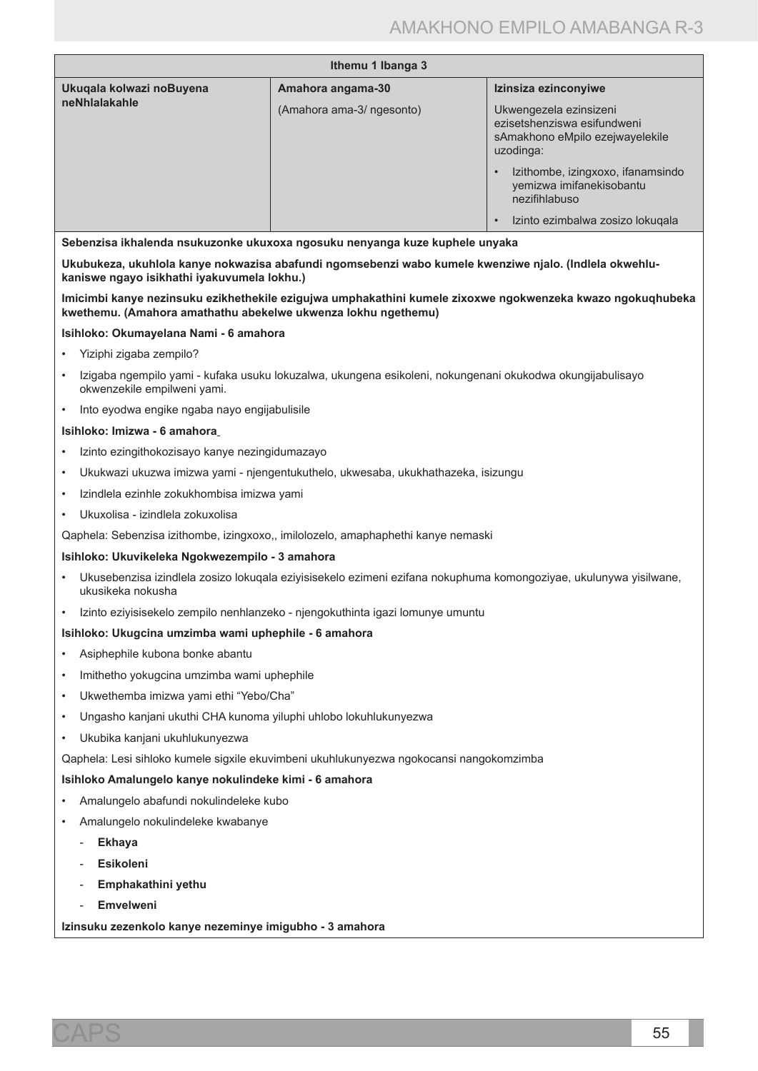| Ithemu 1 Ibanga 3 | | |
|---|---|---|
| **Ukuqala kolwazi noBuyena neNhlalakahle** | **Amahora angama-30**<br>(Amahora ama-3/ ngesonto) | **Izinsiza ezinconyiwe**<br>Ukwengezela ezinsizeni ezisetshenziswa esifundweni sAmakhono eMpilo ezejwayelekile uzodinga:<br>• Izithombe, izingxoxo, ifanamsindo yemizwa imifanekisobantu nezifihlabuso<br>• Izinto ezimbalwa zosizo lokuqala |

**Sebenzisa ikhalenda nsukuzonke ukuxoxa ngosuku nenyanga kuze kuphele unyaka**

**Ukubukeza, ukuhlola kanye nokwazisa abafundi ngomsebenzi wabo kumele kwenziwe njalo. (Indlela okwehlukaniswe ngayo isikhathi iyakuvumela lokhu.)**

**Imicimbi kanye nezinsuku ezikhethekile ezigujwa umphakathini kumele zixoxwe ngokwenzeka kwazo ngokuqhubeka kwethemu. (Amahora amathathu abekelwe ukwenza lokhu ngethemu)**

**Isihloko: Okumayelana Nami - 6 amahora**

- Yiziphi zigaba zempilo?
- Izigaba ngempilo yami - kufaka usuku lokuzalwa, ukungena esikoleni, nokungenani okukodwa okungijabulisayo okwenzekile empilweni yami.
- Into eyodwa engike ngaba nayo engijabulisile

**Isihloko: Imizwa - 6 amahora**

- Izinto ezingithokozisayo kanye nezingidumazayo
- Ukukwazi ukuzwa imizwa yami - njengentukuthelo, ukwesaba, ukukhathazeka, isizungu
- Izindlela ezinhle zokukhombisa imizwa yami
- Ukuxolisa - izindlela zokuxolisa

Qaphela: Sebenzisa izithombe, izingxoxo,, imilolozelo, amaphaphethi kanye nemaski

**Isihloko: Ukuvikeleka Ngokwezempilo - 3 amahora**

- Ukusebenzisa izindlela zosizo lokuqala eziyisisekelo ezimeni ezifana nokuphuma komongoziyae, ukulunywa yisilwane, ukusikeka nokusha
- Izinto eziyisisekelo zempilo nenhlanzeko - njengokuthinta igazi lomunye umuntu

**Isihloko: Ukugcina umzimba wami uphephile - 6 amahora**

- Asiphephile kubona bonke abantu
- Imithetho yokugcina umzimba wami uphephile
- Ukwethemba imizwa yami ethi "Yebo/Cha"
- Ungasho kanjani ukuthi CHA kunoma yiluphi uhlobo lokuhlukunyezwa
- Ukubika kanjani ukuhlukunyezwa

Qaphela: Lesi sihloko kumele sigxile ekuvimbeni ukuhlukunyezwa ngokocansi nangokomzimba

**Isihloko Amalungelo kanye nokulindeke kimi - 6 amahora**

- Amalungelo abafundi nokulindeleke kubo
- Amalungelo nokulindeleke kwabanye
  - **Ekhaya**
  - **Esikoleni**
  - **Emphakathini yethu**
  - **Emvelweni**

**Izinsuku zezenkolo kanye nezeminye imigubho - 3 amahora**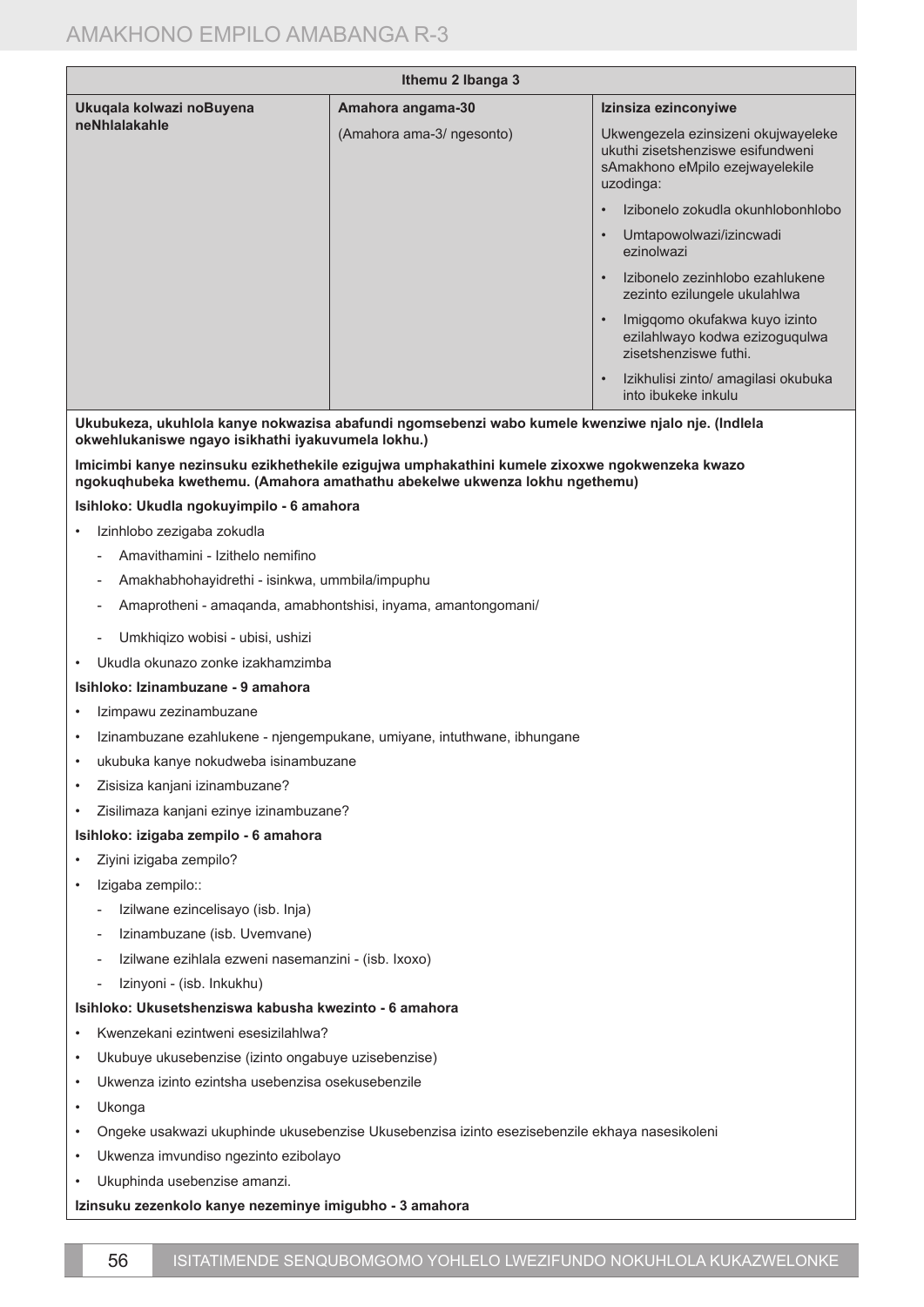| Ithemu 2 Ibanga 3 | | |
|---|---|---|
| **Ukuqala kolwazi noBuyena neNhlalakahle** | **Amahora angama-30**<br><br>(Amahora ama-3/ ngesonto) | **Izinsiza ezinconyiwe**<br><br>Ukwengezela ezinsizeni okujwayeleke ukuthi zisetshenziswe esifundweni sAmakhono eMpilo ezejwayelekile uzodinga:<br>• Izibonelo zokudla okunhlobonhlobo<br>• Umtapowolwazi/izincwadi ezinolwazi<br>• Izibonelo zezinhlobo ezahlukene zezinto ezilungele ukulahlwa<br>• Imigqomo okufakwa kuyo izinto ezilahlwayo kodwa ezizoguqulwa zisetshenziswe futhi.<br>• Izikhulisi zinto/ amagilasi okubuka into ibukeke inkulu |

**Ukubukeza, ukuhlola kanye nokwazisa abafundi ngomsebenzi wabo kumele kwenziwe njalo nje. (Indlela okwehlukaniswe ngayo isikhathi iyakuvumela lokhu.)**

**Imicimbi kanye nezinsuku ezikhethekile ezigujwa umphakathini kumele zixoxwe ngokwenzeka kwazo ngokuqhubeka kwethemu. (Amahora amathathu abekelwe ukwenza lokhu ngethemu)**

**Isihloko: Ukudla ngokuyimpilo - 6 amahora**

- Izinhlobo zezigaba zokudla
  - Amavithamini - Izithelo nemifino
  - Amakhabhohayidrethi - isinkwa, ummbila/impuphu
  - Amaprotheni - amaqanda, amabhontshisi, inyama, amantongomani/
  - Umkhiqizo wobisi - ubisi, ushizi
- Ukudla okunazo zonke izakhamzimba

**Isihloko: Izinambuzane - 9 amahora**

- Izimpawu zezinambuzane
- Izinambuzane ezahlukene - njengempukane, umiyane, intuthwane, ibhungane
- ukubuka kanye nokudweba isinambuzane
- Zisisiza kanjani izinambuzane?
- Zisilimaza kanjani ezinye izinambuzane?

**Isihloko: izigaba zempilo - 6 amahora**

- Ziyini izigaba zempilo?
- Izigaba zempilo::
  - Izilwane ezincelisayo (isb. Inja)
  - Izinambuzane (isb. Uvemvane)
  - Izilwane ezihlala ezweni nasemanzini - (isb. Ixoxo)
  - Izinyoni - (isb. Inkukhu)

**Isihloko: Ukusetshenziswa kabusha kwezinto - 6 amahora**

- Kwenzekani ezintweni esesizilahlwa?
- Ukubuye ukusebenzise (izinto ongabuye uzisebenzise)
- Ukwenza izinto ezintsha usebenzisa osekusebenzile
- Ukonga
- Ongeke usakwazi ukuphinde ukusebenzise Ukusebenzisa izinto esezisebenzile ekhaya nasesikoleni
- Ukwenza imvundiso ngezinto ezibolayo
- Ukuphinda usebenzise amanzi.

**Izinsuku zezenkolo kanye nezeminye imigubho - 3 amahora**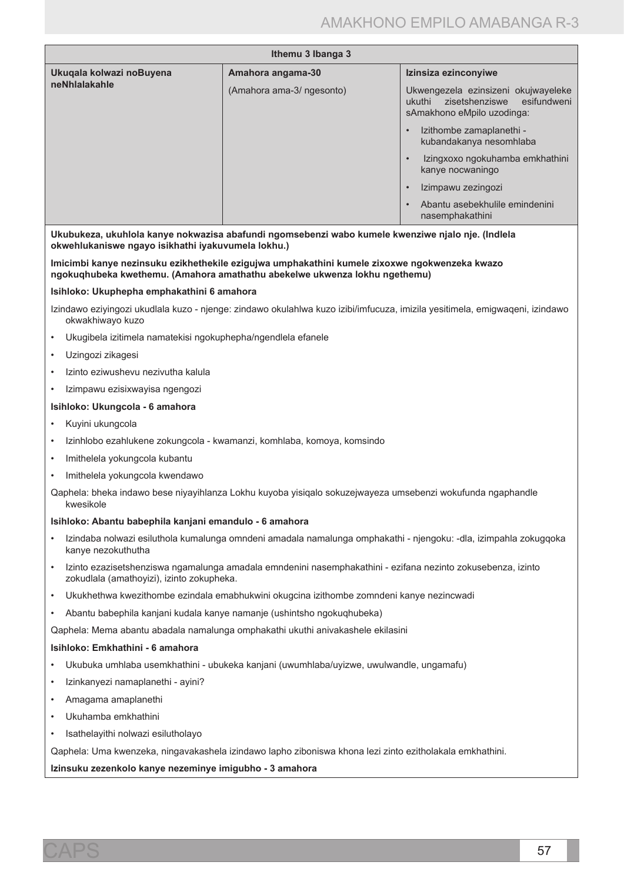| Ithemu 3 Ibanga 3 | | |
|---|---|---|
| **Ukuqala kolwazi noBuyena neNhlalakahle** | **Amahora angama-30**<br><br>(Amahora ama-3/ ngesonto) | **Izinsiza ezinconyiwe**<br><br>Ukwengezela ezinsizeni okujwayeleke ukuthi zisetshenziswe esifundweni sAmakhono eMpilo uzodinga:<br>• Izithombe zamaplanethi - kubandakanya nesomhlaba<br>• Izingxoxo ngokuhamba emkhathini kanye nocwaningo<br>• Izimpawu zezingozi<br>• Abantu asebekhulile emindenini nasemphakathini |

**Ukubukeza, ukuhlola kanye nokwazisa abafundi ngomsebenzi wabo kumele kwenziwe njalo nje. (Indlela okwehlukaniswe ngayo isikhathi iyakuvumela lokhu.)**

**Imicimbi kanye nezinsuku ezikhethekile ezigujwa umphakathini kumele zixoxwe ngokwenzeka kwazo ngokuqhubeka kwethemu. (Amahora amathathu abekelwe ukwenza lokhu ngethemu)**

**Isihloko: Ukuphepha emphakathini 6 amahora**

Izindawo eziyingozi ukudlala kuzo - njenge: zindawo okulahlwa kuzo izibi/imfucuza, imizila yesitimela, emigwaqeni, izindawo okwakhiwayo kuzo

- Ukugibela izitimela namatekisi ngokuphepha/ngendlela efanele
- Uzingozi zikagesi
- Izinto eziwushevu nezivutha kalula
- Izimpawu ezisixwayisa ngengozi

**Isihloko: Ukungcola - 6 amahora**

- Kuyini ukungcola
- Izinhlobo ezahlukene zokungcola - kwamanzi, komhlaba, komoya, komsindo
- Imithelela yokungcola kubantu
- Imithelela yokungcola kwendawo

Qaphela: bheka indawo bese niyayihlanza Lokhu kuyoba yisiqalo sokuzejwayeza umsebenzi wokufunda ngaphandle kwesikole

**Isihloko: Abantu babephila kanjani emandulo - 6 amahora**

- Izindaba nolwazi esiluthola kumalunga omndeni amadala namalunga omphakathi - njengoku: -dla, izimpahla zokugqoka kanye nezokuthutha
- Izinto ezazisetshenziswa ngamalunga amadala emndenini nasemphakathini - ezifana nezinto zokusebenza, izinto zokudlala (amathoyizi), izinto zokupheka.
- Ukukhethwa kwezithombe ezindala emabhukwini okugcina izithombe zomndeni kanye nezincwadi
- Abantu babephila kanjani kudala kanye namanje (ushintsho ngokuqhubeka)

Qaphela: Mema abantu abadala namalunga omphakathi ukuthi anivakashele ekilasini

**Isihloko: Emkhathini - 6 amahora**

- Ukubuka umhlaba usemkhathini - ubukeka kanjani (uwumhlaba/uyizwe, uwulwandle, ungamafu)
- Izinkanyezi namaplanethi - ayini?
- Amagama amaplanethi
- Ukuhamba emkhathini
- Isathelayithi nolwazi esilutholayo

Qaphela: Uma kwenzeka, ningavakashela izindawo lapho ziboniswa khona lezi zinto ezitholakala emkhathini.

**Izinsuku zezenkolo kanye nezeminye imigubho - 3 amahora**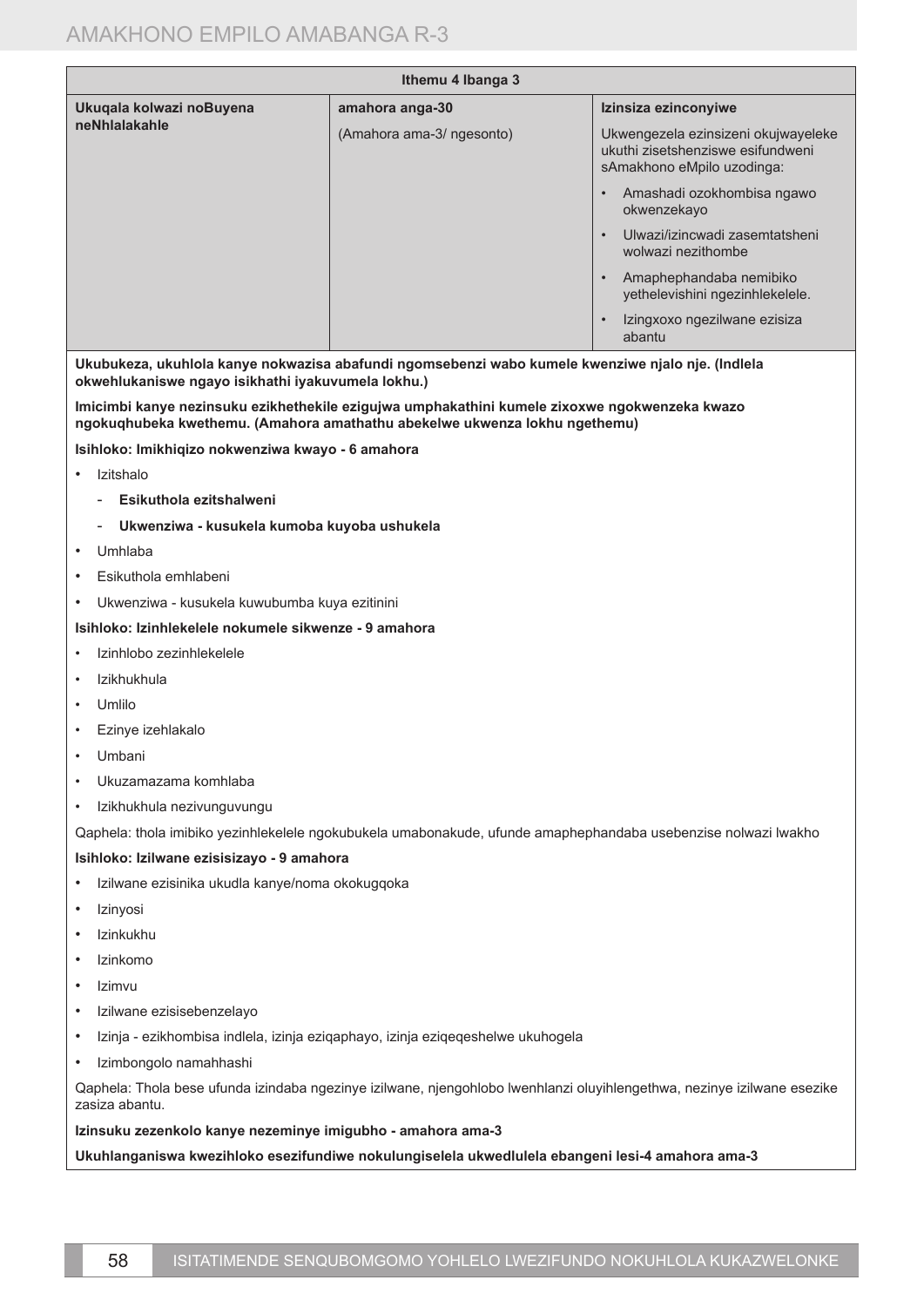| Ithemu 4 Ibanga 3 | | |
|---|---|---|
| **Ukuqala kolwazi noBuyena neNhlalakahle** | **amahora anga-30**<br>(Amahora ama-3/ ngesonto) | **Izinsiza ezinconyiwe**<br>Ukwengezela ezinsizeni okujwayeleke ukuthi zisetshenziswe esifundweni sAmakhono eMpilo uzodinga:<br>• Amashadi ozokhombisa ngawo okwenzekayo<br>• Ulwazi/izincwadi zasemtatsheni wolwazi nezithombe<br>• Amaphephandaba nemibiko yethelevishini ngezinhlekelele.<br>• Izingxoxo ngezilwane ezisiza abantu |

**Ukubukeza, ukuhlola kanye nokwazisa abafundi ngomsebenzi wabo kumele kwenziwe njalo nje. (Indlela okwehlukaniswe ngayo isikhathi iyakuvumela lokhu.)**

**Imicimbi kanye nezinsuku ezikhethekile ezigujwa umphakathini kumele zixoxwe ngokwenzeka kwazo ngokuqhubeka kwethemu. (Amahora amathathu abekelwe ukwenza lokhu ngethemu)**

**Isihloko: Imikhiqizo nokwenziwa kwayo - 6 amahora**

- Izitshalo
  - **Esikuthola ezitshalweni**
  - **Ukwenziwa - kusukela kumoba kuyoba ushukela**
- Umhlaba
- Esikuthola emhlabeni
- Ukwenziwa - kusukela kuwubumba kuya ezitinini

**Isihloko: Izinhlekelele nokumele sikwenze - 9 amahora**

- Izinhlobo zezinhlekelele
- Izikhukhula
- Umlilo
- Ezinye izehlakalo
- Umbani
- Ukuzamazama komhlaba
- Izikhukhula nezivunguvungu

Qaphela: thola imibiko yezinhlekelele ngokubukela umabonakude, ufunde amaphephandaba usebenzise nolwazi lwakho

**Isihloko: Izilwane ezisisizayo - 9 amahora**

- Izilwane ezisinika ukudla kanye/noma okokugqoka
- Izinyosi
- Izinkukhu
- Izinkomo
- Izimvu
- Izilwane ezisisebenzelayo
- Izinja - ezikhombisa indlela, izinja eziqaphayo, izinja eziqeqeshelwe ukuhogela
- Izimbongolo namahhashi

Qaphela: Thola bese ufunda izindaba ngezinye izilwane, njengohlobo lwenhlanzi oluyihlengethwa, nezinye izilwane esezike zasiza abantu.

**Izinsuku zezenkolo kanye nezeminye imigubho - amahora ama-3**

**Ukuhlanganiswa kwezihloko esezifundiwe nokulungiselela ukwedlulela ebangeni lesi-4 amahora ama-3**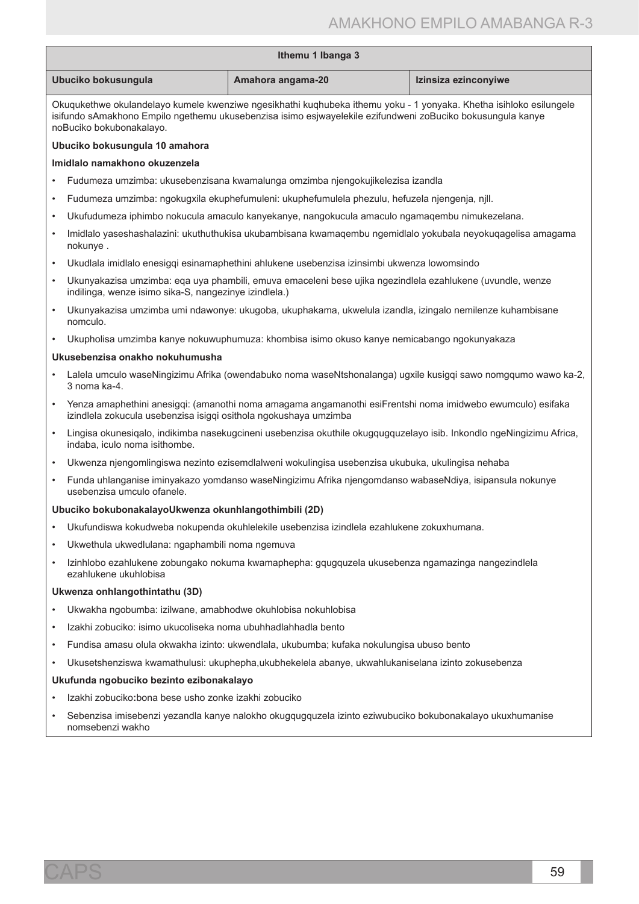| Ithemu 1 Ibanga 3 | | |
|---|---|---|
| **Ubuciko bokusungula** | **Amahora angama-20** | **Izinsiza ezinconyiwe** |

Okuqukethwe okulandelayo kumele kwenziwe ngesikhathi kuqhubeka ithemu yoku - 1 yonyaka. Khetha isihloko esilungele isifundo sAmakhono Empilo ngethemu ukusebenzisa isimo esjwayelekile ezifundweni zoBuciko bokusungula kanye noBuciko bokubonakalayo.

**Ubuciko bokusungula 10 amahora**

**Imidlalo namakhono okuzenzela**

- Fudumeza umzimba: ukusebenzisana kwamalunga omzimba njengokujikelezisa izandla
- Fudumeza umzimba: ngokugxila ekuphefumuleni: ukuphefumulela phezulu, hefuzela njengenja, njll.
- Ukufudumeza iphimbo nokucula amaculo kanyekanye, nangokucula amaculo ngamaqembu nimukezelana.
- Imidlalo yaseshashalazini: ukuthuthukisa ukubambisana kwamaqembu ngemidlalo yokubala neyokuqagelisa amagama nokunye .
- Ukudlala imidlalo enesigqi esinamaphethini ahlukene usebenzisa izinsimbi ukwenza lowomsindo
- Ukunyakazisa umzimba: eqa uya phambili, emuva emaceleni bese ujika ngezindlela ezahlukene (uvundle, wenze indilinga, wenze isimo sika-S, nangezinye izindlela.)
- Ukunyakazisa umzimba umi ndawonye: ukugoba, ukuphakama, ukwelula izandla, izingalo nemilenze kuhambisane nomculo.
- Ukupholisa umzimba kanye nokuwuphumuza: khombisa isimo okuso kanye nemicabango ngokunyakaza

**Ukusebenzisa onakho nokuhumusha**

- Lalela umculo waseNingizimu Afrika (owendabuko noma waseNtshonalanga) ugxile kusigqi sawo nomgqumo wawo ka-2, 3 noma ka-4.
- Yenza amaphethini anesigqi: (amanothi noma amagama angamanothi esiFrentshi noma imidwebo ewumculo) esifaka izindlela zokucula usebenzisa isigqi osithola ngokushaya umzimba
- Lingisa okunesiqalo, indikimba nasekugcineni usebenzisa okuthile okugqugquzelayo isib. Inkondlo ngeNingizimu Africa, indaba, iculo noma isithombe.
- Ukwenza njengomlingiswa nezinto ezisemdlalweni wokulingisa usebenzisa ukubuka, ukulingisa nehaba
- Funda uhlanganise iminyakazo yomdanso waseNingizimu Afrika njengomdanso wabaseNdiya, isipansula nokunye usebenzisa umculo ofanele.

**Ubuciko bokubonakalayoUkwenza okunhlangothimbili (2D)**

- Ukufundiswa kokudweba nokupenda okuhlelekile usebenzisa izindlela ezahlukene zokuxhumana.
- Ukwethula ukwedlulana: ngaphambili noma ngemuva
- Izinhlobo ezahlukene zobungako nokuma kwamaphepha: gqugquzela ukusebenza ngamazinga nangezindlela ezahlukene ukuhlobisa

**Ukwenza onhlangothintathu (3D)**

- Ukwakha ngobumba: izilwane, amabhodwe okuhlobisa nokuhlobisa
- Izakhi zobuciko: isimo ukucoliseka noma ubuhhadlahhadla bento
- Fundisa amasu olula okwakha izinto: ukwendlala, ukubumba; kufaka nokulungisa ubuso bento
- Ukusetshenziswa kwamathulusi: ukuphepha,ukubhekelela abanye, ukwahlukaniselana izinto zokusebenza

**Ukufunda ngobuciko bezinto ezibonakalayo**

- Izakhi zobuciko**:**bona bese usho zonke izakhi zobuciko
- Sebenzisa imisebenzi yezandla kanye nalokho okugqugquzela izinto eziwubuciko bokubonakalayo ukuxhumanise nomsebenzi wakho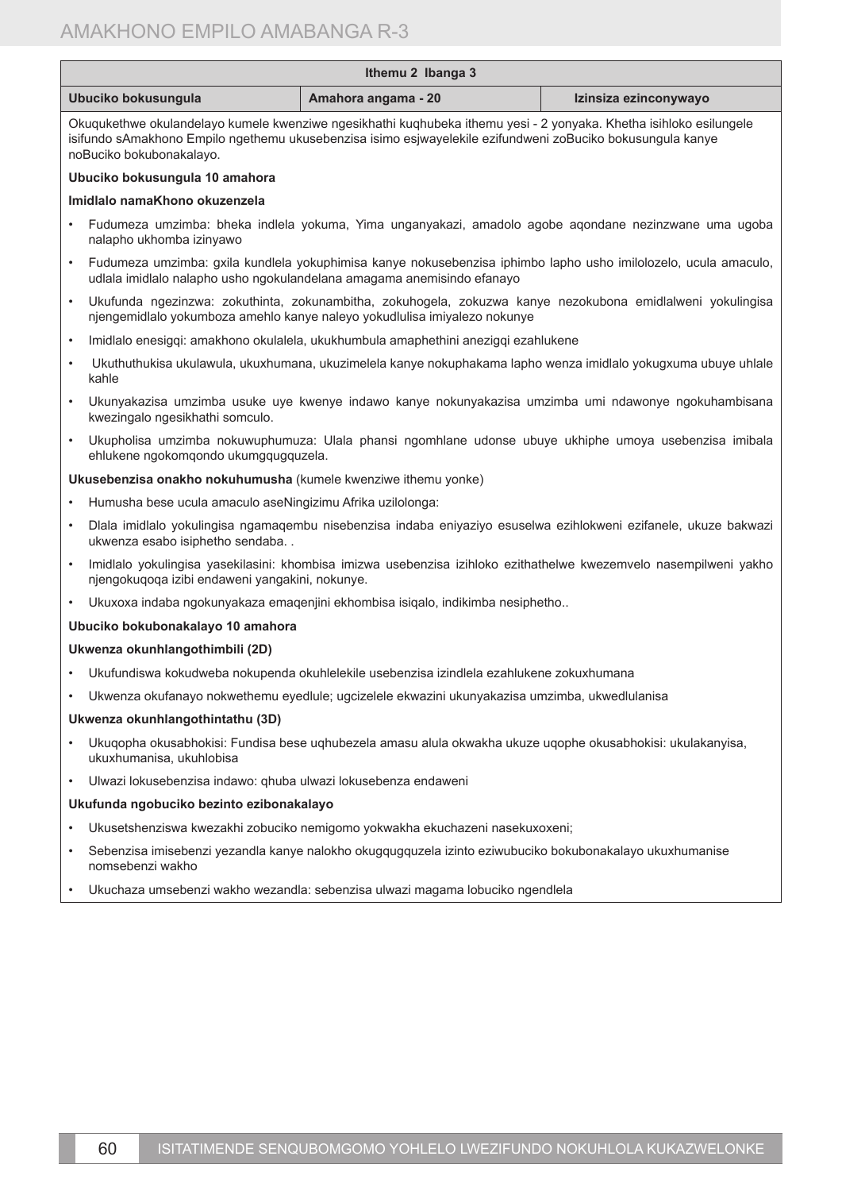| Ithemu 2 Ibanga 3 | | |
|---|---|---|
| **Ubuciko bokusungula** | **Amahora angama - 20** | **Izinsiza ezinconywayo** |

Okuqukethwe okulandelayo kumele kwenziwe ngesikhathi kuqhubeka ithemu yesi - 2 yonyaka. Khetha isihloko esilungele isifundo sAmakhono Empilo ngethemu ukusebenzisa isimo esjwayelekile ezifundweni zoBuciko bokusungula kanye noBuciko bokubonakalayo.

**Ubuciko bokusungula 10 amahora**

**Imidlalo namaKhono okuzenzela**

- Fudumeza umzimba: bheka indlela yokuma, Yima unganyakazi, amadolo agobe aqondane nezinzwane uma ugoba nalapho ukhomba izinyawo
- Fudumeza umzimba: gxila kundlela yokuphimisa kanye nokusebenzisa iphimbo lapho usho imilolozelo, ucula amaculo, udlala imidlalo nalapho usho ngokulandelana amagama anemisindo efanayo
- Ukufunda ngezinzwa: zokuthinta, zokunambitha, zokuhogela, zokuzwa kanye nezokubona emidlalweni yokulingisa njengemidlalo yokumboza amehlo kanye naleyo yokudlulisa imiyalezo nokunye
- Imidlalo enesigqi: amakhono okulalela, ukukhumbula amaphethini anezigqi ezahlukene
- Ukuthuthukisa ukulawula, ukuxhumana, ukuzimelela kanye nokuphakama lapho wenza imidlalo yokugxuma ubuye uhlale kahle
- Ukunyakazisa umzimba usuke uye kwenye indawo kanye nokunyakazisa umzimba umi ndawonye ngokuhambisana kwezingalo ngesikhathi somculo.
- Ukupholisa umzimba nokuwuphumuza: Ulala phansi ngomhlane udonse ubuye ukhiphe umoya usebenzisa imibala ehlukene ngokomqondo ukumgqugquzela.

**Ukusebenzisa onakho nokuhumusha** (kumele kwenziwe ithemu yonke)

- Humusha bese ucula amaculo aseNingizimu Afrika uzilolonga:
- Dlala imidlalo yokulingisa ngamaqembu nisebenzisa indaba eniyaziyo esuselwa ezihlokweni ezifanele, ukuze bakwazi ukwenza esabo isiphetho sendaba. .
- Imidlalo yokulingisa yasekilasini: khombisa imizwa usebenzisa izihloko ezithathelwe kwezemvelo nasempilweni yakho njengokuqoqa izibi endaweni yangakini, nokunye.
- Ukuxoxa indaba ngokunyakaza emaqenjini ekhombisa isiqalo, indikimba nesiphetho..

**Ubuciko bokubonakalayo 10 amahora**

**Ukwenza okunhlangothimbili (2D)**

- Ukufundiswa kokudweba nokupenda okuhlelekile usebenzisa izindlela ezahlukene zokuxhumana
- Ukwenza okufanayo nokwethemu eyedlule; ugcizelele ekwazini ukunyakazisa umzimba, ukwedlulanisa

**Ukwenza okunhlangothintathu (3D)**

- Ukuqopha okusabhokisi: Fundisa bese uqhubezela amasu alula okwakha ukuze uqophe okusabhokisi: ukulakanyisa, ukuxhumanisa, ukuhlobisa
- Ulwazi lokusebenzisa indawo: qhuba ulwazi lokusebenza endaweni

**Ukufunda ngobuciko bezinto ezibonakalayo**

- Ukusetshenziswa kwezakhi zobuciko nemigomo yokwakha ekuchazeni nasekuxoxeni;
- Sebenzisa imisebenzi yezandla kanye nalokho okugqugquzela izinto eziwubuciko bokubonakalayo ukuxhumanise nomsebenzi wakho
- Ukuchaza umsebenzi wakho wezandla: sebenzisa ulwazi magama lobuciko ngendlela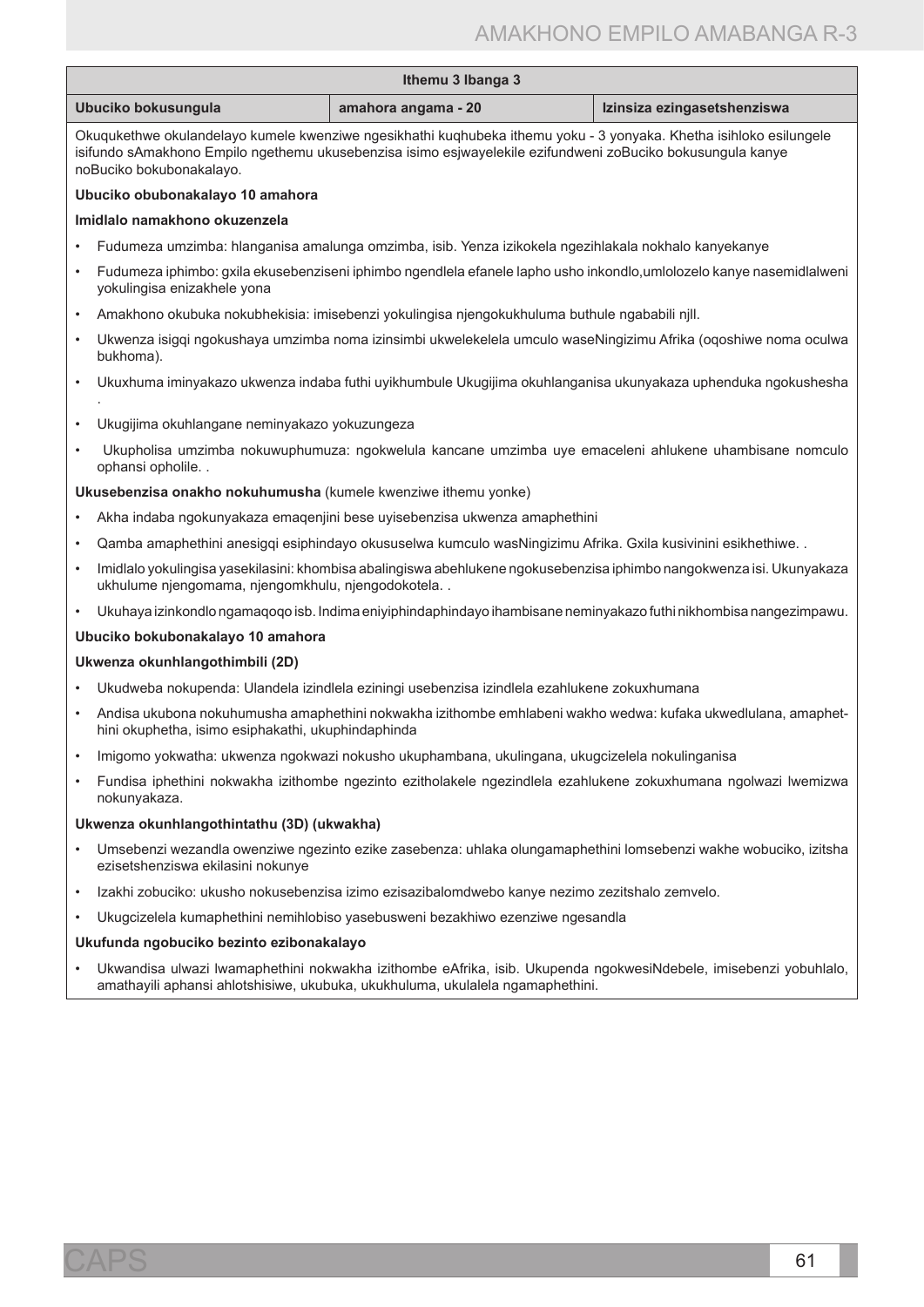| Ithemu 3 Ibanga 3 | | |
|---|---|---|
| **Ubuciko bokusungula** | **amahora angama - 20** | **Izinsiza ezingasetshenziswa** |

Okuqukethwe okulandelayo kumele kwenziwe ngesikhathi kuqhubeka ithemu yoku - 3 yonyaka. Khetha isihloko esilungele isifundo sAmakhono Empilo ngethemu ukusebenzisa isimo esjwayelekile ezifundweni zoBuciko bokusungula kanye noBuciko bokubonakalayo.

**Ubuciko obubonakalayo 10 amahora**

**Imidlalo namakhono okuzenzela**

- Fudumeza umzimba: hlanganisa amalunga omzimba, isib. Yenza izikokela ngezihlakala nokhalo kanyekanye
- Fudumeza iphimbo: gxila ekusebenziseni iphimbo ngendlela efanele lapho usho inkondlo,umlolozelo kanye nasemidlalweni yokulingisa enizakhele yona
- Amakhono okubuka nokubhekisia: imisebenzi yokulingisa njengokukhuluma buthule ngababili njll.
- Ukwenza isigqi ngokushaya umzimba noma izinsimbi ukwelekelela umculo waseNingizimu Afrika (oqoshiwe noma oculwa bukhoma).
- Ukuxhuma iminyakazo ukwenza indaba futhi uyikhumbule Ukugijima okuhlanganisa ukunyakaza uphenduka ngokushesha .
- Ukugijima okuhlangane neminyakazo yokuzungeza
- Ukupholisa umzimba nokuwuphumuza: ngokwelula kancane umzimba uye emaceleni ahlukene uhambisane nomculo ophansi opholile. .

**Ukusebenzisa onakho nokuhumusha** (kumele kwenziwe ithemu yonke)

- Akha indaba ngokunyakaza emaqenjini bese uyisebenzisa ukwenza amaphethini
- Qamba amaphethini anesigqi esiphindayo okususelwa kumculo wasNingizimu Afrika. Gxila kusivinini esikhethiwe. .
- Imidlalo yokulingisa yasekilasini: khombisa abalingiswa abehlukene ngokusebenzisa iphimbo nangokwenza isi. Ukunyakaza ukhulume njengomama, njengomkhulu, njengodokotela. .
- Ukuhaya izinkondlo ngamaqoqo isb. Indima eniyiphindaphindayo ihambisane neminyakazo futhi nikhombisa nangezimpawu.

**Ubuciko bokubonakalayo 10 amahora**

**Ukwenza okunhlangothimbili (2D)**

- Ukudweba nokupenda: Ulandela izindlela eziningi usebenzisa izindlela ezahlukene zokuxhumana
- Andisa ukubona nokuhumusha amaphethini nokwakha izithombe emhlabeni wakho wedwa: kufaka ukwedlulana, amaphethini okuphetha, isimo esiphakathi, ukuphindaphinda
- Imigomo yokwatha: ukwenza ngokwazi nokusho ukuphambana, ukulingana, ukugcizelela nokulinganisa
- Fundisa iphethini nokwakha izithombe ngezinto ezitholakele ngezindlela ezahlukene zokuxhumana ngolwazi lwemizwa nokunyakaza.

**Ukwenza okunhlangothintathu (3D) (ukwakha)**

- Umsebenzi wezandla owenziwe ngezinto ezike zasebenza: uhlaka olungamaphethini lomsebenzi wakhe wobuciko, izitsha ezisetshenziswa ekilasini nokunye
- Izakhi zobuciko: ukusho nokusebenzisa izimo ezisazibalomdwebo kanye nezimo zezitshalo zemvelo.
- Ukugcizelela kumaphethini nemihlobiso yasebusweni bezakhiwo ezenziwe ngesandla

**Ukufunda ngobuciko bezinto ezibonakalayo**

- Ukwandisa ulwazi lwamaphethini nokwakha izithombe eAfrika, isib. Ukupenda ngokwesiNdebele, imisebenzi yobuhlalo, amathayili aphansi ahlotshisiwe, ukubuka, ukukhuluma, ukulalela ngamaphethini.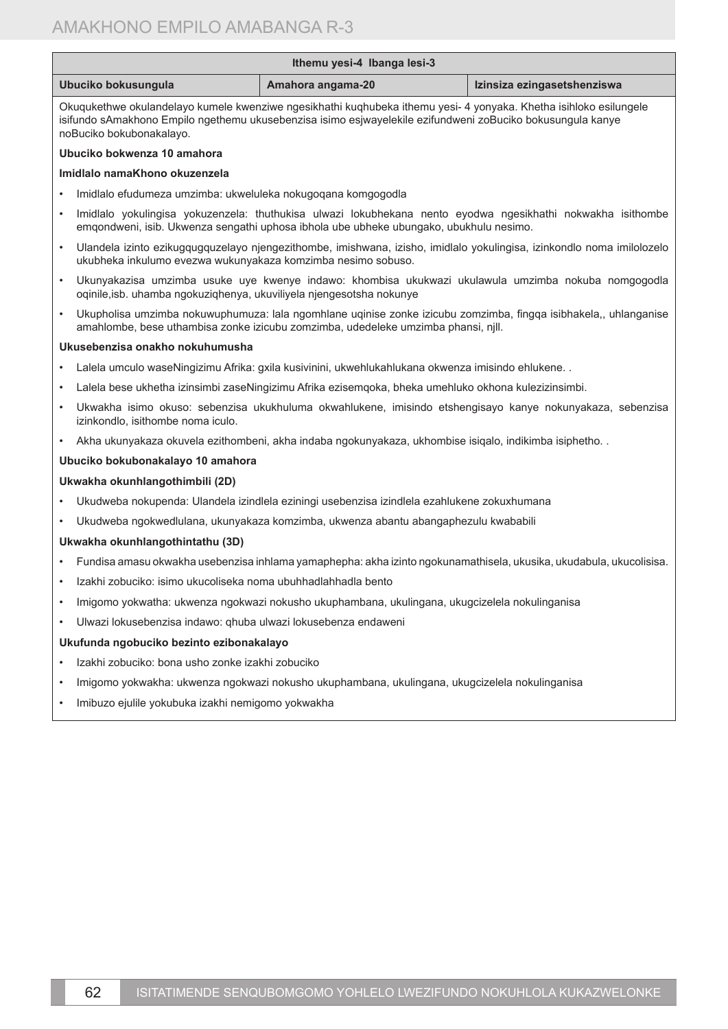| Ithemu yesi-4 Ibanga lesi-3 | | |
|---|---|---|
| **Ubuciko bokusungula** | **Amahora angama-20** | **Izinsiza ezingasetshenziswa** |

Okuqukethwe okulandelayo kumele kwenziwe ngesikhathi kuqhubeka ithemu yesi- 4 yonyaka. Khetha isihloko esilungele isifundo sAmakhono Empilo ngethemu ukusebenzisa isimo esjwayelekile ezifundweni zoBuciko bokusungula kanye noBuciko bokubonakalayo.

**Ubuciko bokwenza 10 amahora**

**Imidlalo namaKhono okuzenzela**

- Imidlalo efudumeza umzimba: ukweluleka nokugoqana komgogodla
- Imidlalo yokulingisa yokuzenzela: thuthukisa ulwazi lokubhekana nento eyodwa ngesikhathi nokwakha isithombe emqondweni, isib. Ukwenza sengathi uphosa ibhola ube ubheke ubungako, ubukhulu nesimo.
- Ulandela izinto ezikugqugquzelayo njengezithombe, imishwana, izisho, imidlalo yokulingisa, izinkondlo noma imilolozelo ukubheka inkulumo evezwa wukunyakaza komzimba nesimo sobuso.
- Ukunyakazisa umzimba usuke uye kwenye indawo: khombisa ukukwazi ukulawula umzimba nokuba nomgogodla oqinile,isb. uhamba ngokuziqhenya, ukuviliyela njengesotsha nokunye
- Ukupholisa umzimba nokuwuphumuza: lala ngomhlane uqinise zonke izicubu zomzimba, fingqa isibhakela,, uhlanganise amahlombe, bese uthambisa zonke izicubu zomzimba, udedeleke umzimba phansi, njll.

**Ukusebenzisa onakho nokuhumusha**

- Lalela umculo waseNingizimu Afrika: gxila kusivinini, ukwehlukahlukana okwenza imisindo ehlukene. .
- Lalela bese ukhetha izinsimbi zaseNingizimu Afrika ezisemqoka, bheka umehluko okhona kulezizinsimbi.
- Ukwakha isimo okuso: sebenzisa ukukhuluma okwahlukene, imisindo etshengisayo kanye nokunyakaza, sebenzisa izinkondlo, isithombe noma iculo.
- Akha ukunyakaza okuvela ezithombeni, akha indaba ngokunyakaza, ukhombise isiqalo, indikimba isiphetho. .

**Ubuciko bokubonakalayo 10 amahora**

**Ukwakha okunhlangothimbili (2D)**

- Ukudweba nokupenda: Ulandela izindlela eziningi usebenzisa izindlela ezahlukene zokuxhumana
- Ukudweba ngokwedlulana, ukunyakaza komzimba, ukwenza abantu abangaphezulu kwababili

**Ukwakha okunhlangothintathu (3D)**

- Fundisa amasu okwakha usebenzisa inhlama yamaphepha: akha izinto ngokunamathisela, ukusika, ukudabula, ukucolisisa.
- Izakhi zobuciko: isimo ukucoliseka noma ubuhhadlahhadla bento
- Imigomo yokwatha: ukwenza ngokwazi nokusho ukuphambana, ukulingana, ukugcizelela nokulinganisa
- Ulwazi lokusebenzisa indawo: qhuba ulwazi lokusebenza endaweni

**Ukufunda ngobuciko bezinto ezibonakalayo**

- Izakhi zobuciko: bona usho zonke izakhi zobuciko
- Imigomo yokwakha: ukwenza ngokwazi nokusho ukuphambana, ukulingana, ukugcizelela nokulinganisa
- Imibuzo ejulile yokubuka izakhi nemigomo yokwakha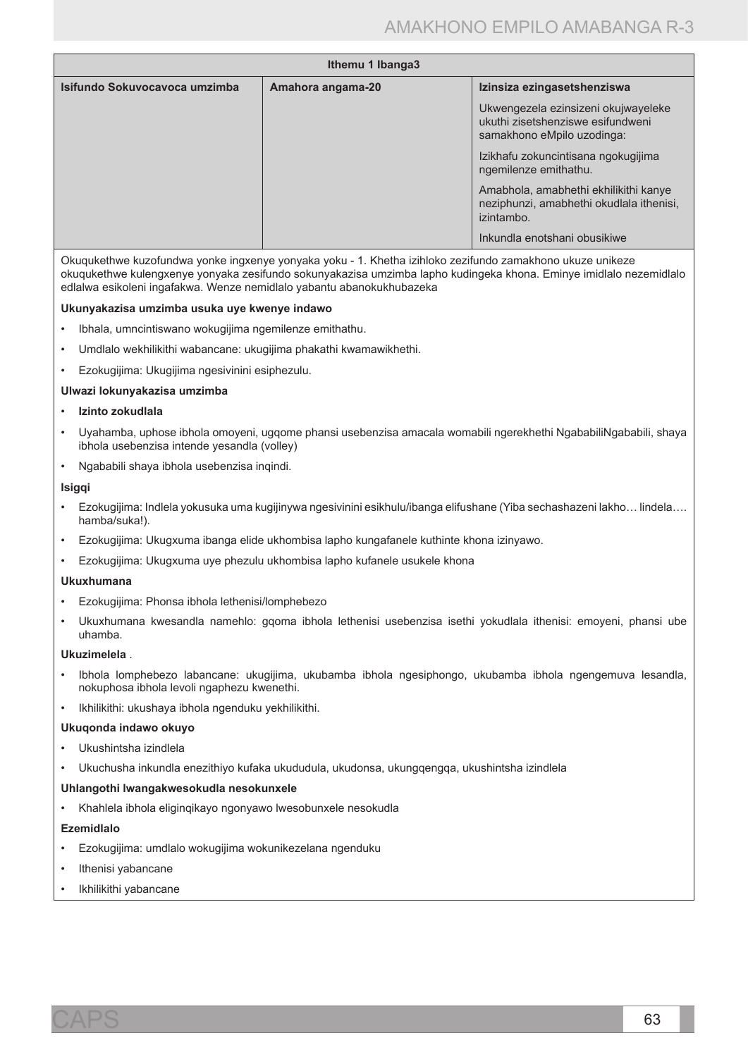| Ithemu 1 Ibanga3 | | |
|---|---|---|
| **Isifundo Sokuvocavoca umzimba** | **Amahora angama-20** | **Izinsiza ezingasetshenziswa** |
| | | Ukwengezela ezinsizeni okujwayeleke ukuthi zisetshenziswe esifundweni samakhono eMpilo uzodinga: |
| | | Izikhafu zokuncintisana ngokugijima ngemilenze emithathu. |
| | | Amabhola, amabhethi ekhilikithi kanye neziphunzi, amabhethi okudlala ithenisi, izintambo. |
| | | Inkundla enotshani obusikiwe |

Okuqukethwe kuzofundwa yonke ingxenye yonyaka yoku - 1. Khetha izihloko zezifundo zamakhono ukuze unikeze okuqukethwe kulengxenye yonyaka zesifundo sokunyakazisa umzimba lapho kudingeka khona. Eminye imidlalo nezemidlalo edlalwa esikoleni ingafakwa. Wenze nemidlalo yabantu abanokukhubazeka

**Ukunyakazisa umzimba usuka uye kwenye indawo**

- Ibhala, umncintiswano wokugijima ngemilenze emithathu.
- Umdlalo wekhilikithi wabancane: ukugijima phakathi kwamawikhethi.
- Ezokugijima: Ukugijima ngesivinini esiphezulu.

**Ulwazi lokunyakazisa umzimba**

- **Izinto zokudlala**
- Uyahamba, uphose ibhola omoyeni, ugqome phansi usebenzisa amacala womabili ngerekhethi NgababiliNgababili, shaya ibhola usebenzisa intende yesandla (volley)
- Ngababili shaya ibhola usebenzisa inqindi.

**Isigqi**

- Ezokugijima: Indlela yokusuka uma kugijinywa ngesivinini esikhulu/ibanga elifushane (Yiba sechashazeni lakho… lindela…. hamba/suka!).
- Ezokugijima: Ukugxuma ibanga elide ukhombisa lapho kungafanele kuthinte khona izinyawo.
- Ezokugijima: Ukugxuma uye phezulu ukhombisa lapho kufanele usukele khona

**Ukuxhumana**

- Ezokugijima: Phonsa ibhola lethenisi/lomphebezo
- Ukuxhumana kwesandla namehlo: gqoma ibhola lethenisi usebenzisa isethi yokudlala ithenisi: emoyeni, phansi ube uhamba.

**Ukuzimelela** .

- Ibhola lomphebezo labancane: ukugijima, ukubamba ibhola ngesiphongo, ukubamba ibhola ngengemuva lesandla, nokuphosa ibhola levoli ngaphezu kwenethi.
- Ikhilikithi: ukushaya ibhola ngenduku yekhilikithi.

**Ukuqonda indawo okuyo**

- Ukushintsha izindlela
- Ukuchusha inkundla enezithiyo kufaka ukududula, ukudonsa, ukungqengqa, ukushintsha izindlela

**Uhlangothi lwangakwesokudla nesokunxele**

- Khahlela ibhola eliginqikayo ngonyawo lwesobunxele nesokudla

**Ezemidlalo**

- Ezokugijima: umdlalo wokugijima wokunikezelana ngenduku
- Ithenisi yabancane
- Ikhilikithi yabancane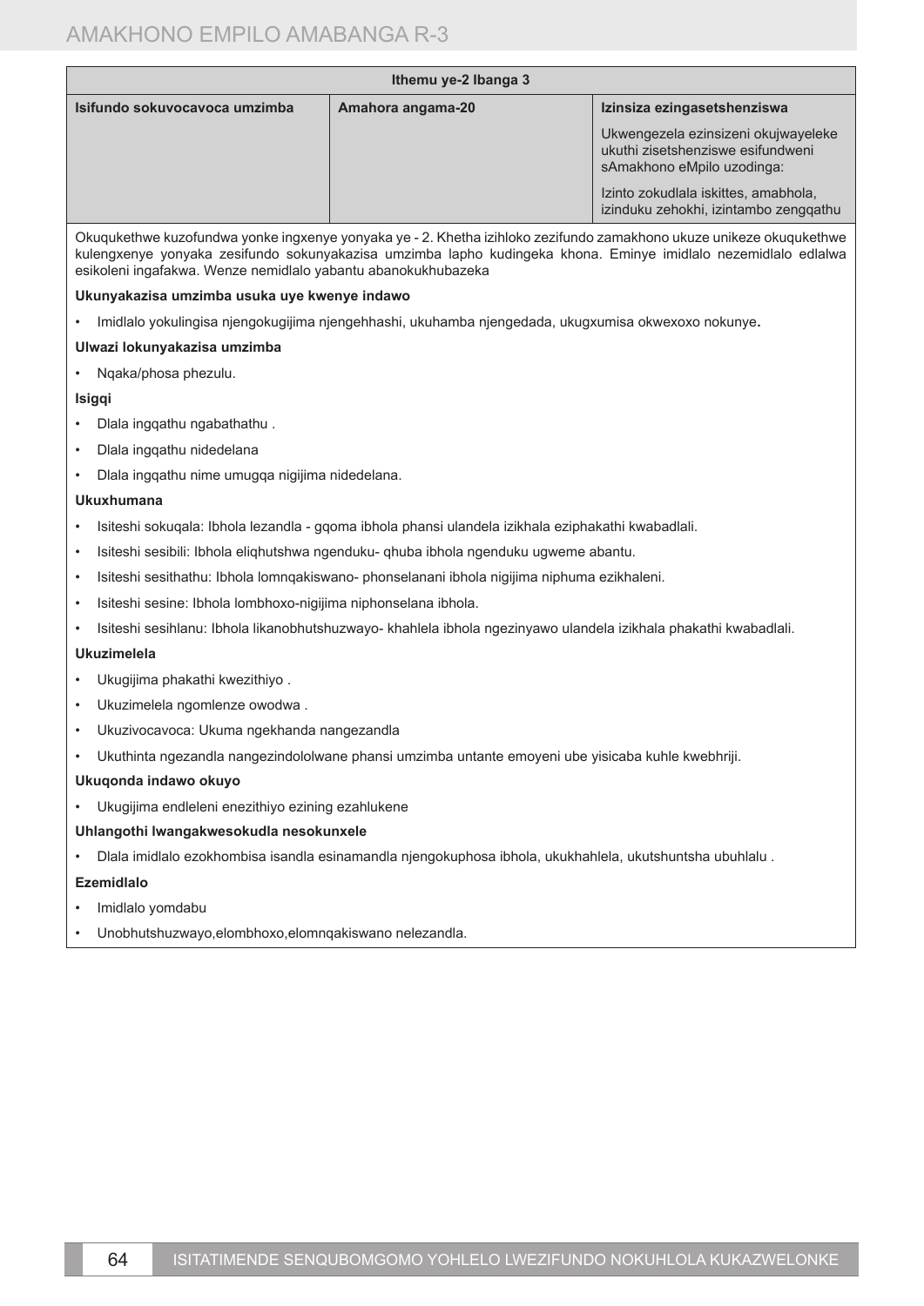| Ithemu ye-2 Ibanga 3 | | |
|---|---|---|
| **Isifundo sokuvocavoca umzimba** | **Amahora angama-20** | **Izinsiza ezingasetshenziswa**<br><br>Ukwengezela ezinsizeni okujwayeleke ukuthi zisetshenziswe esifundweni sAmakhono eMpilo uzodinga:<br><br>Izinto zokudlala iskittes, amabhola, izinduku zehokhi, izintambo zengqathu |

Okuqukethwe kuzofundwa yonke ingxenye yonyaka ye - 2. Khetha izihloko zezifundo zamakhono ukuze unikeze okuqukethwe kulengxenye yonyaka zesifundo sokunyakazisa umzimba lapho kudingeka khona. Eminye imidlalo nezemidlalo edlalwa esikoleni ingafakwa. Wenze nemidlalo yabantu abanokukhubazeka

**Ukunyakazisa umzimba usuka uye kwenye indawo**

- Imidlalo yokulingisa njengokugijima njengehhashi, ukuhamba njengedada, ukugxumisa okwexoxo nokunye**.**

**Ulwazi lokunyakazisa umzimba**

- Nqaka/phosa phezulu.

**Isigqi**

- Dlala ingqathu ngabathathu .
- Dlala ingqathu nidedelana
- Dlala ingqathu nime umugqa nigijima nidedelana.

**Ukuxhumana**

- Isiteshi sokuqala: Ibhola lezandla - gqoma ibhola phansi ulandela izikhala eziphakathi kwabadlali.
- Isiteshi sesibili: Ibhola eliqhutshwa ngenduku- qhuba ibhola ngenduku ugweme abantu.
- Isiteshi sesithathu: Ibhola lomnqakiswano- phonselanani ibhola nigijima niphuma ezikhaleni.
- Isiteshi sesine: Ibhola lombhoxo-nigijima niphonselana ibhola.
- Isiteshi sesihlanu: Ibhola likanobhutshuzwayo- khahlela ibhola ngezinyawo ulandela izikhala phakathi kwabadlali.

**Ukuzimelela**

- Ukugijima phakathi kwezithiyo .
- Ukuzimelela ngomlenze owodwa .
- Ukuzivocavoca: Ukuma ngekhanda nangezandla
- Ukuthinta ngezandla nangezindololwane phansi umzimba untante emoyeni ube yisicaba kuhle kwebhriji.

**Ukuqonda indawo okuyo**

- Ukugijima endleleni enezithiyo ezining ezahlukene

**Uhlangothi lwangakwesokudla nesokunxele**

- Dlala imidlalo ezokhombisa isandla esinamandla njengokuphosa ibhola, ukukhahlela, ukutshuntsha ubuhlalu .

**Ezemidlalo**

- Imidlalo yomdabu
- Unobhutshuzwayo,elombhoxo,elomnqakiswano nelezandla.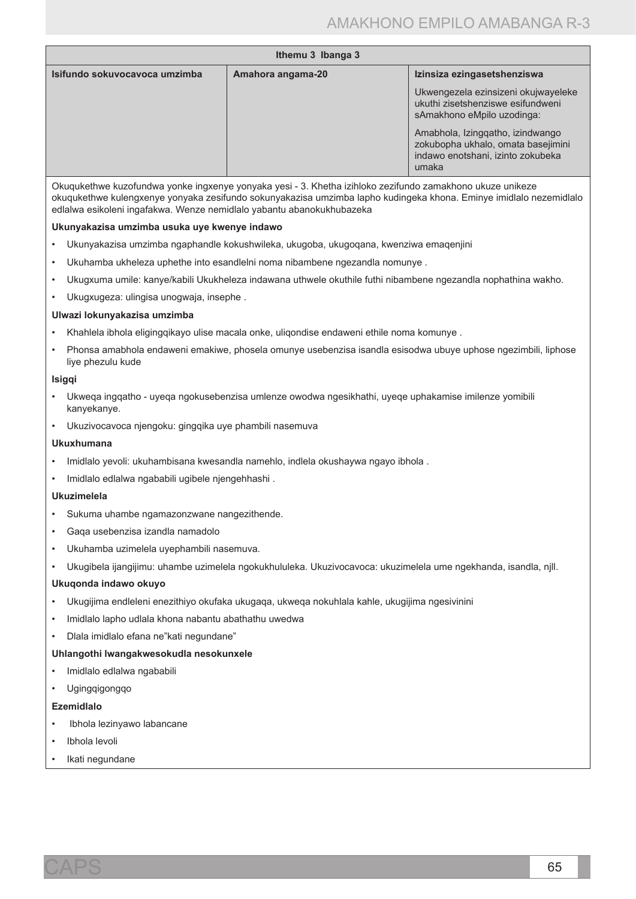| Ithemu 3 Ibanga 3 | | |
|---|---|---|
| **Isifundo sokuvocavoca umzimba** | **Amahora angama-20** | **Izinsiza ezingasetshenziswa**<br><br>Ukwengezela ezinsizeni okujwayeleke ukuthi zisetshenziswe esifundweni sAmakhono eMpilo uzodinga:<br><br>Amabhola, Izingqatho, izindwango zokubopha ukhalo, omata basejimini indawo enotshani, izinto zokubeka umaka |

Okuqukethwe kuzofundwa yonke ingxenye yonyaka yesi - 3. Khetha izihloko zezifundo zamakhono ukuze unikeze okuqukethwe kulengxenye yonyaka zesifundo sokunyakazisa umzimba lapho kudingeka khona. Eminye imidlalo nezemidlalo edlalwa esikoleni ingafakwa. Wenze nemidlalo yabantu abanokukhubazeka

**Ukunyakazisa umzimba usuka uye kwenye indawo**

- Ukunyakazisa umzimba ngaphandle kokushwileka, ukugoba, ukugoqana, kwenziwa emaqenjini
- Ukuhamba ukheleza uphethe into esandlelni noma nibambene ngezandla nomunye .
- Ukugxuma umile: kanye/kabili Ukukheleza indawana uthwele okuthile futhi nibambene ngezandla nophathina wakho.
- Ukugxugeza: ulingisa unogwaja, insephe .

**Ulwazi lokunyakazisa umzimba**

- Khahlela ibhola eligingqikayo ulise macala onke, uliqondise endaweni ethile noma komunye .
- Phonsa amabhola endaweni emakiwe, phosela omunye usebenzisa isandla esisodwa ubuye uphose ngezimbili, liphose liye phezulu kude

**Isigqi**

- Ukweqa ingqatho - uyeqa ngokusebenzisa umlenze owodwa ngesikhathi, uyeqe uphakamise imilenze yomibili kanyekanye.
- Ukuzivocavoca njengoku: gingqika uye phambili nasemuva

**Ukuxhumana**

- Imidlalo yevoli: ukuhambisana kwesandla namehlo, indlela okushaywa ngayo ibhola .
- Imidlalo edlalwa ngababili ugibele njengehhashi .

**Ukuzimelela**

- Sukuma uhambe ngamazonzwane nangezithende.
- Gaqa usebenzisa izandla namadolo
- Ukuhamba uzimelela uyephambili nasemuva.
- Ukugibela ijangijimu: uhambe uzimelela ngokukhululeka. Ukuzivocavoca: ukuzimelela ume ngekhanda, isandla, njll.

**Ukuqonda indawo okuyo**

- Ukugijima endleleni enezithiyo okufaka ukugaqa, ukweqa nokuhlala kahle, ukugijima ngesivinini
- Imidlalo lapho udlala khona nabantu abathathu uwedwa
- Dlala imidlalo efana ne"kati negundane"

**Uhlangothi lwangakwesokudla nesokunxele**

- Imidlalo edlalwa ngababili
- Ugingqigongqo

**Ezemidlalo**

- Ibhola lezinyawo labancane
- Ibhola levoli
- Ikati negundane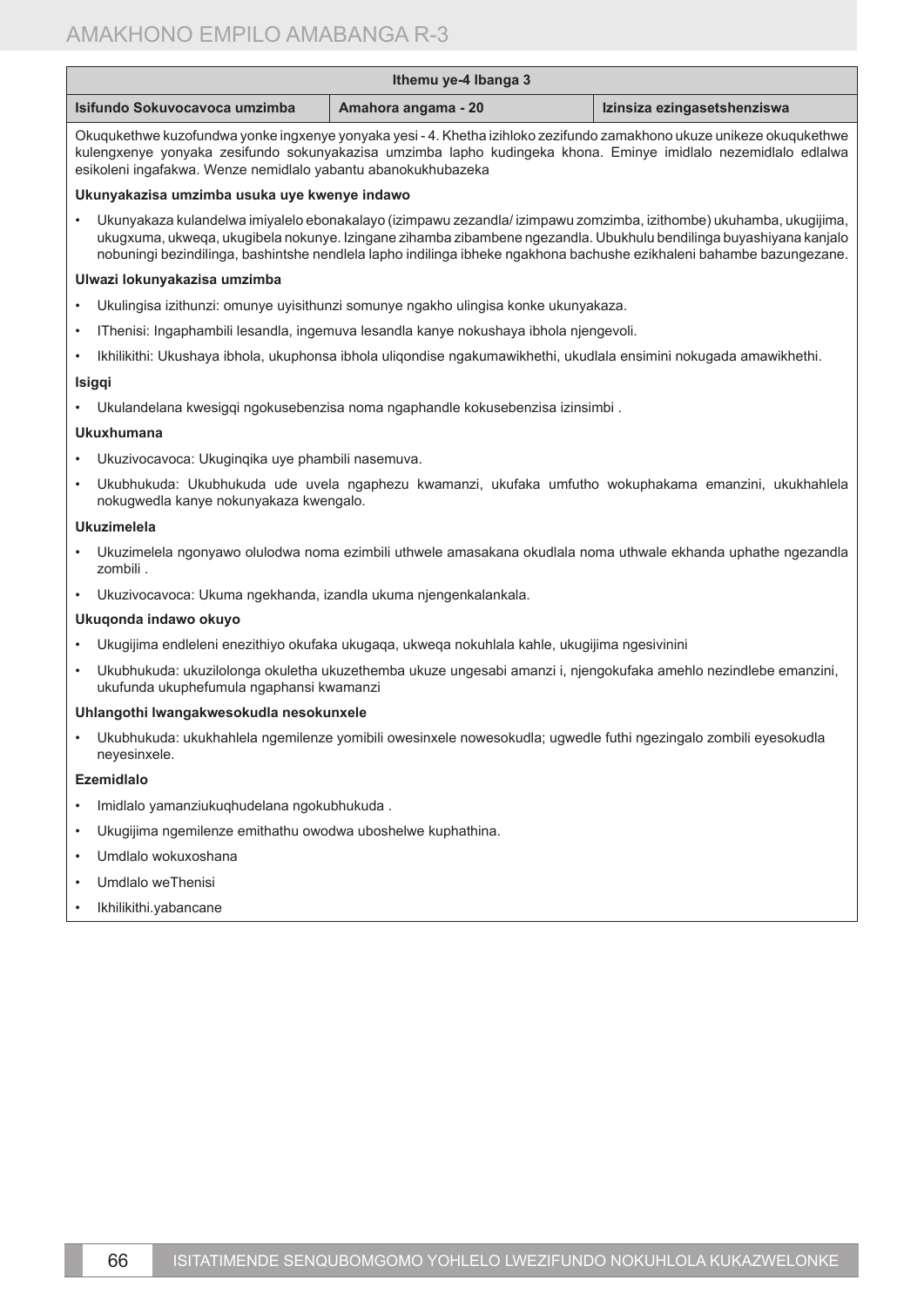| Ithemu ye-4 Ibanga 3 | | |
|---|---|---|
| **Isifundo Sokuvocavoca umzimba** | **Amahora angama - 20** | **Izinsiza ezingasetshenziswa** |

Okuqukethwe kuzofundwa yonke ingxenye yonyaka yesi - 4. Khetha izihloko zezifundo zamakhono ukuze unikeze okuqukethwe kulengxenye yonyaka zesifundo sokunyakazisa umzimba lapho kudingeka khona. Eminye imidlalo nezemidlalo edlalwa esikoleni ingafakwa. Wenze nemidlalo yabantu abanokukhubazeka

**Ukunyakazisa umzimba usuka uye kwenye indawo**

- Ukunyakaza kulandelwa imiyalelo ebonakalayo (izimpawu zezandla/ izimpawu zomzimba, izithombe) ukuhamba, ukugijima, ukugxuma, ukweqa, ukugibela nokunye. Izingane zihamba zibambene ngezandla. Ubukhulu bendilinga buyashiyana kanjalo nobuningi bezindilinga, bashintshe nendlela lapho indilinga ibheke ngakhona bachushe ezikhaleni bahambe bazungezane.

**Ulwazi lokunyakazisa umzimba**

- Ukulingisa izithunzi: omunye uyisithunzi somunye ngakho ulingisa konke ukunyakaza.
- IThenisi: Ingaphambili lesandla, ingemuva lesandla kanye nokushaya ibhola njengevoli.
- Ikhilikithi: Ukushaya ibhola, ukuphonsa ibhola uliqondise ngakumawikhethi, ukudlala ensimini nokugada amawikhethi.

**Isigqi**

- Ukulandelana kwesigqi ngokusebenzisa noma ngaphandle kokusebenzisa izinsimbi .

**Ukuxhumana**

- Ukuzivocavoca: Ukuginqika uye phambili nasemuva.
- Ukubhukuda: Ukubhukuda ude uvela ngaphezu kwamanzi, ukufaka umfutho wokuphakama emanzini, ukukhahlela nokugwedla kanye nokunyakaza kwengalo.

**Ukuzimelela**

- Ukuzimelela ngonyawo olulodwa noma ezimbili uthwele amasakana okudlala noma uthwale ekhanda uphathe ngezandla zombili .
- Ukuzivocavoca: Ukuma ngekhanda, izandla ukuma njengenkalankala.

**Ukuqonda indawo okuyo**

- Ukugijima endleleni enezithiyo okufaka ukugaqa, ukweqa nokuhlala kahle, ukugijima ngesivinini
- Ukubhukuda: ukuzilolonga okuletha ukuzethemba ukuze ungesabi amanzi i, njengokufaka amehlo nezindlebe emanzini, ukufunda ukuphefumula ngaphansi kwamanzi

**Uhlangothi lwangakwesokudla nesokunxele**

- Ukubhukuda: ukukhahlela ngemilenze yomibili owesinxele nowesokudla; ugwedle futhi ngezingalo zombili eyesokudla neyesinxele.

**Ezemidlalo**

- Imidlalo yamanziukuqhudelana ngokubhukuda .
- Ukugijima ngemilenze emithathu owodwa uboshelwe kuphathina.
- Umdlalo wokuxoshana
- Umdlalo weThenisi
- Ikhilikithi.yabancane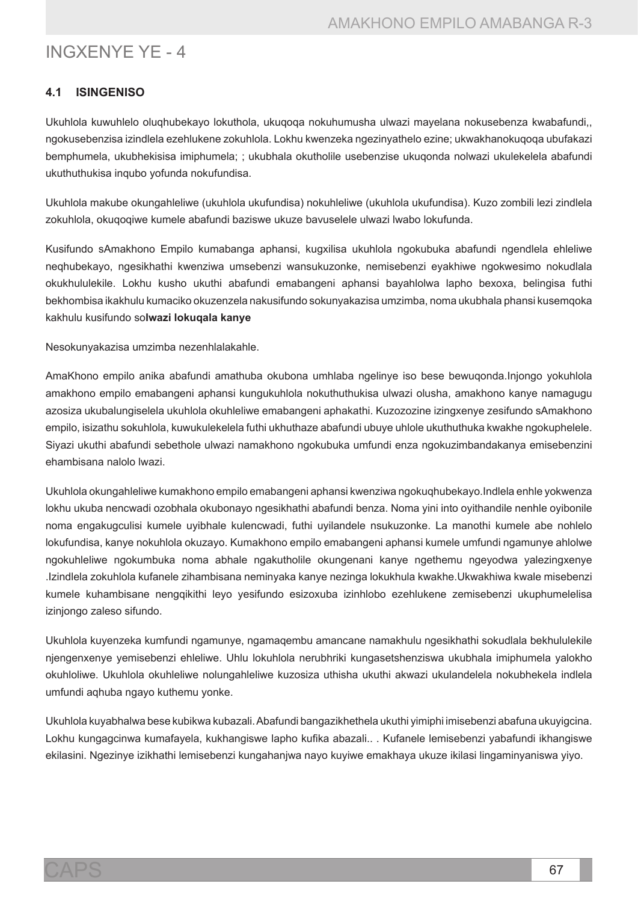# INGXENYE YE - 4

### 4.1 ISINGENISO

Ukuhlola kuwuhlelo oluqhubekayo lokuthola, ukuqoqa nokuhumusha ulwazi mayelana nokusebenza kwabafundi,, ngokusebenzisa izindlela ezehlukene zokuhlola. Lokhu kwenzeka ngezinyathelo ezine; ukwakhanokuqoqa ubufakazi bemphumela, ukubhekisisa imiphumela; ; ukubhala okutholile usebenzise ukuqonda nolwazi ukulekelela abafundi ukuthuthukisa inqubo yofunda nokufundisa.

Ukuhlola makube okungahleliwe (ukuhlola ukufundisa) nokuhleliwe (ukuhlola ukufundisa). Kuzo zombili lezi zindlela zokuhlola, okuqoqiwe kumele abafundi baziswe ukuze bavuselele ulwazi lwabo lokufunda.

Kusifundo sAmakhono Empilo kumabanga aphansi, kugxilisa ukuhlola ngokubuka abafundi ngendlela ehleliwe neqhubekayo, ngesikhathi kwenziwa umsebenzi wansukuzonke, nemisebenzi eyakhiwe ngokwesimo nokudlala okukhululekile. Lokhu kusho ukuthi abafundi emabangeni aphansi bayahlolwa lapho bexoxa, belingisa futhi bekhombisa ikakhulu kumaciko okuzenzela nakusifundo sokunyakazisa umzimba, noma ukubhala phansi kusemqoka kakhulu kusifundo so**lwazi lokuqala kanye**

Nesokunyakazisa umzimba nezenhlalakahle.

AmaKhono empilo anika abafundi amathuba okubona umhlaba ngelinye iso bese bewuqonda.Injongo yokuhlola amakhono empilo emabangeni aphansi kungukuhlola nokuthuthukisa ulwazi olusha, amakhono kanye namagugu azosiza ukubalungiselela ukuhlola okuhleliwe emabangeni aphakathi. Kuzozozine izingxenye zesifundo sAmakhono empilo, isizathu sokuhlola, kuwukulekelela futhi ukhuthaze abafundi ubuye uhlole ukuthuthuka kwakhe ngokuphelele. Siyazi ukuthi abafundi sebethole ulwazi namakhono ngokubuka umfundi enza ngokuzimbandakanya emisebenzini ehambisana nalolo lwazi.

Ukuhlola okungahleliwe kumakhono empilo emabangeni aphansi kwenziwa ngokuqhubekayo.Indlela enhle yokwenza lokhu ukuba nencwadi ozobhala okubonayo ngesikhathi abafundi benza. Noma yini into oyithandile nenhle oyibonile noma engakugculisi kumele uyibhale kulencwadi, futhi uyilandele nsukuzonke. La manothi kumele abe nohlelo lokufundisa, kanye nokuhlola okuzayo. Kumakhono empilo emabangeni aphansi kumele umfundi ngamunye ahlolwe ngokuhleliwe ngokumbuka noma abhale ngakutholile okungenani kanye ngethemu ngeyodwa yalezingxenye .Izindlela zokuhlola kufanele zihambisana neminyaka kanye nezinga lokukhula kwakhe.Ukwakhiwa kwale misebenzi kumele kuhambisane nengqikithi leyo yesifundo esizoxuba izinhlobo ezehlukene zemisebenzi ukuphumelelisa izinjongo zaleso sifundo.

Ukuhlola kuyenzeka kumfundi ngamunye, ngamaqembu amancane namakhulu ngesikhathi sokudlala bekhululekile njengenxenye yemisebenzi ehleliwe. Uhlu lokuhlola nerubhriki kungasetshenziswa ukubhala imiphumela yalokho okuhloliwe. Ukuhlola okuhleliwe nolungahleliwe kuzosiza uthisha ukuthi akwazi ukulandelela nokubhekela indlela umfundi aqhuba ngayo kuthemu yonke.

Ukuhlola kuyabhalwa bese kubikwa kubazali. Abafundi bangazikhethela ukuthi yimiphi imisebenzi abafuna ukuyigcina. Lokhu kungagcinwa kumafayela, kukhangiswe lapho kufika abazali.. . Kufanele lemisebenzi yabafundi ikhangiswe ekilasini. Ngezinye izikhathi lemisebenzi kungahanjwa nayo kuyiwe emakhaya ukuze ikilasi lingaminyaniswa yiyo.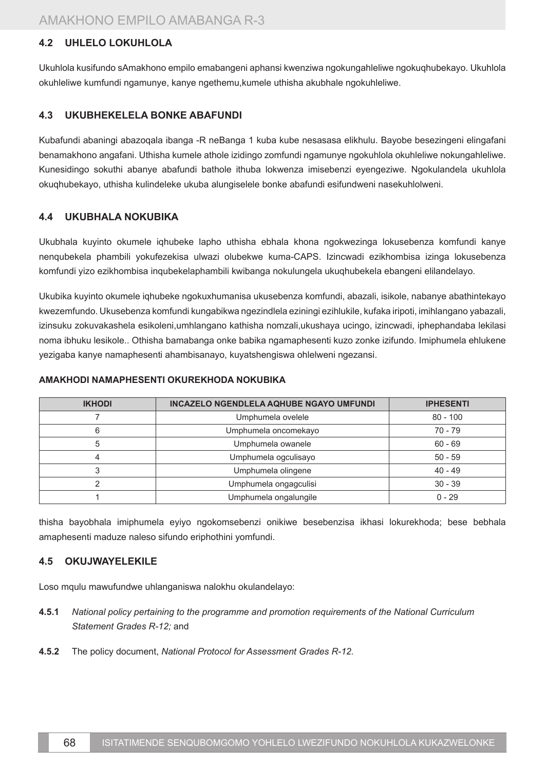## 4.2 UHLELO LOKUHLOLA

Ukuhlola kusifundo sAmakhono empilo emabangeni aphansi kwenziwa ngokungahleliwe ngokuqhubekayo. Ukuhlola okuhleliwe kumfundi ngamunye, kanye ngethemu,kumele uthisha akubhale ngokuhleliwe.

## 4.3 UKUBHEKELELA BONKE ABAFUNDI

Kubafundi abaningi abazoqala ibanga -R neBanga 1 kuba kube nesasasa elikhulu. Bayobe besezingeni elingafani benamakhono angafani. Uthisha kumele athole izidingo zomfundi ngamunye ngokuhlola okuhleliwe nokungahleliwe. Kunesidingo sokuthi abanye abafundi bathole ithuba lokwenza imisebenzi eyengeziwe. Ngokulandela ukuhlola okuqhubekayo, uthisha kulindeleke ukuba alungiselele bonke abafundi esifundweni nasekuhlolweni.

## 4.4 UKUBHALA NOKUBIKA

Ukubhala kuyinto okumele iqhubeke lapho uthisha ebhala khona ngokwezinga lokusebenza komfundi kanye nenqubekela phambili yokufezekisa ulwazi olubekwe kuma-CAPS. Izincwadi ezikhombisa izinga lokusebenza komfundi yizo ezikhombisa inqubekelaphambili kwibanga nokulungela ukuqhubekela ebangeni elilandelayo.

Ukubika kuyinto okumele iqhubeke ngokuxhumanisa ukusebenza komfundi, abazali, isikole, nabanye abathintekayo kwezemfundo. Ukusebenza komfundi kungabikwa ngezindlela eziningi ezihlukile, kufaka iripoti, imihlangano yabazali, izinsuku zokuvakashela esikoleni,umhlangano kathisha nomzali,ukushaya ucingo, izincwadi, iphephandaba lekilasi noma ibhuku lesikole.. Othisha bamabanga onke babika ngamaphesenti kuzo zonke izifundo. Imiphumela ehlukene yezigaba kanye namaphesenti ahambisanayo, kuyatshengiswa ohlelweni ngezansi.

**AMAKHODI NAMAPHESENTI OKUREKHODA NOKUBIKA**

| IKHODI | INCAZELO NGENDLELA AQHUBE NGAYO UMFUNDI | IPHESENTI |
|---|---|---|
| 7 | Umphumela ovelele | 80 - 100 |
| 6 | Umphumela oncomekayo | 70 - 79 |
| 5 | Umphumela owanele | 60 - 69 |
| 4 | Umphumela ogculisayo | 50 - 59 |
| 3 | Umphumela olingene | 40 - 49 |
| 2 | Umphumela ongagculisi | 30 - 39 |
| 1 | Umphumela ongalungile | 0 - 29 |

thisha bayobhala imiphumela eyiyo ngokomsebenzi onikiwe besebenzisa ikhasi lokurekhoda; bese bebhala amaphesenti maduze naleso sifundo eriphothini yomfundi.

## 4.5 OKUJWAYELEKILE

Loso mqulu mawufundwe uhlanganiswa nalokhu okulandelayo:

**4.5.1** *National policy pertaining to the programme and promotion requirements of the National Curriculum Statement Grades R-12;* and

**4.5.2** The policy document, *National Protocol for Assessment Grades R-12.*